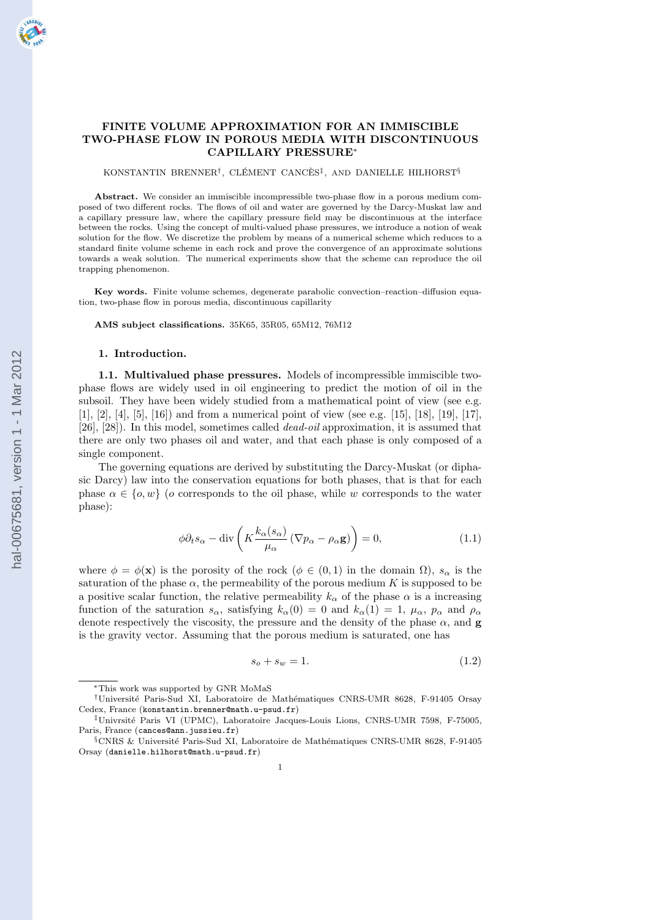# FINITE VOLUME APPROXIMATION FOR AN IMMISCIBLE TWO-PHASE FLOW IN POROUS MEDIA WITH DISCONTINUOUS CAPILLARY PRESSURE*

KONSTANTIN BRENNER†, CLÉMENT CANCÈS‡, AND DANIELLE HILHORST§

**Abstract.** We consider an immiscible incompressible two-phase flow in a porous medium composed of two different rocks. The flows of oil and water are governed by the Darcy-Muskat law and a capillary pressure law, where the capillary pressure field may be discontinuous at the interface between the rocks. Using the concept of multi-valued phase pressures, we introduce a notion of weak solution for the flow. We discretize the problem by means of a numerical scheme which reduces to a standard finite volume scheme in each rock and prove the convergence of an approximate solutions towards a weak solution. The numerical experiments show that the scheme can reproduce the oil trapping phenomenon.

**Key words.** Finite volume schemes, degenerate parabolic convection–reaction–diffusion equation, two-phase flow in porous media, discontinuous capillarity

**AMS subject classifications.** 35K65, 35R05, 65M12, 76M12

## 1. Introduction.

### 1.1. Multivalued phase pressures.

Models of incompressible immiscible two-phase flows are widely used in oil engineering to predict the motion of oil in the subsoil. They have been widely studied from a mathematical point of view (see e.g. [1], [2], [4], [5], [16]) and from a numerical point of view (see e.g. [15], [18], [19], [17], [26], [28]). In this model, sometimes called *dead-oil* approximation, it is assumed that there are only two phases oil and water, and that each phase is only composed of a single component.

The governing equations are derived by substituting the Darcy-Muskat (or diphasic Darcy) law into the conservation equations for both phases, that is that for each phase $\alpha \in \{o, w\}$ ($o$ corresponds to the oil phase, while $w$ corresponds to the water phase):

$$\phi \partial_t s_\alpha - \operatorname{div}\left( K \frac{k_\alpha(s_\alpha)}{\mu_\alpha} \left( \nabla p_\alpha - \rho_\alpha \mathbf{g} \right) \right) = 0, \tag{1.1}$$

where $\phi = \phi(\mathbf{x})$ is the porosity of the rock ($\phi \in (0, 1)$ in the domain $\Omega$), $s_\alpha$ is the saturation of the phase $\alpha$, the permeability of the porous medium $K$ is supposed to be a positive scalar function, the relative permeability $k_\alpha$ of the phase $\alpha$ is a increasing function of the saturation $s_\alpha$, satisfying $k_\alpha(0) = 0$ and $k_\alpha(1) = 1$, $\mu_\alpha$, $p_\alpha$ and $\rho_\alpha$ denote respectively the viscosity, the pressure and the density of the phase $\alpha$, and $\mathbf{g}$ is the gravity vector. Assuming that the porous medium is saturated, one has

$$s_o + s_w = 1. \tag{1.2}$$

---

*This work was supported by GNR MoMaS

†Université Paris-Sud XI, Laboratoire de Mathématiques CNRS-UMR 8628, F-91405 Orsay Cedex, France (konstantin.brenner@math.u-psud.fr)

‡Univrsité Paris VI (UPMC), Laboratoire Jacques-Louis Lions, CNRS-UMR 7598, F-75005, Paris, France (cances@ann.jussieu.fr)

§CNRS & Université Paris-Sud XI, Laboratoire de Mathématiques CNRS-UMR 8628, F-91405 Orsay (danielle.hilhorst@math.u-psud.fr)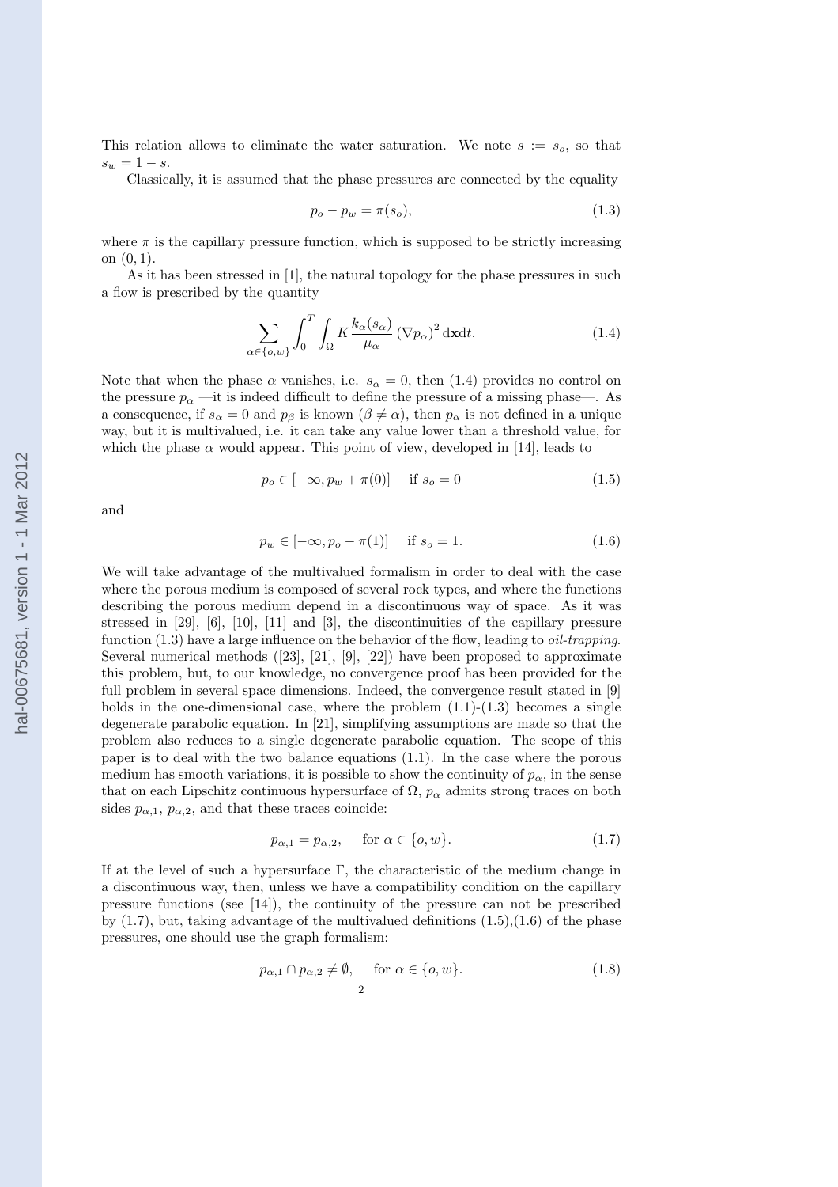This relation allows to eliminate the water saturation. We note $s := s_o$, so that $s_w = 1 - s$.

Classically, it is assumed that the phase pressures are connected by the equality

$$p_o - p_w = \pi(s_o), \tag{1.3}$$

where $\pi$ is the capillary pressure function, which is supposed to be strictly increasing on $(0, 1)$.

As it has been stressed in [1], the natural topology for the phase pressures in such a flow is prescribed by the quantity

$$\sum_{\alpha \in \{o,w\}} \int_0^T \int_\Omega K \frac{k_\alpha(s_\alpha)}{\mu_\alpha} (\nabla p_\alpha)^2 \,\mathrm{d}\mathbf{x}\mathrm{d}t. \tag{1.4}$$

Note that when the phase $\alpha$ vanishes, i.e. $s_\alpha = 0$, then (1.4) provides no control on the pressure $p_\alpha$ —it is indeed difficult to define the pressure of a missing phase—. As a consequence, if $s_\alpha = 0$ and $p_\beta$ is known ($\beta \neq \alpha$), then $p_\alpha$ is not defined in a unique way, but it is multivalued, i.e. it can take any value lower than a threshold value, for which the phase $\alpha$ would appear. This point of view, developed in [14], leads to

$$p_o \in [-\infty, p_w + \pi(0)] \quad \text{if } s_o = 0 \tag{1.5}$$

and

$$p_w \in [-\infty, p_o - \pi(1)] \quad \text{if } s_o = 1. \tag{1.6}$$

We will take advantage of the multivalued formalism in order to deal with the case where the porous medium is composed of several rock types, and where the functions describing the porous medium depend in a discontinuous way of space. As it was stressed in [29], [6], [10], [11] and [3], the discontinuities of the capillary pressure function (1.3) have a large influence on the behavior of the flow, leading to *oil-trapping*. Several numerical methods ([23], [21], [9], [22]) have been proposed to approximate this problem, but, to our knowledge, no convergence proof has been provided for the full problem in several space dimensions. Indeed, the convergence result stated in [9] holds in the one-dimensional case, where the problem (1.1)-(1.3) becomes a single degenerate parabolic equation. In [21], simplifying assumptions are made so that the problem also reduces to a single degenerate parabolic equation. The scope of this paper is to deal with the two balance equations (1.1). In the case where the porous medium has smooth variations, it is possible to show the continuity of $p_\alpha$, in the sense that on each Lipschitz continuous hypersurface of $\Omega$, $p_\alpha$ admits strong traces on both sides $p_{\alpha,1}$, $p_{\alpha,2}$, and that these traces coincide:

$$p_{\alpha,1} = p_{\alpha,2}, \quad \text{for } \alpha \in \{o, w\}. \tag{1.7}$$

If at the level of such a hypersurface $\Gamma$, the characteristic of the medium change in a discontinuous way, then, unless we have a compatibility condition on the capillary pressure functions (see [14]), the continuity of the pressure can not be prescribed by (1.7), but, taking advantage of the multivalued definitions (1.5),(1.6) of the phase pressures, one should use the graph formalism:

$$p_{\alpha,1} \cap p_{\alpha,2} \neq \emptyset, \quad \text{for } \alpha \in \{o, w\}. \tag{1.8}$$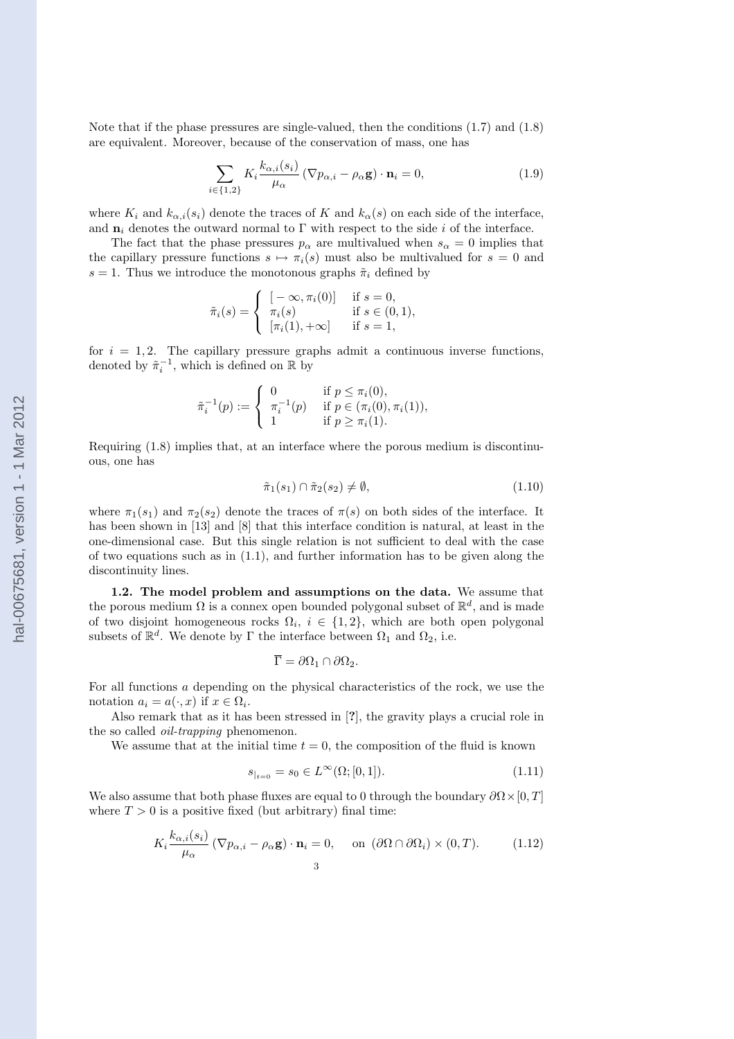Note that if the phase pressures are single-valued, then the conditions (1.7) and (1.8) are equivalent. Moreover, because of the conservation of mass, one has

$$\sum_{i\in\{1,2\}} K_i \frac{k_{\alpha,i}(s_i)}{\mu_\alpha} \left(\nabla p_{\alpha,i} - \rho_\alpha \mathbf{g}\right)\cdot \mathbf{n}_i = 0, \tag{1.9}$$

where $K_i$ and $k_{\alpha,i}(s_i)$ denote the traces of $K$ and $k_\alpha(s)$ on each side of the interface, and $\mathbf{n}_i$ denotes the outward normal to $\Gamma$ with respect to the side $i$ of the interface.

The fact that the phase pressures $p_\alpha$ are multivalued when $s_\alpha = 0$ implies that the capillary pressure functions $s \mapsto \pi_i(s)$ must also be multivalued for $s = 0$ and $s = 1$. Thus we introduce the monotonous graphs $\tilde\pi_i$ defined by

$$\tilde\pi_i(s) = \begin{cases} [-\infty, \pi_i(0)] & \text{if } s = 0,\\ \pi_i(s) & \text{if } s \in (0,1),\\ [\pi_i(1), +\infty] & \text{if } s = 1,\end{cases}$$

for $i = 1, 2$. The capillary pressure graphs admit a continuous inverse functions, denoted by $\tilde\pi_i^{-1}$, which is defined on $\mathbb{R}$ by

$$\tilde\pi_i^{-1}(p) := \begin{cases} 0 & \text{if } p \le \pi_i(0),\\ \pi_i^{-1}(p) & \text{if } p \in (\pi_i(0), \pi_i(1)),\\ 1 & \text{if } p \ge \pi_i(1).\end{cases}$$

Requiring (1.8) implies that, at an interface where the porous medium is discontinuous, one has

$$\tilde\pi_1(s_1) \cap \tilde\pi_2(s_2) \neq \emptyset, \tag{1.10}$$

where $\pi_1(s_1)$ and $\pi_2(s_2)$ denote the traces of $\pi(s)$ on both sides of the interface. It has been shown in [13] and [8] that this interface condition is natural, at least in the one-dimensional case. But this single relation is not sufficient to deal with the case of two equations such as in (1.1), and further information has to be given along the discontinuity lines.

**1.2. The model problem and assumptions on the data.** We assume that the porous medium $\Omega$ is a connex open bounded polygonal subset of $\mathbb{R}^d$, and is made of two disjoint homogeneous rocks $\Omega_i$, $i \in \{1, 2\}$, which are both open polygonal subsets of $\mathbb{R}^d$. We denote by $\Gamma$ the interface between $\Omega_1$ and $\Omega_2$, i.e.

$$\overline{\Gamma} = \partial\Omega_1 \cap \partial\Omega_2.$$

For all functions $a$ depending on the physical characteristics of the rock, we use the notation $a_i = a(\cdot, x)$ if $x \in \Omega_i$.

Also remark that as it has been stressed in [**?**], the gravity plays a crucial role in the so called *oil-trapping* phenomenon.

We assume that at the initial time $t = 0$, the composition of the fluid is known

$$s_{|_{t=0}} = s_0 \in L^\infty(\Omega; [0,1]). \tag{1.11}$$

We also assume that both phase fluxes are equal to 0 through the boundary $\partial\Omega \times [0, T]$ where $T > 0$ is a positive fixed (but arbitrary) final time:

$$K_i \frac{k_{\alpha,i}(s_i)}{\mu_\alpha} \left(\nabla p_{\alpha,i} - \rho_\alpha \mathbf{g}\right)\cdot \mathbf{n}_i = 0, \quad \text{on } (\partial\Omega \cap \partial\Omega_i) \times (0, T). \tag{1.12}$$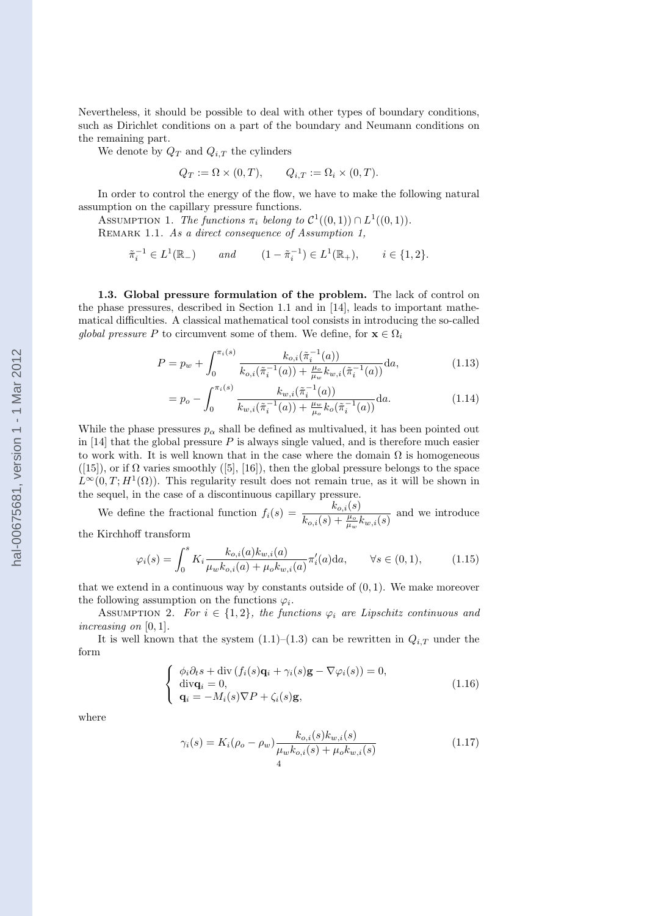Nevertheless, it should be possible to deal with other types of boundary conditions, such as Dirichlet conditions on a part of the boundary and Neumann conditions on the remaining part.

We denote by $Q_T$ and $Q_{i,T}$ the cylinders

$$Q_T := \Omega \times (0,T), \qquad Q_{i,T} := \Omega_i \times (0,T).$$

In order to control the energy of the flow, we have to make the following natural assumption on the capillary pressure functions.

ASSUMPTION 1. *The functions $\pi_i$ belong to $\mathcal{C}^1((0,1)) \cap L^1((0,1))$.*

REMARK 1.1. *As a direct consequence of Assumption 1,*

$$\tilde{\pi}_i^{-1} \in L^1(\mathbb{R}_-) \qquad \textit{and} \qquad (1 - \tilde{\pi}_i^{-1}) \in L^1(\mathbb{R}_+), \qquad i \in \{1,2\}.$$

**1.3. Global pressure formulation of the problem.** The lack of control on the phase pressures, described in Section 1.1 and in [14], leads to important mathematical difficulties. A classical mathematical tool consists in introducing the so-called *global pressure* $P$ to circumvent some of them. We define, for $\mathbf{x} \in \Omega_i$

$$P = p_w + \int_0^{\pi_i(s)} \frac{k_{o,i}(\tilde{\pi}_i^{-1}(a))}{k_{o,i}(\tilde{\pi}_i^{-1}(a)) + \frac{\mu_o}{\mu_w} k_{w,i}(\tilde{\pi}_i^{-1}(a))} \mathrm{d}a, \tag{1.13}$$

$$= p_o - \int_0^{\pi_i(s)} \frac{k_{w,i}(\tilde{\pi}_i^{-1}(a))}{k_{w,i}(\tilde{\pi}_i^{-1}(a)) + \frac{\mu_w}{\mu_o} k_o(\tilde{\pi}_i^{-1}(a))} \mathrm{d}a. \tag{1.14}$$

While the phase pressures $p_\alpha$ shall be defined as multivalued, it has been pointed out in [14] that the global pressure $P$ is always single valued, and is therefore much easier to work with. It is well known that in the case where the domain $\Omega$ is homogeneous ([15]), or if $\Omega$ varies smoothly ([5], [16]), then the global pressure belongs to the space $L^\infty(0,T;H^1(\Omega))$. This regularity result does not remain true, as it will be shown in the sequel, in the case of a discontinuous capillary pressure.

We define the fractional function $f_i(s) = \dfrac{k_{o,i}(s)}{k_{o,i}(s) + \frac{\mu_o}{\mu_w} k_{w,i}(s)}$ and we introduce the Kirchhoff transform

$$\varphi_i(s) = \int_0^s K_i \frac{k_{o,i}(a) k_{w,i}(a)}{\mu_w k_{o,i}(a) + \mu_o k_{w,i}(a)} \pi_i'(a) \mathrm{d}a, \qquad \forall s \in (0,1), \tag{1.15}$$

that we extend in a continuous way by constants outside of $(0,1)$. We make moreover the following assumption on the functions $\varphi_i$.

ASSUMPTION 2. *For $i \in \{1,2\}$, the functions $\varphi_i$ are Lipschitz continuous and increasing on $[0,1]$.*

It is well known that the system (1.1)–(1.3) can be rewritten in $Q_{i,T}$ under the form

$$\left\{ \begin{array}{l} \phi_i \partial_t s + \operatorname{div}\left(f_i(s)\mathbf{q}_i + \gamma_i(s)\mathbf{g} - \nabla\varphi_i(s)\right) = 0, \\ \operatorname{div}\mathbf{q}_i = 0, \\ \mathbf{q}_i = -M_i(s)\nabla P + \zeta_i(s)\mathbf{g}, \end{array} \right. \tag{1.16}$$

where

$$\gamma_i(s) = K_i(\rho_o - \rho_w) \frac{k_{o,i}(s) k_{w,i}(s)}{\mu_w k_{o,i}(s) + \mu_o k_{w,i}(s)} \tag{1.17}$$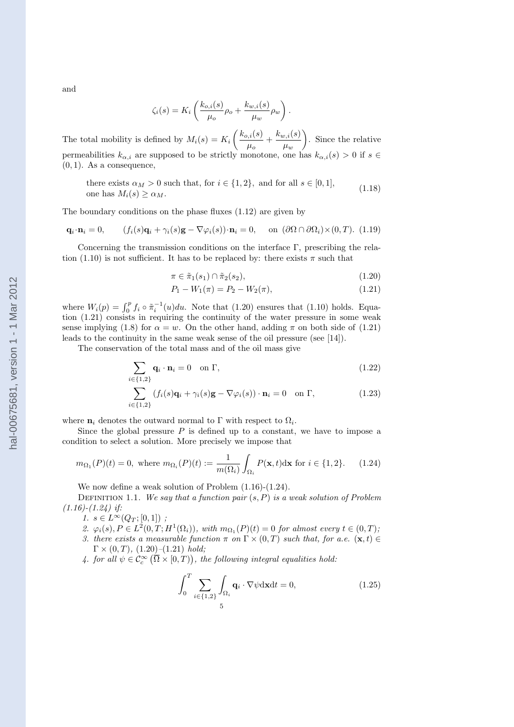and

$$\zeta_i(s) = K_i \left( \frac{k_{o,i}(s)}{\mu_o}\rho_o + \frac{k_{w,i}(s)}{\mu_w}\rho_w \right).$$

The total mobility is defined by $M_i(s) = K_i \left( \frac{k_{o,i}(s)}{\mu_o} + \frac{k_{w,i}(s)}{\mu_w} \right)$. Since the relative permeabilities $k_{\alpha,i}$ are supposed to be strictly monotone, one has $k_{\alpha,i}(s) > 0$ if $s \in (0,1)$. As a consequence,

$$\text{there exists } \alpha_M > 0 \text{ such that, for } i \in \{1,2\}, \text{ and for all } s \in [0,1], \text{ one has } M_i(s) \geq \alpha_M. \tag{1.18}$$

The boundary conditions on the phase fluxes (1.12) are given by

$$\mathbf{q}_i \cdot \mathbf{n}_i = 0, \qquad (f_i(s)\mathbf{q}_i + \gamma_i(s)\mathbf{g} - \nabla\varphi_i(s)) \cdot \mathbf{n}_i = 0, \quad \text{on } (\partial\Omega \cap \partial\Omega_i) \times (0,T). \tag{1.19}$$

Concerning the transmission conditions on the interface $\Gamma$, prescribing the relation (1.10) is not sufficient. It has to be replaced by: there exists $\pi$ such that

$$\pi \in \tilde{\pi}_1(s_1) \cap \tilde{\pi}_2(s_2), \tag{1.20}$$

$$P_1 - W_1(\pi) = P_2 - W_2(\pi), \tag{1.21}$$

where $W_i(p) = \int_0^p f_i \circ \tilde{\pi}_i^{-1}(u)du$. Note that (1.20) ensures that (1.10) holds. Equation (1.21) consists in requiring the continuity of the water pressure in some weak sense implying (1.8) for $\alpha = w$. On the other hand, adding $\pi$ on both side of (1.21) leads to the continuity in the same weak sense of the oil pressure (see [14]).

The conservation of the total mass and of the oil mass give

$$\sum_{i \in \{1,2\}} \mathbf{q}_i \cdot \mathbf{n}_i = 0 \quad \text{on } \Gamma, \tag{1.22}$$

$$\sum_{i \in \{1,2\}} (f_i(s)\mathbf{q}_i + \gamma_i(s)\mathbf{g} - \nabla\varphi_i(s)) \cdot \mathbf{n}_i = 0 \quad \text{on } \Gamma, \tag{1.23}$$

where $\mathbf{n}_i$ denotes the outward normal to $\Gamma$ with respect to $\Omega_i$.

Since the global pressure $P$ is defined up to a constant, we have to impose a condition to select a solution. More precisely we impose that

$$m_{\Omega_1}(P)(t) = 0, \text{ where } m_{\Omega_i}(P)(t) := \frac{1}{m(\Omega_i)} \int_{\Omega_i} P(\mathbf{x},t) d\mathbf{x} \text{ for } i \in \{1,2\}. \tag{1.24}$$

We now define a weak solution of Problem (1.16)-(1.24).

Definition 1.1. *We say that a function pair $(s,P)$ is a weak solution of Problem (1.16)-(1.24) if:*

1. *$s \in L^\infty(Q_T; [0,1])$ ;*
2. *$\varphi_i(s), P \in L^2(0,T; H^1(\Omega_i))$, with $m_{\Omega_1}(P)(t) = 0$ for almost every $t \in (0,T)$;*
3. *there exists a measurable function $\pi$ on $\Gamma \times (0,T)$ such that, for a.e. $(\mathbf{x},t) \in \Gamma \times (0,T)$, (1.20)–(1.21) hold;*
4. *for all $\psi \in \mathcal{C}_c^\infty(\overline{\Omega} \times [0,T))$, the following integral equalities hold:*

$$\int_0^T \sum_{i \in \{1,2\}} \int_{\Omega_i} \mathbf{q}_i \cdot \nabla\psi d\mathbf{x}dt = 0, \tag{1.25}$$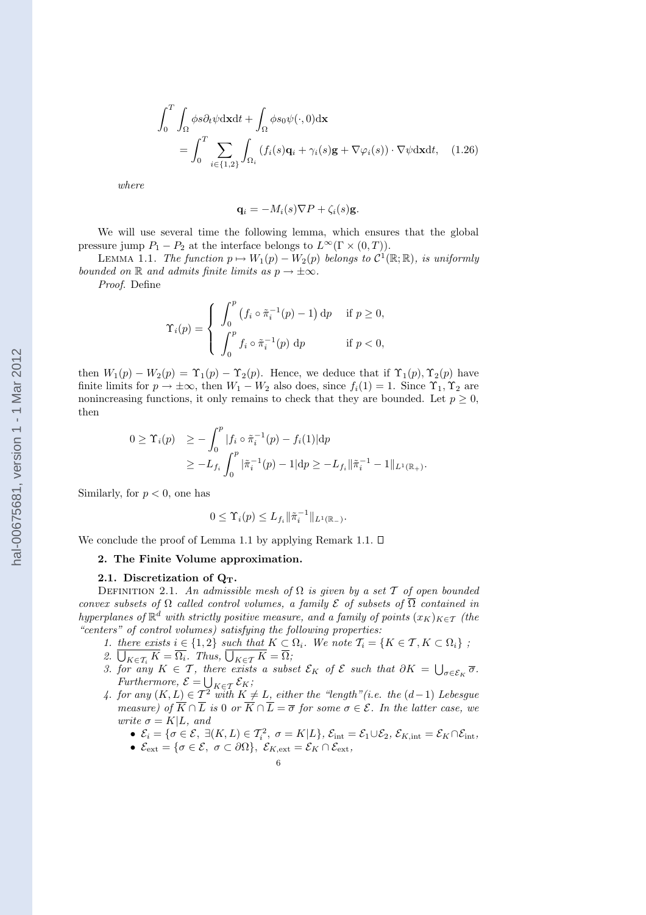$$
\int_0^T \int_\Omega \phi s \partial_t \psi \mathrm{d}\mathbf{x}\mathrm{d}t + \int_\Omega \phi s_0 \psi(\cdot, 0)\mathrm{d}\mathbf{x}
= \int_0^T \sum_{i\in\{1,2\}} \int_{\Omega_i} \left(f_i(s)\mathbf{q}_i + \gamma_i(s)\mathbf{g} + \nabla\varphi_i(s)\right)\cdot\nabla\psi \mathrm{d}\mathbf{x}\mathrm{d}t, \quad (1.26)
$$

*where*

$$
\mathbf{q}_i = -M_i(s)\nabla P + \zeta_i(s)\mathbf{g}.
$$

We will use several time the following lemma, which ensures that the global pressure jump $P_1 - P_2$ at the interface belongs to $L^\infty(\Gamma\times(0,T))$.

LEMMA 1.1. *The function $p \mapsto W_1(p) - W_2(p)$ belongs to $\mathcal{C}^1(\mathbb{R};\mathbb{R})$, is uniformly bounded on $\mathbb{R}$ and admits finite limits as $p\to\pm\infty$.*

*Proof.* Define

$$
\Upsilon_i(p) = \begin{cases} \displaystyle\int_0^p \left(f_i\circ\tilde\pi_i^{-1}(p) - 1\right)\mathrm{d}p & \text{if } p\geq 0,\\ \displaystyle\int_0^p f_i\circ\tilde\pi_i^{-1}(p)\ \mathrm{d}p & \text{if } p<0,\end{cases}
$$

then $W_1(p) - W_2(p) = \Upsilon_1(p) - \Upsilon_2(p)$. Hence, we deduce that if $\Upsilon_1(p), \Upsilon_2(p)$ have finite limits for $p\to\pm\infty$, then $W_1 - W_2$ also does, since $f_i(1) = 1$. Since $\Upsilon_1,\Upsilon_2$ are nonincreasing functions, it only remains to check that they are bounded. Let $p\geq 0$, then

$$
\begin{aligned}
0 \geq \Upsilon_i(p) &\geq -\int_0^p |f_i\circ\tilde\pi_i^{-1}(p) - f_i(1)|\mathrm{d}p\\
&\geq -L_{f_i}\int_0^p |\tilde\pi_i^{-1}(p) - 1|\mathrm{d}p \geq -L_{f_i}\|\tilde\pi_i^{-1} - 1\|_{L^1(\mathbb{R}_+)}.
\end{aligned}
$$

Similarly, for $p<0$, one has

$$
0 \leq \Upsilon_i(p) \leq L_{f_i}\|\tilde\pi_i^{-1}\|_{L^1(\mathbb{R}_-)}.
$$

We conclude the proof of Lemma 1.1 by applying Remark 1.1. □

## 2. The Finite Volume approximation.

### 2.1. Discretization of $\mathbf{Q_T}$.

DEFINITION 2.1. *An admissible mesh of $\Omega$ is given by a set $\mathcal{T}$ of open bounded convex subsets of $\Omega$ called control volumes, a family $\mathcal{E}$ of subsets of $\overline{\Omega}$ contained in hyperplanes of $\mathbb{R}^d$ with strictly positive measure, and a family of points $(x_K)_{K\in\mathcal{T}}$ (the "centers" of control volumes) satisfying the following properties:*

1. *there exists $i\in\{1,2\}$ such that $K\subset\Omega_i$. We note $\mathcal{T}_i = \{K\in\mathcal{T}, K\subset\Omega_i\}$ ;*
2. *$\overline{\bigcup_{K\in\mathcal{T}_i} K} = \overline{\Omega_i}$. Thus, $\overline{\bigcup_{K\in\mathcal{T}} K} = \overline{\Omega}$;*
3. *for any $K\in\mathcal{T}$, there exists a subset $\mathcal{E}_K$ of $\mathcal{E}$ such that $\partial K = \bigcup_{\sigma\in\mathcal{E}_K}\overline{\sigma}$. Furthermore, $\mathcal{E} = \bigcup_{K\in\mathcal{T}}\mathcal{E}_K$;*
4. *for any $(K,L)\in\mathcal{T}^2$ with $K\neq L$, either the "length"(i.e. the $(d-1)$ Lebesgue measure) of $\overline{K}\cap\overline{L}$ is 0 or $\overline{K}\cap\overline{L} = \overline{\sigma}$ for some $\sigma\in\mathcal{E}$. In the latter case, we write $\sigma = K|L$, and*
   - *$\mathcal{E}_i = \{\sigma\in\mathcal{E},\ \exists(K,L)\in\mathcal{T}_i^2,\ \sigma = K|L\}$, $\mathcal{E}_{\mathrm{int}} = \mathcal{E}_1\cup\mathcal{E}_2$, $\mathcal{E}_{K,\mathrm{int}} = \mathcal{E}_K\cap\mathcal{E}_{\mathrm{int}}$,*
   - *$\mathcal{E}_{\mathrm{ext}} = \{\sigma\in\mathcal{E},\ \sigma\subset\partial\Omega\}$, $\mathcal{E}_{K,\mathrm{ext}} = \mathcal{E}_K\cap\mathcal{E}_{\mathrm{ext}}$,*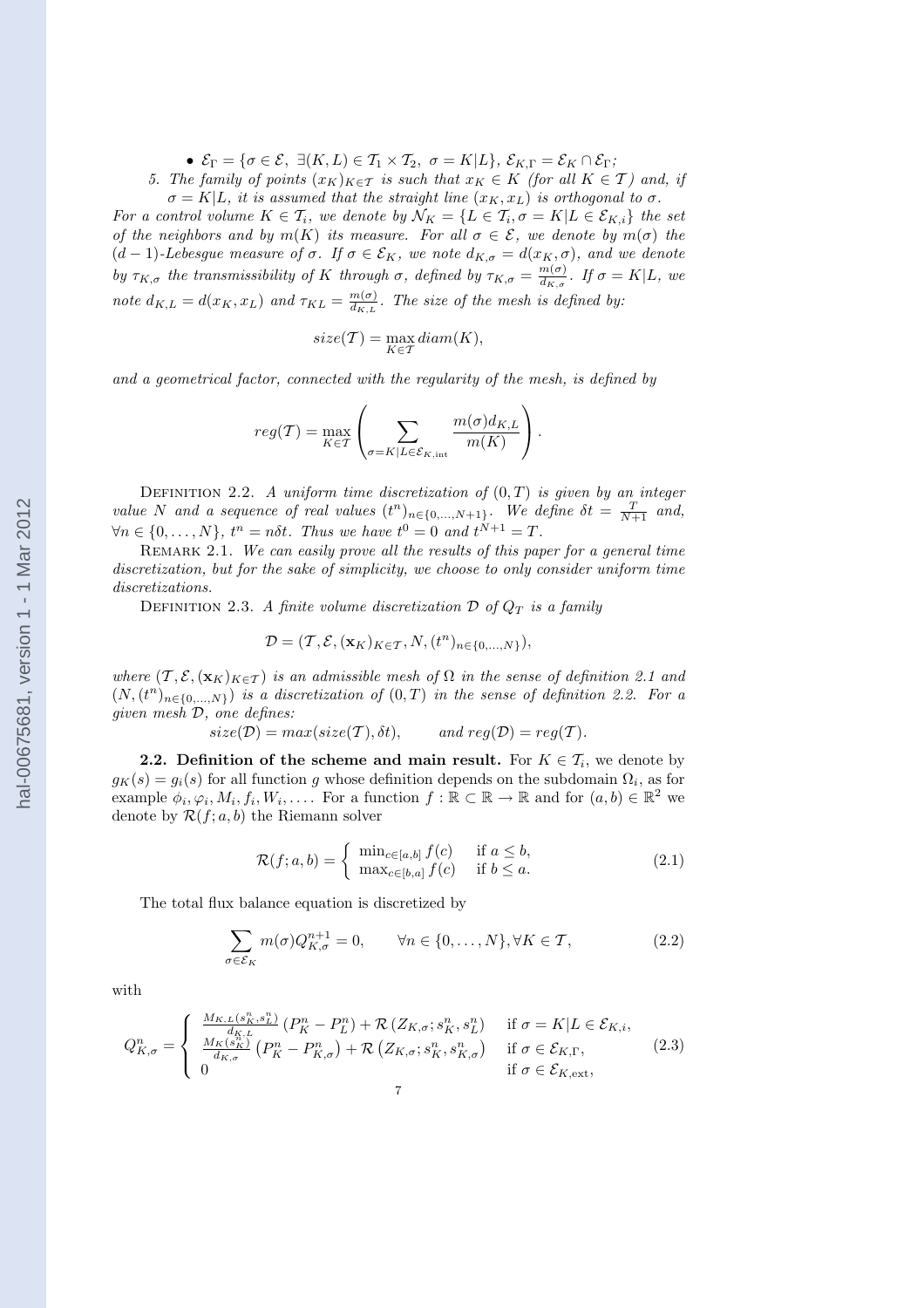- $\mathcal{E}_\Gamma = \{\sigma \in \mathcal{E},\ \exists (K,L) \in \mathcal{T}_1 \times \mathcal{T}_2,\ \sigma = K|L\}$, $\mathcal{E}_{K,\Gamma} = \mathcal{E}_K \cap \mathcal{E}_\Gamma$;

*5. The family of points $(x_K)_{K\in\mathcal{T}}$ is such that $x_K \in K$ (for all $K \in \mathcal{T}$) and, if $\sigma = K|L$, it is assumed that the straight line $(x_K, x_L)$ is orthogonal to $\sigma$.*

*For a control volume $K \in \mathcal{T}_i$, we denote by $\mathcal{N}_K = \{L \in \mathcal{T}_i, \sigma = K|L \in \mathcal{E}_{K,i}\}$ the set of the neighbors and by $m(K)$ its measure. For all $\sigma \in \mathcal{E}$, we denote by $m(\sigma)$ the $(d-1)$-Lebesgue measure of $\sigma$. If $\sigma \in \mathcal{E}_K$, we note $d_{K,\sigma} = d(x_K, \sigma)$, and we denote by $\tau_{K,\sigma}$ the transmissibility of $K$ through $\sigma$, defined by $\tau_{K,\sigma} = \frac{m(\sigma)}{d_{K,\sigma}}$. If $\sigma = K|L$, we note $d_{K,L} = d(x_K, x_L)$ and $\tau_{KL} = \frac{m(\sigma)}{d_{K,L}}$. The size of the mesh is defined by:*

$$size(\mathcal{T}) = \max_{K\in\mathcal{T}} diam(K),$$

*and a geometrical factor, connected with the regularity of the mesh, is defined by*

$$reg(\mathcal{T}) = \max_{K\in\mathcal{T}} \left( \sum_{\sigma=K|L\in\mathcal{E}_{K,\text{int}}} \frac{m(\sigma) d_{K,L}}{m(K)} \right).$$

Definition 2.2. *A uniform time discretization of $(0,T)$ is given by an integer value $N$ and a sequence of real values $(t^n)_{n\in\{0,\ldots,N+1\}}$. We define $\delta t = \frac{T}{N+1}$ and, $\forall n \in \{0,\ldots,N\}$, $t^n = n\delta t$. Thus we have $t^0 = 0$ and $t^{N+1} = T$.*

Remark 2.1. *We can easily prove all the results of this paper for a general time discretization, but for the sake of simplicity, we choose to only consider uniform time discretizations.*

Definition 2.3. *A finite volume discretization $\mathcal{D}$ of $Q_T$ is a family*

$$\mathcal{D} = (\mathcal{T}, \mathcal{E}, (\mathbf{x}_K)_{K\in\mathcal{T}}, N, (t^n)_{n\in\{0,\ldots,N\}}),$$

*where $(\mathcal{T}, \mathcal{E}, (\mathbf{x}_K)_{K\in\mathcal{T}})$ is an admissible mesh of $\Omega$ in the sense of definition 2.1 and $(N, (t^n)_{n\in\{0,\ldots,N\}})$ is a discretization of $(0,T)$ in the sense of definition 2.2. For a given mesh $\mathcal{D}$, one defines:*

$$size(\mathcal{D}) = max(size(\mathcal{T}), \delta t), \qquad and\ reg(\mathcal{D}) = reg(\mathcal{T}).$$

**2.2. Definition of the scheme and main result.** For $K \in \mathcal{T}_i$, we denote by $g_K(s) = g_i(s)$ for all function $g$ whose definition depends on the subdomain $\Omega_i$, as for example $\phi_i, \varphi_i, M_i, f_i, W_i, \ldots$. For a function $f : \mathbb{R} \subset \mathbb{R} \to \mathbb{R}$ and for $(a,b) \in \mathbb{R}^2$ we denote by $\mathcal{R}(f; a, b)$ the Riemann solver

$$\mathcal{R}(f; a, b) = \begin{cases} \min_{c\in[a,b]} f(c) & \text{if } a \le b, \\ \max_{c\in[b,a]} f(c) & \text{if } b \le a. \end{cases} \tag{2.1}$$

The total flux balance equation is discretized by

$$\sum_{\sigma\in\mathcal{E}_K} m(\sigma) Q^{n+1}_{K,\sigma} = 0, \qquad \forall n \in \{0,\ldots,N\}, \forall K \in \mathcal{T}, \tag{2.2}$$

with

$$Q^n_{K,\sigma} = \begin{cases} \frac{M_{K,L}(s^n_K, s^n_L)}{d_{K,L}} \left(P^n_K - P^n_L\right) + \mathcal{R}\left(Z_{K,\sigma}; s^n_K, s^n_L\right) & \text{if } \sigma = K|L \in \mathcal{E}_{K,i}, \\ \frac{M_K(s^n_K)}{d_{K,\sigma}} \left(P^n_K - P^n_{K,\sigma}\right) + \mathcal{R}\left(Z_{K,\sigma}; s^n_K, s^n_{K,\sigma}\right) & \text{if } \sigma \in \mathcal{E}_{K,\Gamma}, \\ 0 & \text{if } \sigma \in \mathcal{E}_{K,\text{ext}}, \end{cases} \tag{2.3}$$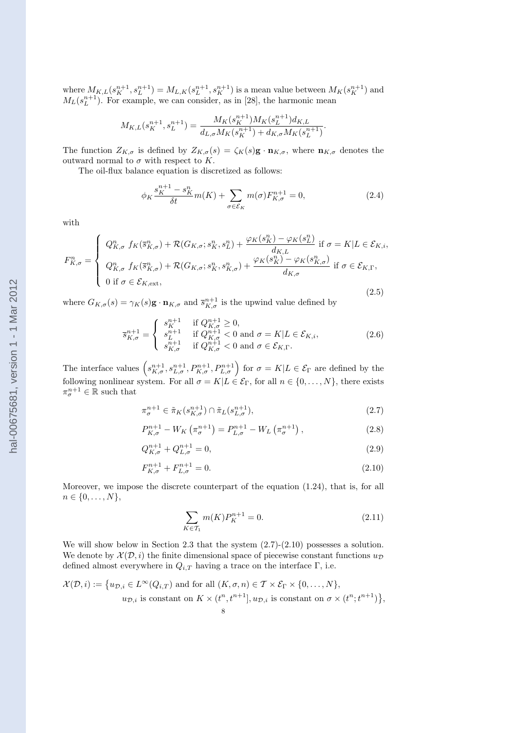where $M_{K,L}(s_K^{n+1}, s_L^{n+1}) = M_{L,K}(s_L^{n+1}, s_K^{n+1})$ is a mean value between $M_K(s_K^{n+1})$ and $M_L(s_L^{n+1})$. For example, we can consider, as in [28], the harmonic mean

$$M_{K,L}(s_K^{n+1}, s_L^{n+1}) = \frac{M_K(s_K^{n+1}) M_K(s_L^{n+1}) d_{K,L}}{d_{L,\sigma} M_K(s_K^{n+1}) + d_{K,\sigma} M_K(s_L^{n+1})}.$$

The function $Z_{K,\sigma}$ is defined by $Z_{K,\sigma}(s) = \zeta_K(s)\mathbf{g}\cdot\mathbf{n}_{K,\sigma}$, where $\mathbf{n}_{K,\sigma}$ denotes the outward normal to $\sigma$ with respect to $K$.

The oil-flux balance equation is discretized as follows:

$$\phi_K \frac{s_K^{n+1} - s_K^n}{\delta t} m(K) + \sum_{\sigma\in\mathcal{E}_K} m(\sigma) F_{K,\sigma}^{n+1} = 0, \tag{2.4}$$

with

$$F_{K,\sigma}^n = \begin{cases} Q_{K,\sigma}^n \; f_K(\overline{s}_{K,\sigma}^n) + \mathcal{R}(G_{K,\sigma}; s_K^n, s_L^n) + \dfrac{\varphi_K(s_K^n) - \varphi_K(s_L^n)}{d_{K,L}} \text{ if } \sigma = K|L \in \mathcal{E}_{K,i}, \\ Q_{K,\sigma}^n \; f_K(\overline{s}_{K,\sigma}^n) + \mathcal{R}(G_{K,\sigma}; s_K^n, s_{K,\sigma}^n) + \dfrac{\varphi_K(s_K^n) - \varphi_K(s_{K,\sigma}^n)}{d_{K,\sigma}} \text{ if } \sigma \in \mathcal{E}_{K,\Gamma}, \\ 0 \text{ if } \sigma \in \mathcal{E}_{K,\text{ext}}, \end{cases} \tag{2.5}$$

where $G_{K,\sigma}(s) = \gamma_K(s)\mathbf{g}\cdot\mathbf{n}_{K,\sigma}$ and $\overline{s}_{K,\sigma}^{n+1}$ is the upwind value defined by

$$\overline{s}_{K,\sigma}^{n+1} = \begin{cases} s_K^{n+1} & \text{if } Q_{K,\sigma}^{n+1} \geq 0, \\ s_L^{n+1} & \text{if } Q_{K,\sigma}^{n+1} < 0 \text{ and } \sigma = K|L \in \mathcal{E}_{K,i}, \\ s_{K,\sigma}^{n+1} & \text{if } Q_{K,\sigma}^{n+1} < 0 \text{ and } \sigma \in \mathcal{E}_{K,\Gamma}. \end{cases} \tag{2.6}$$

The interface values $\left(s_{K,\sigma}^{n+1}, s_{L,\sigma}^{n+1}, P_{K,\sigma}^{n+1}, P_{L,\sigma}^{n+1}\right)$ for $\sigma = K|L \in \mathcal{E}_\Gamma$ are defined by the following nonlinear system. For all $\sigma = K|L \in \mathcal{E}_\Gamma$, for all $n \in \{0,\ldots,N\}$, there exists $\pi_\sigma^{n+1} \in \mathbb{R}$ such that

$$\pi_\sigma^{n+1} \in \tilde{\pi}_K(s_{K,\sigma}^{n+1}) \cap \tilde{\pi}_L(s_{L,\sigma}^{n+1}), \tag{2.7}$$

$$P_{K,\sigma}^{n+1} - W_K\left(\pi_\sigma^{n+1}\right) = P_{L,\sigma}^{n+1} - W_L\left(\pi_\sigma^{n+1}\right), \tag{2.8}$$

$$Q_{K,\sigma}^{n+1} + Q_{L,\sigma}^{n+1} = 0, \tag{2.9}$$

$$F_{K,\sigma}^{n+1} + F_{L,\sigma}^{n+1} = 0. \tag{2.10}$$

Moreover, we impose the discrete counterpart of the equation (1.24), that is, for all $n \in \{0,\ldots,N\}$,

$$\sum_{K\in\mathcal{T}_1} m(K) P_K^{n+1} = 0. \tag{2.11}$$

We will show below in Section 2.3 that the system (2.7)-(2.10) possesses a solution. We denote by $\mathcal{X}(\mathcal{D}, i)$ the finite dimensional space of piecewise constant functions $u_\mathcal{D}$ defined almost everywhere in $Q_{i,T}$ having a trace on the interface $\Gamma$, i.e.

$$\begin{aligned}\mathcal{X}(\mathcal{D}, i) := \big\{ & u_{\mathcal{D},i} \in L^\infty(Q_{i,T}) \text{ and for all } (K,\sigma,n) \in \mathcal{T}\times\mathcal{E}_\Gamma\times\{0,\ldots,N\}, \\ & u_{\mathcal{D},i} \text{ is constant on } K\times(t^n,t^{n+1}], u_{\mathcal{D},i} \text{ is constant on } \sigma\times(t^n;t^{n+1})\big\},\end{aligned}$$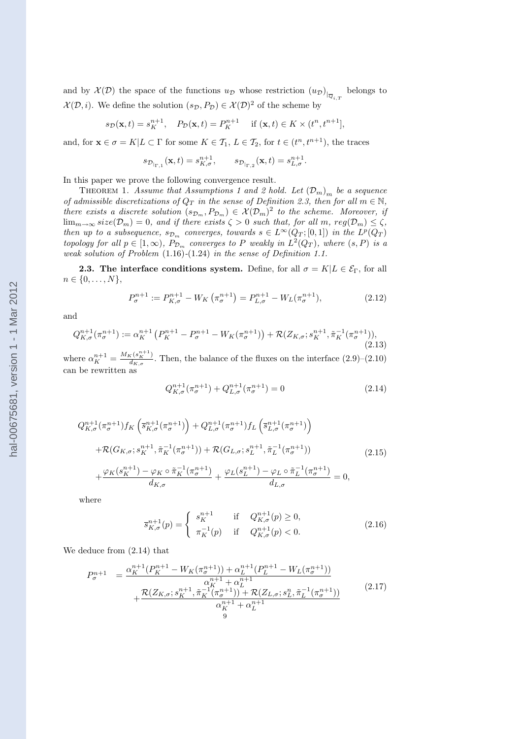and by $\mathcal{X}(\mathcal{D})$ the space of the functions $u_{\mathcal{D}}$ whose restriction $(u_{\mathcal{D}})_{|_{\overline{Q}_{i,T}}}$ belongs to $\mathcal{X}(\mathcal{D}, i)$. We define the solution $(s_{\mathcal{D}}, P_{\mathcal{D}}) \in \mathcal{X}(\mathcal{D})^2$ of the scheme by

$$s_{\mathcal{D}}(\mathbf{x}, t) = s_K^{n+1}, \quad P_{\mathcal{D}}(\mathbf{x}, t) = P_K^{n+1} \quad \text{if } (\mathbf{x}, t) \in K \times (t^n, t^{n+1}],$$

and, for $\mathbf{x} \in \sigma = K|L \subset \Gamma$ for some $K \in \mathcal{T}_1$, $L \in \mathcal{T}_2$, for $t \in (t^n, t^{n+1})$, the traces

$$s_{\mathcal{D}_{|_{\Gamma,1}}}(\mathbf{x}, t) = s_{K,\sigma}^{n+1}, \qquad s_{\mathcal{D}_{|_{\Gamma,2}}}(\mathbf{x}, t) = s_{L,\sigma}^{n+1}.$$

In this paper we prove the following convergence result.

Theorem 1. *Assume that Assumptions 1 and 2 hold. Let $(\mathcal{D}_m)_m$ be a sequence of admissible discretizations of $Q_T$ in the sense of Definition 2.3, then for all $m \in \mathbb{N}$, there exists a discrete solution $(s_{\mathcal{D}_m}, P_{\mathcal{D}_m}) \in \mathcal{X}(\mathcal{D}_m)^2$ to the scheme. Moreover, if $\lim_{m\to\infty} size(\mathcal{D}_m) = 0$, and if there exists $\zeta > 0$ such that, for all $m$, $reg(\mathcal{D}_m) \leq \zeta$, then up to a subsequence, $s_{\mathcal{D}_m}$ converges, towards $s \in L^\infty(Q_T; [0, 1])$ in the $L^p(Q_T)$ topology for all $p \in [1, \infty)$, $P_{\mathcal{D}_m}$ converges to $P$ weakly in $L^2(Q_T)$, where $(s, P)$ is a weak solution of Problem* (1.16)-(1.24) *in the sense of Definition 1.1.*

**2.3. The interface conditions system.** Define, for all $\sigma = K|L \in \mathcal{E}_\Gamma$, for all $n \in \{0, \dots, N\}$,

$$P_\sigma^{n+1} := P_{K,\sigma}^{n+1} - W_K\left(\pi_\sigma^{n+1}\right) = P_{L,\sigma}^{n+1} - W_L(\pi_\sigma^{n+1}), \tag{2.12}$$

and

$$Q_{K,\sigma}^{n+1}(\pi_\sigma^{n+1}) := \alpha_K^{n+1}\left(P_K^{n+1} - P_\sigma^{n+1} - W_K(\pi_\sigma^{n+1})\right) + \mathcal{R}(Z_{K,\sigma}; s_K^{n+1}, \tilde{\pi}_K^{-1}(\pi_\sigma^{n+1})), \tag{2.13}$$

where $\alpha_K^{n+1} = \frac{M_K(s_K^{n+1})}{d_{K,\sigma}}$. Then, the balance of the fluxes on the interface (2.9)–(2.10) can be rewritten as

$$Q_{K,\sigma}^{n+1}(\pi_\sigma^{n+1}) + Q_{L,\sigma}^{n+1}(\pi_\sigma^{n+1}) = 0 \tag{2.14}$$

$$\begin{aligned}
&Q_{K,\sigma}^{n+1}(\pi_\sigma^{n+1}) f_K\left(\overline{s}_{K,\sigma}^{n+1}(\pi_\sigma^{n+1})\right) + Q_{L,\sigma}^{n+1}(\pi_\sigma^{n+1}) f_L\left(\overline{s}_{L,\sigma}^{n+1}(\pi_\sigma^{n+1})\right) \\
&+\mathcal{R}(G_{K,\sigma}; s_K^{n+1}, \tilde{\pi}_K^{-1}(\pi_\sigma^{n+1})) + \mathcal{R}(G_{L,\sigma}; s_L^{n+1}, \tilde{\pi}_L^{-1}(\pi_\sigma^{n+1})) \\
&+\frac{\varphi_K(s_K^{n+1}) - \varphi_K \circ \tilde{\pi}_K^{-1}(\pi_\sigma^{n+1})}{d_{K,\sigma}} + \frac{\varphi_L(s_L^{n+1}) - \varphi_L \circ \tilde{\pi}_L^{-1}(\pi_\sigma^{n+1})}{d_{L,\sigma}} = 0,
\end{aligned} \tag{2.15}$$

where

$$\overline{s}_{K,\sigma}^{n+1}(p) = \begin{cases} s_K^{n+1} & \text{if} \quad Q_{K,\sigma}^{n+1}(p) \geq 0, \\ \pi_K^{-1}(p) & \text{if} \quad Q_{K,\sigma}^{n+1}(p) < 0. \end{cases} \tag{2.16}$$

We deduce from (2.14) that

$$\begin{aligned}
P_\sigma^{n+1} &= \frac{\alpha_K^{n+1}(P_K^{n+1} - W_K(\pi_\sigma^{n+1})) + \alpha_L^{n+1}(P_L^{n+1} - W_L(\pi_\sigma^{n+1}))}{\alpha_K^{n+1} + \alpha_L^{n+1}} \\
&+ \frac{\mathcal{R}(Z_{K,\sigma}; s_K^{n+1}, \tilde{\pi}_K^{-1}(\pi_\sigma^{n+1})) + \mathcal{R}(Z_{L,\sigma}; s_L^{n}, \tilde{\pi}_L^{-1}(\pi_\sigma^{n+1}))}{\alpha_K^{n+1} + \alpha_L^{n+1}}
\end{aligned} \tag{2.17}$$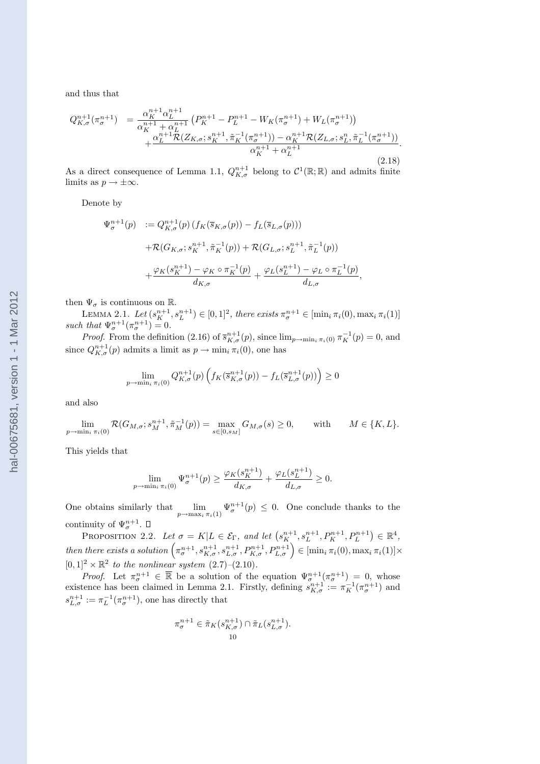and thus that

$$
\begin{aligned}
Q_{K,\sigma}^{n+1}(\pi_\sigma^{n+1}) &= \frac{\alpha_K^{n+1}\alpha_L^{n+1}}{\alpha_K^{n+1}+\alpha_L^{n+1}}\left(P_K^{n+1}-P_L^{n+1}-W_K(\pi_\sigma^{n+1})+W_L(\pi_\sigma^{n+1})\right) \\
&\quad + \frac{\alpha_L^{n+1}\mathcal{R}(Z_{K,\sigma};s_K^{n+1},\tilde\pi_K^{-1}(\pi_\sigma^{n+1}))-\alpha_K^{n+1}\mathcal{R}(Z_{L,\sigma};s_L^{n},\tilde\pi_L^{-1}(\pi_\sigma^{n+1}))}{\alpha_K^{n+1}+\alpha_L^{n+1}}.
\end{aligned}
\tag{2.18}
$$

As a direct consequence of Lemma 1.1, $Q_{K,\sigma}^{n+1}$ belong to $\mathcal{C}^1(\mathbb{R};\mathbb{R})$ and admits finite limits as $p\to\pm\infty$.

Denote by

$$
\begin{aligned}
\Psi_\sigma^{n+1}(p) &:= Q_{K,\sigma}^{n+1}(p)\left(f_K(\overline{s}_{K,\sigma}(p))-f_L(\overline{s}_{L,\sigma}(p))\right) \\
&\quad + \mathcal{R}(G_{K,\sigma};s_K^{n+1},\tilde\pi_K^{-1}(p))+\mathcal{R}(G_{L,\sigma};s_L^{n+1},\tilde\pi_L^{-1}(p)) \\
&\quad + \frac{\varphi_K(s_K^{n+1})-\varphi_K\circ\pi_K^{-1}(p)}{d_{K,\sigma}}+\frac{\varphi_L(s_L^{n+1})-\varphi_L\circ\pi_L^{-1}(p)}{d_{L,\sigma}},
\end{aligned}
$$

then $\Psi_\sigma$ is continuous on $\mathbb{R}$.

Lemma 2.1. *Let $(s_K^{n+1},s_L^{n+1})\in[0,1]^2$, there exists $\pi_\sigma^{n+1}\in[\min_i\pi_i(0),\max_i\pi_i(1)]$ such that $\Psi_\sigma^{n+1}(\pi_\sigma^{n+1})=0$.*

*Proof.* From the definition (2.16) of $\overline{s}_{K,\sigma}^{n+1}(p)$, since $\lim_{p\to\min_i\pi_i(0)}\pi_K^{-1}(p)=0$, and since $Q_{K,\sigma}^{n+1}(p)$ admits a limit as $p\to\min_i\pi_i(0)$, one has

$$
\lim_{p\to\min_i\pi_i(0)} Q_{K,\sigma}^{n+1}(p)\left(f_K(\overline{s}_{K,\sigma}^{n+1}(p))-f_L(\overline{s}_{L,\sigma}^{n+1}(p))\right)\geq 0
$$

and also

$$
\lim_{p\to\min_i\pi_i(0)}\mathcal{R}(G_{M,\sigma};s_M^{n+1},\tilde\pi_M^{-1}(p))=\max_{s\in[0,s_M]}G_{M,\sigma}(s)\geq 0,\qquad \text{with}\qquad M\in\{K,L\}.
$$

This yields that

$$
\lim_{p\to\min_i\pi_i(0)}\Psi_\sigma^{n+1}(p)\geq\frac{\varphi_K(s_K^{n+1})}{d_{K,\sigma}}+\frac{\varphi_L(s_L^{n+1})}{d_{L,\sigma}}\geq 0.
$$

One obtains similarly that $\displaystyle\lim_{p\to\max_i\pi_i(1)}\Psi_\sigma^{n+1}(p)\leq 0$. One conclude thanks to the continuity of $\Psi_\sigma^{n+1}$. □

Proposition 2.2. *Let $\sigma=K|L\in\mathcal{E}_\Gamma$, and let $\left(s_K^{n+1},s_L^{n+1},P_K^{n+1},P_L^{n+1}\right)\in\mathbb{R}^4$, then there exists a solution $\left(\pi_\sigma^{n+1},s_{K,\sigma}^{n+1},s_{L,\sigma}^{n+1},P_{K,\sigma}^{n+1},P_{L,\sigma}^{n+1}\right)\in[\min_i\pi_i(0),\max_i\pi_i(1)]\times[0,1]^2\times\mathbb{R}^2$ to the nonlinear system (2.7)–(2.10).*

*Proof.* Let $\pi_\sigma^{n+1}\in\overline{\mathbb{R}}$ be a solution of the equation $\Psi_\sigma^{n+1}(\pi_\sigma^{n+1})=0$, whose existence has been claimed in Lemma 2.1. Firstly, defining $s_{K,\sigma}^{n+1}:=\pi_K^{-1}(\pi_\sigma^{n+1})$ and $s_{L,\sigma}^{n+1}:=\pi_L^{-1}(\pi_\sigma^{n+1})$, one has directly that

$$
\pi_\sigma^{n+1}\in\tilde\pi_K(s_{K,\sigma}^{n+1})\cap\tilde\pi_L(s_{L,\sigma}^{n+1}).
$$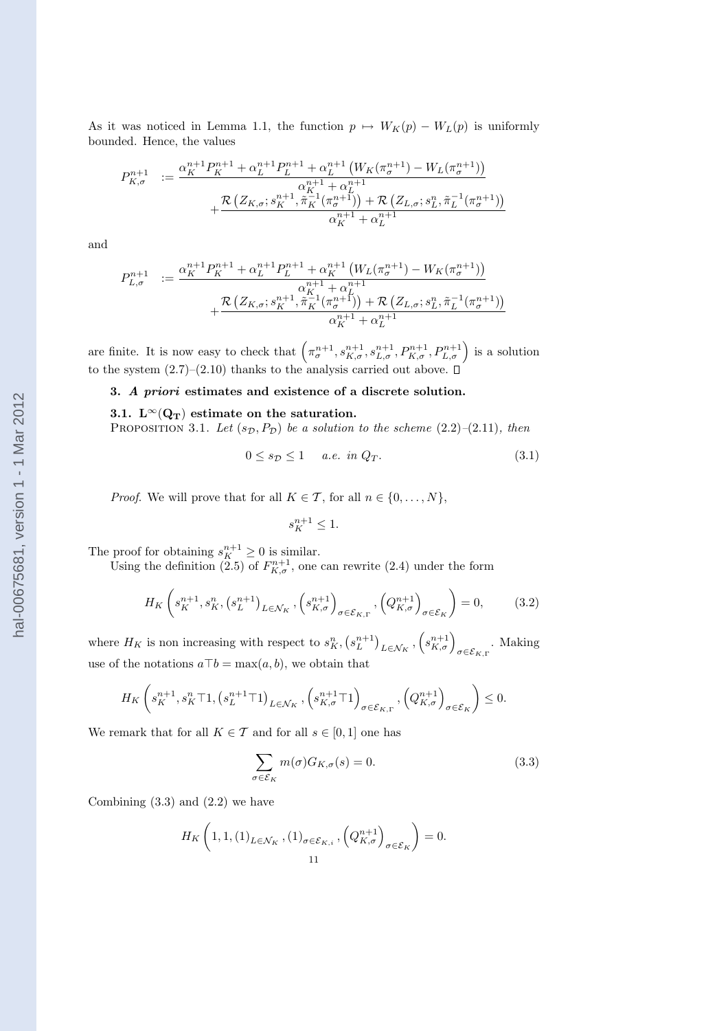As it was noticed in Lemma 1.1, the function $p \mapsto W_K(p) - W_L(p)$ is uniformly bounded. Hence, the values

$$
\begin{aligned}
P_{K,\sigma}^{n+1} \quad := & \frac{\alpha_K^{n+1} P_K^{n+1} + \alpha_L^{n+1} P_L^{n+1} + \alpha_L^{n+1} \left( W_K(\pi_\sigma^{n+1}) - W_L(\pi_\sigma^{n+1}) \right)}{\alpha_K^{n+1} + \alpha_L^{n+1}} \\
& + \frac{\mathcal{R}\left(Z_{K,\sigma}; s_K^{n+1}, \tilde{\pi}_K^{-1}(\pi_\sigma^{n+1})\right) + \mathcal{R}\left(Z_{L,\sigma}; s_L^{n}, \tilde{\pi}_L^{-1}(\pi_\sigma^{n+1})\right)}{\alpha_K^{n+1} + \alpha_L^{n+1}}
\end{aligned}
$$

and

$$
\begin{aligned}
P_{L,\sigma}^{n+1} \quad := & \frac{\alpha_K^{n+1} P_K^{n+1} + \alpha_L^{n+1} P_L^{n+1} + \alpha_K^{n+1} \left( W_L(\pi_\sigma^{n+1}) - W_K(\pi_\sigma^{n+1}) \right)}{\alpha_K^{n+1} + \alpha_L^{n+1}} \\
& + \frac{\mathcal{R}\left(Z_{K,\sigma}; s_K^{n+1}, \tilde{\pi}_K^{-1}(\pi_\sigma^{n+1})\right) + \mathcal{R}\left(Z_{L,\sigma}; s_L^{n}, \tilde{\pi}_L^{-1}(\pi_\sigma^{n+1})\right)}{\alpha_K^{n+1} + \alpha_L^{n+1}}
\end{aligned}
$$

are finite. It is now easy to check that $\left(\pi_\sigma^{n+1}, s_{K,\sigma}^{n+1}, s_{L,\sigma}^{n+1}, P_{K,\sigma}^{n+1}, P_{L,\sigma}^{n+1}\right)$ is a solution to the system (2.7)–(2.10) thanks to the analysis carried out above. $\square$

## 3. *A priori* estimates and existence of a discrete solution.

### 3.1. $\mathbf{L^\infty(Q_T)}$ estimate on the saturation.

PROPOSITION 3.1. *Let $(s_\mathcal{D}, P_\mathcal{D})$ be a solution to the scheme (2.2)–(2.11), then*

$$
0 \le s_\mathcal{D} \le 1 \quad \textit{a.e. in } Q_T. \tag{3.1}
$$

*Proof.* We will prove that for all $K \in \mathcal{T}$, for all $n \in \{0, \dots, N\}$,

$$
s_K^{n+1} \le 1.
$$

The proof for obtaining $s_K^{n+1} \ge 0$ is similar.

Using the definition (2.5) of $F_{K,\sigma}^{n+1}$, one can rewrite (2.4) under the form

$$
H_K\left(s_K^{n+1}, s_K^n, \left(s_L^{n+1}\right)_{L \in \mathcal{N}_K}, \left(s_{K,\sigma}^{n+1}\right)_{\sigma \in \mathcal{E}_{K,\Gamma}}, \left(Q_{K,\sigma}^{n+1}\right)_{\sigma \in \mathcal{E}_K}\right) = 0, \tag{3.2}
$$

where $H_K$ is non increasing with respect to $s_K^n, \left(s_L^{n+1}\right)_{L \in \mathcal{N}_K}, \left(s_{K,\sigma}^{n+1}\right)_{\sigma \in \mathcal{E}_{K,\Gamma}}$. Making use of the notations $a \top b = \max(a,b)$, we obtain that

$$
H_K\left(s_K^{n+1}, s_K^n \top 1, \left(s_L^{n+1} \top 1\right)_{L \in \mathcal{N}_K}, \left(s_{K,\sigma}^{n+1} \top 1\right)_{\sigma \in \mathcal{E}_{K,\Gamma}}, \left(Q_{K,\sigma}^{n+1}\right)_{\sigma \in \mathcal{E}_K}\right) \le 0.
$$

We remark that for all $K \in \mathcal{T}$ and for all $s \in [0,1]$ one has

$$
\sum_{\sigma \in \mathcal{E}_K} m(\sigma) G_{K,\sigma}(s) = 0. \tag{3.3}
$$

Combining (3.3) and (2.2) we have

$$
H_K\left(1, 1, (1)_{L \in \mathcal{N}_K}, (1)_{\sigma \in \mathcal{E}_{K,i}}, \left(Q_{K,\sigma}^{n+1}\right)_{\sigma \in \mathcal{E}_K}\right) = 0.
$$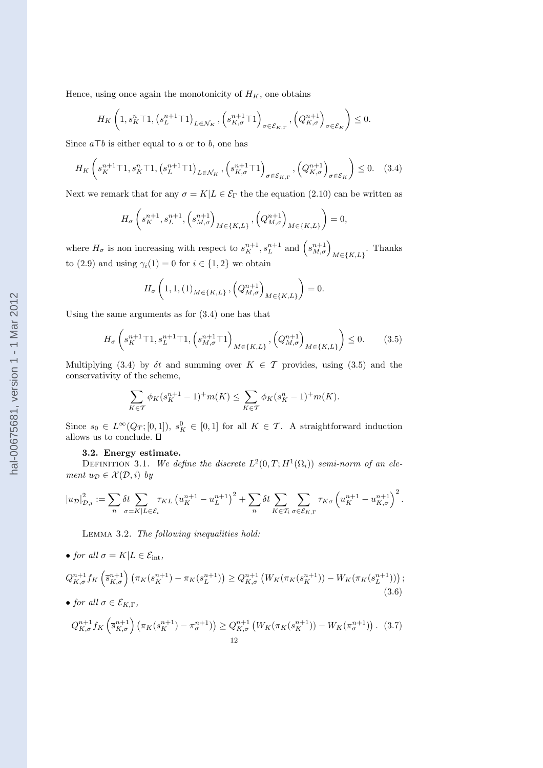Hence, using once again the monotonicity of $H_K$, one obtains

$$H_K\left(1, s_K^n \top 1, \left(s_L^{n+1} \top 1\right)_{L \in \mathcal{N}_K}, \left(s_{K,\sigma}^{n+1} \top 1\right)_{\sigma \in \mathcal{E}_{K,\Gamma}}, \left(Q_{K,\sigma}^{n+1}\right)_{\sigma \in \mathcal{E}_K}\right) \leq 0.$$

Since $a \top b$ is either equal to $a$ or to $b$, one has

$$H_K\left(s_K^{n+1} \top 1, s_K^n \top 1, \left(s_L^{n+1} \top 1\right)_{L \in \mathcal{N}_K}, \left(s_{K,\sigma}^{n+1} \top 1\right)_{\sigma \in \mathcal{E}_{K,\Gamma}}, \left(Q_{K,\sigma}^{n+1}\right)_{\sigma \in \mathcal{E}_K}\right) \leq 0. \quad (3.4)$$

Next we remark that for any $\sigma = K|L \in \mathcal{E}_\Gamma$ the the equation (2.10) can be written as

$$H_\sigma\left(s_K^{n+1}, s_L^{n+1}, \left(s_{M,\sigma}^{n+1}\right)_{M \in \{K,L\}}, \left(Q_{M,\sigma}^{n+1}\right)_{M \in \{K,L\}}\right) = 0,$$

where $H_\sigma$ is non increasing with respect to $s_K^{n+1}, s_L^{n+1}$ and $\left(s_{M,\sigma}^{n+1}\right)_{M \in \{K,L\}}$. Thanks to (2.9) and using $\gamma_i(1) = 0$ for $i \in \{1, 2\}$ we obtain

$$H_\sigma\left(1, 1, (1)_{M \in \{K,L\}}, \left(Q_{M,\sigma}^{n+1}\right)_{M \in \{K,L\}}\right) = 0.$$

Using the same arguments as for (3.4) one has that

$$H_\sigma\left(s_K^{n+1} \top 1, s_L^{n+1} \top 1, \left(s_{M,\sigma}^{n+1} \top 1\right)_{M \in \{K,L\}}, \left(Q_{M,\sigma}^{n+1}\right)_{M \in \{K,L\}}\right) \leq 0. \quad (3.5)$$

Multiplying (3.4) by $\delta t$ and summing over $K \in \mathcal{T}$ provides, using (3.5) and the conservativity of the scheme,

$$\sum_{K \in \mathcal{T}} \phi_K (s_K^{n+1} - 1)^+ m(K) \leq \sum_{K \in \mathcal{T}} \phi_K (s_K^n - 1)^+ m(K).$$

Since $s_0 \in L^\infty(Q_T; [0, 1])$, $s_K^0 \in [0, 1]$ for all $K \in \mathcal{T}$. A straightforward induction allows us to conclude. $\square$

### 3.2. Energy estimate.

Definition 3.1. *We define the discrete $L^2(0, T; H^1(\Omega_i))$ semi-norm of an element $u_\mathcal{D} \in \mathcal{X}(\mathcal{D}, i)$ by*

$$|u_\mathcal{D}|^2_{\mathcal{D},i} := \sum_n \delta t \sum_{\sigma = K|L \in \mathcal{E}_i} \tau_{KL} \left(u_K^{n+1} - u_L^{n+1}\right)^2 + \sum_n \delta t \sum_{K \in \mathcal{T}_i} \sum_{\sigma \in \mathcal{E}_{K,\Gamma}} \tau_{K\sigma} \left(u_K^{n+1} - u_{K,\sigma}^{n+1}\right)^2.$$

Lemma 3.2. *The following inequalities hold:*

- *for all $\sigma = K|L \in \mathcal{E}_{\rm int}$,*

$$Q_{K,\sigma}^{n+1} f_K\left(\overline{s}_{K,\sigma}^{n+1}\right)\left(\pi_K(s_K^{n+1}) - \pi_K(s_L^{n+1})\right) \geq Q_{K,\sigma}^{n+1}\left(W_K(\pi_K(s_K^{n+1})) - W_K(\pi_K(s_L^{n+1}))\right); \quad (3.6)$$

- *for all $\sigma \in \mathcal{E}_{K,\Gamma}$,*

$$Q_{K,\sigma}^{n+1} f_K\left(\overline{s}_{K,\sigma}^{n+1}\right)\left(\pi_K(s_K^{n+1}) - \pi_\sigma^{n+1}\right) \geq Q_{K,\sigma}^{n+1}\left(W_K(\pi_K(s_K^{n+1})) - W_K(\pi_\sigma^{n+1})\right). \quad (3.7)$$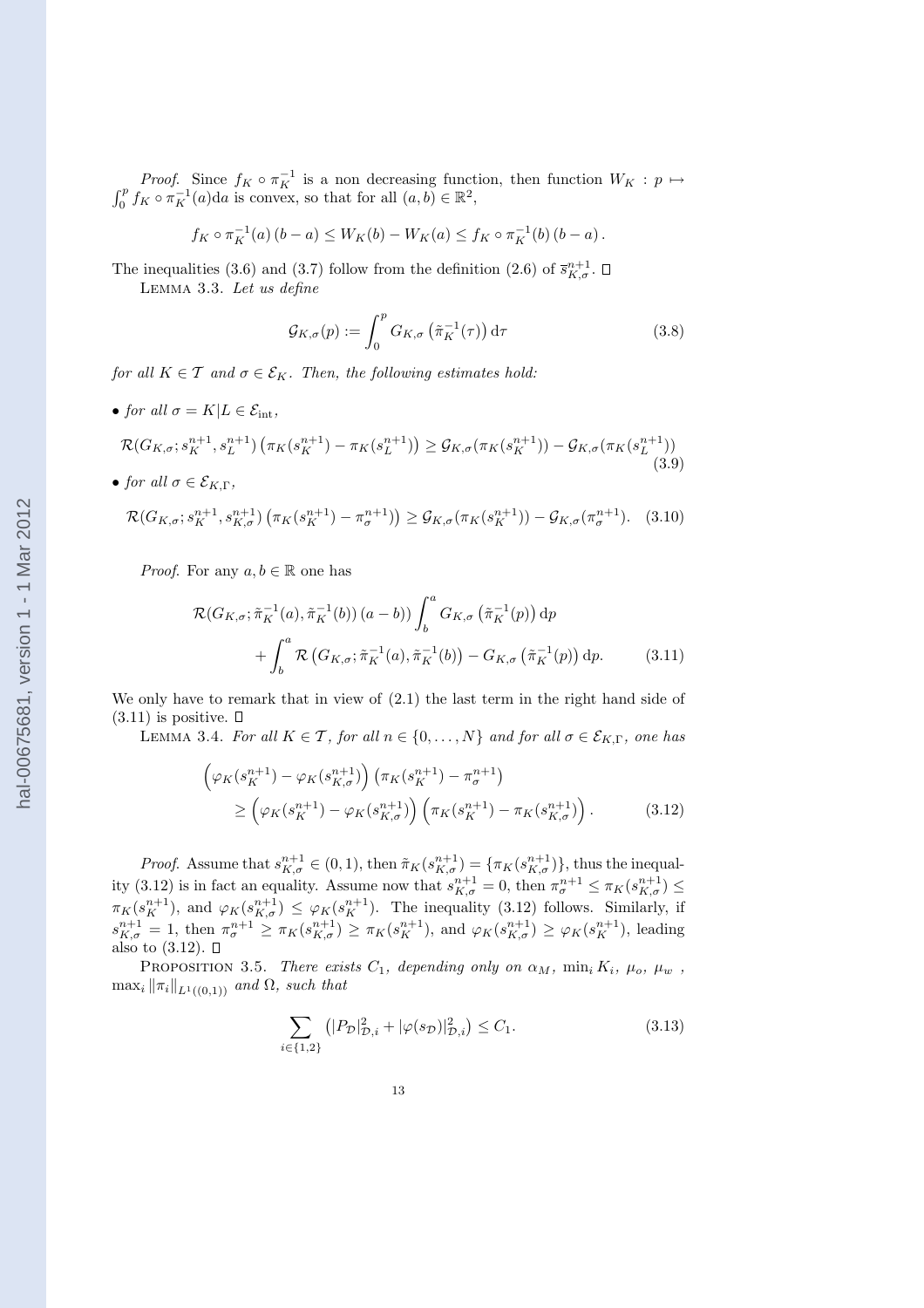*Proof.* Since $f_K \circ \pi_K^{-1}$ is a non decreasing function, then function $W_K : p \mapsto \int_0^p f_K \circ \pi_K^{-1}(a)\mathrm{d}a$ is convex, so that for all $(a,b) \in \mathbb{R}^2$,

$$f_K \circ \pi_K^{-1}(a)\,(b-a) \leq W_K(b) - W_K(a) \leq f_K \circ \pi_K^{-1}(b)\,(b-a)\,.$$

The inequalities (3.6) and (3.7) follow from the definition (2.6) of $\overline{s}_{K,\sigma}^{n+1}$. $\square$

LEMMA 3.3. *Let us define*

$$\mathcal{G}_{K,\sigma}(p) := \int_0^p G_{K,\sigma}\left(\tilde{\pi}_K^{-1}(\tau)\right)\mathrm{d}\tau \tag{3.8}$$

*for all $K \in \mathcal{T}$ and $\sigma \in \mathcal{E}_K$. Then, the following estimates hold:*

- *for all $\sigma = K|L \in \mathcal{E}_{\rm int}$,*

$$\mathcal{R}(G_{K,\sigma}; s_K^{n+1}, s_L^{n+1})\left(\pi_K(s_K^{n+1}) - \pi_K(s_L^{n+1})\right) \geq \mathcal{G}_{K,\sigma}(\pi_K(s_K^{n+1})) - \mathcal{G}_{K,\sigma}(\pi_K(s_L^{n+1})) \tag{3.9}$$

- *for all $\sigma \in \mathcal{E}_{K,\Gamma}$,*

$$\mathcal{R}(G_{K,\sigma}; s_K^{n+1}, s_{K,\sigma}^{n+1})\left(\pi_K(s_K^{n+1}) - \pi_\sigma^{n+1}\right) \geq \mathcal{G}_{K,\sigma}(\pi_K(s_K^{n+1})) - \mathcal{G}_{K,\sigma}(\pi_\sigma^{n+1}). \tag{3.10}$$

*Proof.* For any $a, b \in \mathbb{R}$ one has

$$\begin{aligned}\mathcal{R}(G_{K,\sigma}; \tilde{\pi}_K^{-1}(a), \tilde{\pi}_K^{-1}(b))\,(a-b)) \int_b^a G_{K,\sigma}\left(\tilde{\pi}_K^{-1}(p)\right)\mathrm{d}p \\ + \int_b^a \mathcal{R}\left(G_{K,\sigma}; \tilde{\pi}_K^{-1}(a), \tilde{\pi}_K^{-1}(b)\right) - G_{K,\sigma}\left(\tilde{\pi}_K^{-1}(p)\right)\mathrm{d}p.\end{aligned} \tag{3.11}$$

We only have to remark that in view of (2.1) the last term in the right hand side of (3.11) is positive. $\square$

LEMMA 3.4. *For all $K \in \mathcal{T}$, for all $n \in \{0, \dots, N\}$ and for all $\sigma \in \mathcal{E}_{K,\Gamma}$, one has*

$$\begin{aligned}&\left(\varphi_K(s_K^{n+1}) - \varphi_K(s_{K,\sigma}^{n+1})\right)\left(\pi_K(s_K^{n+1}) - \pi_\sigma^{n+1}\right) \\ &\qquad \geq \left(\varphi_K(s_K^{n+1}) - \varphi_K(s_{K,\sigma}^{n+1})\right)\left(\pi_K(s_K^{n+1}) - \pi_K(s_{K,\sigma}^{n+1})\right).\end{aligned} \tag{3.12}$$

*Proof.* Assume that $s_{K,\sigma}^{n+1} \in (0,1)$, then $\tilde{\pi}_K(s_{K,\sigma}^{n+1}) = \{\pi_K(s_{K,\sigma}^{n+1})\}$, thus the inequality (3.12) is in fact an equality. Assume now that $s_{K,\sigma}^{n+1} = 0$, then $\pi_\sigma^{n+1} \leq \pi_K(s_{K,\sigma}^{n+1}) \leq \pi_K(s_K^{n+1})$, and $\varphi_K(s_{K,\sigma}^{n+1}) \leq \varphi_K(s_K^{n+1})$. The inequality (3.12) follows. Similarly, if $s_{K,\sigma}^{n+1} = 1$, then $\pi_\sigma^{n+1} \geq \pi_K(s_{K,\sigma}^{n+1}) \geq \pi_K(s_K^{n+1})$, and $\varphi_K(s_{K,\sigma}^{n+1}) \geq \varphi_K(s_K^{n+1})$, leading also to (3.12). $\square$

PROPOSITION 3.5. *There exists $C_1$, depending only on $\alpha_M$, $\min_i K_i$, $\mu_o$, $\mu_w$, $\max_i \|\pi_i\|_{L^1((0,1))}$ and $\Omega$, such that*

$$\sum_{i\in\{1,2\}} \left(|P_\mathcal{D}|^2_{\mathcal{D},i} + |\varphi(s_\mathcal{D})|^2_{\mathcal{D},i}\right) \leq C_1. \tag{3.13}$$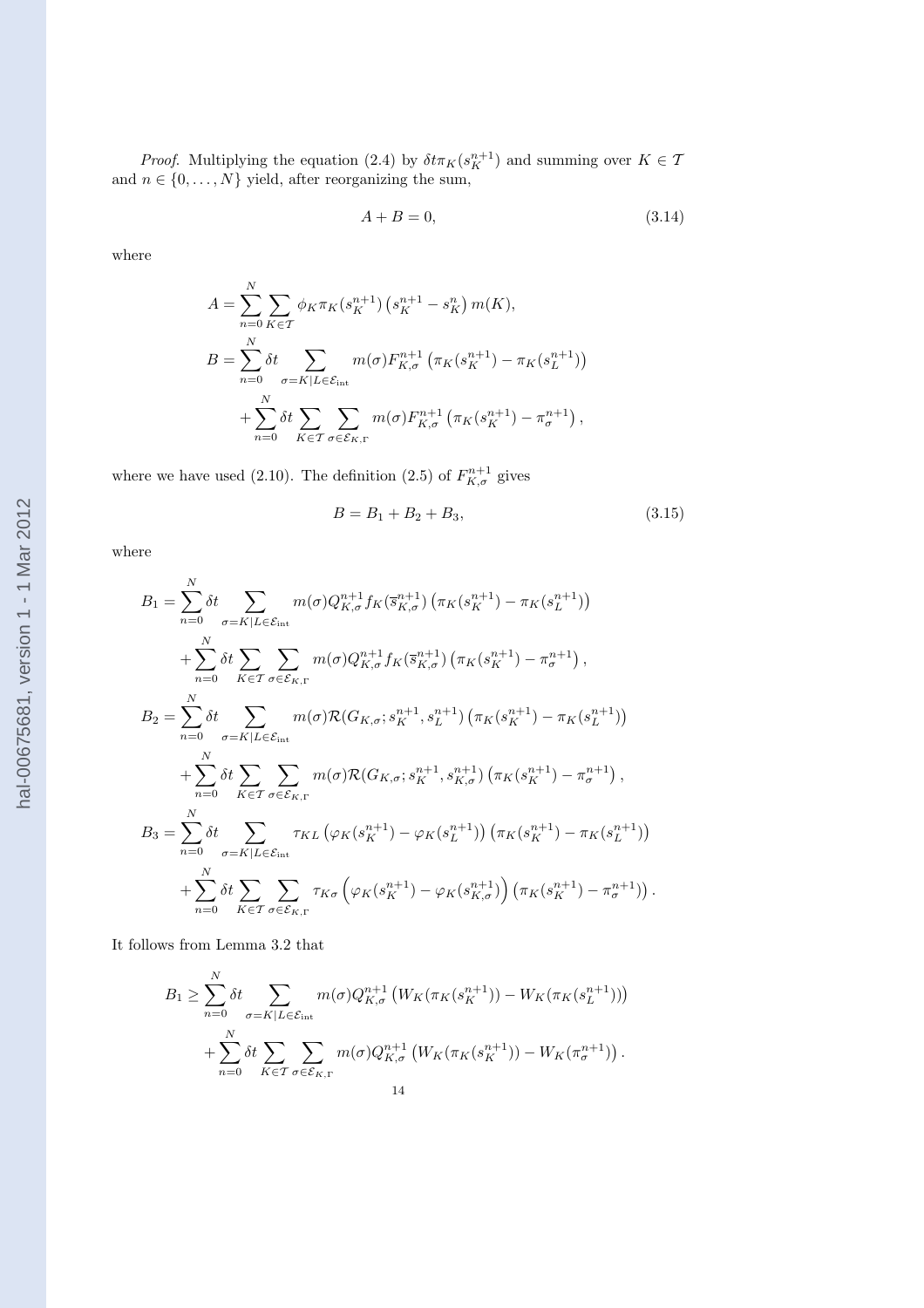*Proof.* Multiplying the equation (2.4) by $\delta t \pi_K(s_K^{n+1})$ and summing over $K \in \mathcal{T}$ and $n \in \{0, \dots, N\}$ yield, after reorganizing the sum,

$$A + B = 0, \tag{3.14}$$

where

$$A = \sum_{n=0}^{N} \sum_{K \in \mathcal{T}} \phi_K \pi_K(s_K^{n+1}) \left(s_K^{n+1} - s_K^n\right) m(K),$$

$$B = \sum_{n=0}^{N} \delta t \sum_{\sigma = K|L \in \mathcal{E}_{\text{int}}} m(\sigma) F_{K,\sigma}^{n+1} \left(\pi_K(s_K^{n+1}) - \pi_K(s_L^{n+1})\right)$$
$$+ \sum_{n=0}^{N} \delta t \sum_{K \in \mathcal{T}} \sum_{\sigma \in \mathcal{E}_{K,\Gamma}} m(\sigma) F_{K,\sigma}^{n+1} \left(\pi_K(s_K^{n+1}) - \pi_\sigma^{n+1}\right),$$

where we have used (2.10). The definition (2.5) of $F_{K,\sigma}^{n+1}$ gives

$$B = B_1 + B_2 + B_3, \tag{3.15}$$

where

$$B_1 = \sum_{n=0}^{N} \delta t \sum_{\sigma = K|L \in \mathcal{E}_{\text{int}}} m(\sigma) Q_{K,\sigma}^{n+1} f_K(\overline{s}_{K,\sigma}^{n+1}) \left(\pi_K(s_K^{n+1}) - \pi_K(s_L^{n+1})\right)$$
$$+ \sum_{n=0}^{N} \delta t \sum_{K \in \mathcal{T}} \sum_{\sigma \in \mathcal{E}_{K,\Gamma}} m(\sigma) Q_{K,\sigma}^{n+1} f_K(\overline{s}_{K,\sigma}^{n+1}) \left(\pi_K(s_K^{n+1}) - \pi_\sigma^{n+1}\right),$$

$$B_2 = \sum_{n=0}^{N} \delta t \sum_{\sigma = K|L \in \mathcal{E}_{\text{int}}} m(\sigma) \mathcal{R}(G_{K,\sigma}; s_K^{n+1}, s_L^{n+1}) \left(\pi_K(s_K^{n+1}) - \pi_K(s_L^{n+1})\right)$$
$$+ \sum_{n=0}^{N} \delta t \sum_{K \in \mathcal{T}} \sum_{\sigma \in \mathcal{E}_{K,\Gamma}} m(\sigma) \mathcal{R}(G_{K,\sigma}; s_K^{n+1}, s_{K,\sigma}^{n+1}) \left(\pi_K(s_K^{n+1}) - \pi_\sigma^{n+1}\right),$$

$$B_3 = \sum_{n=0}^{N} \delta t \sum_{\sigma = K|L \in \mathcal{E}_{\text{int}}} \tau_{KL} \left(\varphi_K(s_K^{n+1}) - \varphi_K(s_L^{n+1})\right) \left(\pi_K(s_K^{n+1}) - \pi_K(s_L^{n+1})\right)$$
$$+ \sum_{n=0}^{N} \delta t \sum_{K \in \mathcal{T}} \sum_{\sigma \in \mathcal{E}_{K,\Gamma}} \tau_{K\sigma} \left(\varphi_K(s_K^{n+1}) - \varphi_K(s_{K,\sigma}^{n+1})\right) \left(\pi_K(s_K^{n+1}) - \pi_\sigma^{n+1}\right).$$

It follows from Lemma 3.2 that

$$B_1 \geq \sum_{n=0}^{N} \delta t \sum_{\sigma = K|L \in \mathcal{E}_{\text{int}}} m(\sigma) Q_{K,\sigma}^{n+1} \left(W_K(\pi_K(s_K^{n+1})) - W_K(\pi_K(s_L^{n+1}))\right)$$
$$+ \sum_{n=0}^{N} \delta t \sum_{K \in \mathcal{T}} \sum_{\sigma \in \mathcal{E}_{K,\Gamma}} m(\sigma) Q_{K,\sigma}^{n+1} \left(W_K(\pi_K(s_K^{n+1})) - W_K(\pi_\sigma^{n+1})\right).$$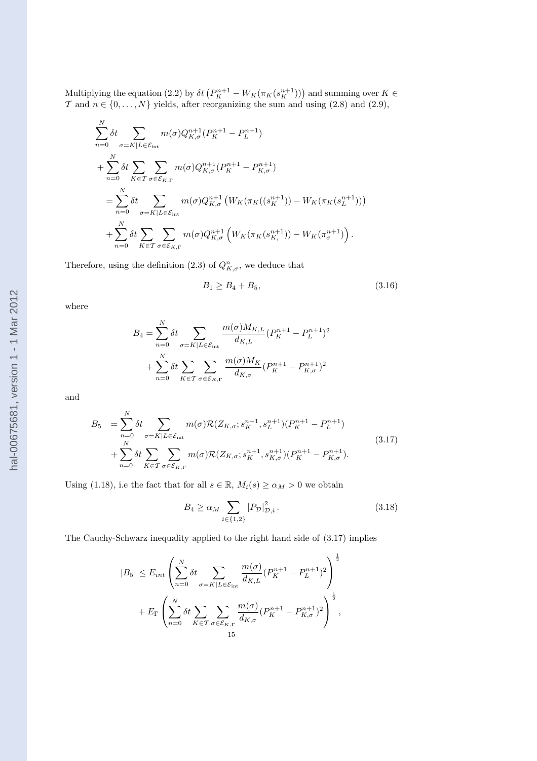Multiplying the equation (2.2) by $\delta t \left(P_K^{n+1} - W_K(\pi_K(s_K^{n+1}))\right)$ and summing over $K \in \mathcal{T}$ and $n \in \{0, \ldots, N\}$ yields, after reorganizing the sum and using (2.8) and (2.9),

$$
\begin{aligned}
&\sum_{n=0}^{N} \delta t \sum_{\sigma = K|L \in \mathcal{E}_{\rm int}} m(\sigma) Q_{K,\sigma}^{n+1} (P_K^{n+1} - P_L^{n+1}) \\
&+ \sum_{n=0}^{N} \delta t \sum_{K \in \mathcal{T}} \sum_{\sigma \in \mathcal{E}_{K,\Gamma}} m(\sigma) Q_{K,\sigma}^{n+1} (P_K^{n+1} - P_{K,\sigma}^{n+1}) \\
&\quad = \sum_{n=0}^{N} \delta t \sum_{\sigma = K|L \in \mathcal{E}_{\rm int}} m(\sigma) Q_{K,\sigma}^{n+1} \left( W_K(\pi_K((s_K^{n+1})) - W_K(\pi_K(s_L^{n+1})) \right) \\
&\quad + \sum_{n=0}^{N} \delta t \sum_{K \in \mathcal{T}} \sum_{\sigma \in \mathcal{E}_{K,\Gamma}} m(\sigma) Q_{K,\sigma}^{n+1} \left( W_K(\pi_K(s_{K,}^{n+1})) - W_K(\pi_\sigma^{n+1}) \right).
\end{aligned}
$$

Therefore, using the definition (2.3) of $Q_{K,\sigma}^n$, we deduce that

$$
B_1 \geq B_4 + B_5, \tag{3.16}
$$

where

$$
\begin{aligned}
B_4 = &\sum_{n=0}^{N} \delta t \sum_{\sigma = K|L \in \mathcal{E}_{\rm int}} \frac{m(\sigma) M_{K,L}}{d_{K,L}} (P_K^{n+1} - P_L^{n+1})^2 \\
&+ \sum_{n=0}^{N} \delta t \sum_{K \in \mathcal{T}} \sum_{\sigma \in \mathcal{E}_{K,\Gamma}} \frac{m(\sigma) M_K}{d_{K,\sigma}} (P_K^{n+1} - P_{K,\sigma}^{n+1})^2
\end{aligned}
$$

and

$$
\begin{aligned}
B_5 \;= &\sum_{n=0}^{N} \delta t \sum_{\sigma = K|L \in \mathcal{E}_{\rm int}} m(\sigma) \mathcal{R}(Z_{K,\sigma}; s_K^{n+1}, s_L^{n+1}) (P_K^{n+1} - P_L^{n+1}) \\
&+ \sum_{n=0}^{N} \delta t \sum_{K \in \mathcal{T}} \sum_{\sigma \in \mathcal{E}_{K,\Gamma}} m(\sigma) \mathcal{R}(Z_{K,\sigma}; s_K^{n+1}, s_{K,\sigma}^{n+1}) (P_K^{n+1} - P_{K,\sigma}^{n+1}).
\end{aligned} \tag{3.17}
$$

Using (1.18), i.e the fact that for all $s \in \mathbb{R}$, $M_i(s) \geq \alpha_M > 0$ we obtain

$$
B_4 \geq \alpha_M \sum_{i \in \{1,2\}} |P_{\mathcal{D}}|_{\mathcal{D},i}^2. \tag{3.18}
$$

The Cauchy-Schwarz inequality applied to the right hand side of (3.17) implies

$$
\begin{aligned}
|B_5| \leq &\, E_{int} \left( \sum_{n=0}^{N} \delta t \sum_{\sigma = K|L \in \mathcal{E}_{\rm int}} \frac{m(\sigma)}{d_{K,L}} (P_K^{n+1} - P_L^{n+1})^2 \right)^{\frac{1}{2}} \\
&+ E_\Gamma \left( \sum_{n=0}^{N} \delta t \sum_{K \in \mathcal{T}} \sum_{\sigma \in \mathcal{E}_{K,\Gamma}} \frac{m(\sigma)}{d_{K,\sigma}} (P_K^{n+1} - P_{K,\sigma}^{n+1})^2 \right)^{\frac{1}{2}},
\end{aligned}
$$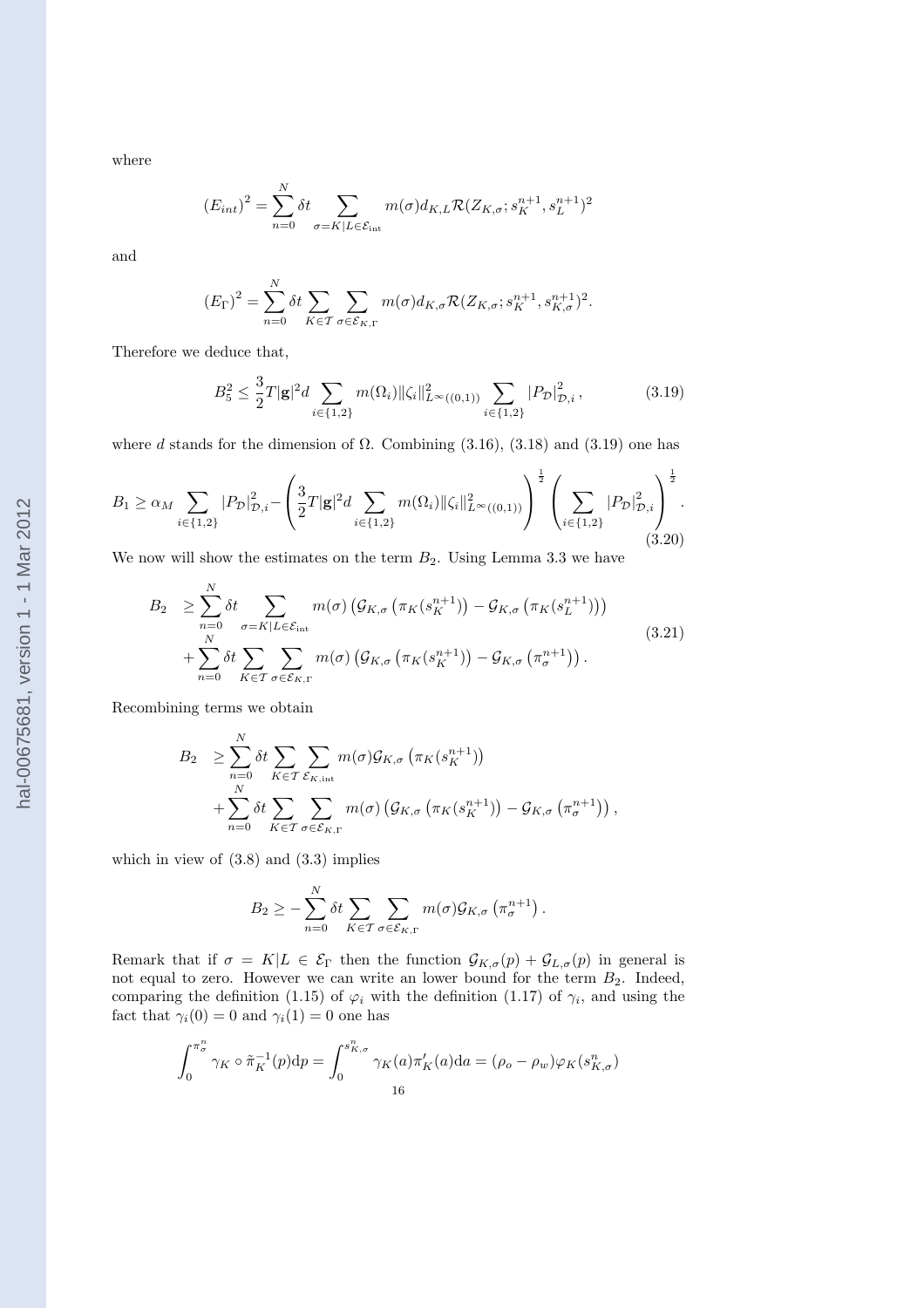where

$$(E_{int})^2 = \sum_{n=0}^{N} \delta t \sum_{\sigma = K|L \in \mathcal{E}_{\mathrm{int}}} m(\sigma) d_{K,L} \mathcal{R}(Z_{K,\sigma}; s_K^{n+1}, s_L^{n+1})^2$$

and

$$(E_\Gamma)^2 = \sum_{n=0}^{N} \delta t \sum_{K \in \mathcal{T}} \sum_{\sigma \in \mathcal{E}_{K,\Gamma}} m(\sigma) d_{K,\sigma} \mathcal{R}(Z_{K,\sigma}; s_K^{n+1}, s_{K,\sigma}^{n+1})^2.$$

Therefore we deduce that,

$$B_5^2 \leq \frac{3}{2} T |\mathbf{g}|^2 d \sum_{i \in \{1,2\}} m(\Omega_i) \|\zeta_i\|^2_{L^\infty((0,1))} \sum_{i \in \{1,2\}} |P_\mathcal{D}|^2_{\mathcal{D},i}, \tag{3.19}$$

where $d$ stands for the dimension of $\Omega$. Combining (3.16), (3.18) and (3.19) one has

$$B_1 \geq \alpha_M \sum_{i \in \{1,2\}} |P_\mathcal{D}|^2_{\mathcal{D},i} - \left( \frac{3}{2} T |\mathbf{g}|^2 d \sum_{i \in \{1,2\}} m(\Omega_i) \|\zeta_i\|^2_{L^\infty((0,1))} \right)^{\frac{1}{2}} \left( \sum_{i \in \{1,2\}} |P_\mathcal{D}|^2_{\mathcal{D},i} \right)^{\frac{1}{2}}. \tag{3.20}$$

We now will show the estimates on the term $B_2$. Using Lemma 3.3 we have

$$\begin{aligned} B_2 \ &\geq \sum_{n=0}^{N} \delta t \sum_{\sigma = K|L \in \mathcal{E}_{\mathrm{int}}} m(\sigma) \left( \mathcal{G}_{K,\sigma}\left( \pi_K(s_K^{n+1}) \right) - \mathcal{G}_{K,\sigma}\left( \pi_K(s_L^{n+1}) \right) \right) \\ &+ \sum_{n=0}^{N} \delta t \sum_{K \in \mathcal{T}} \sum_{\sigma \in \mathcal{E}_{K,\Gamma}} m(\sigma) \left( \mathcal{G}_{K,\sigma}\left( \pi_K(s_K^{n+1}) \right) - \mathcal{G}_{K,\sigma}\left( \pi_\sigma^{n+1} \right) \right). \end{aligned} \tag{3.21}$$

Recombining terms we obtain

$$\begin{aligned} B_2 \ &\geq \sum_{n=0}^{N} \delta t \sum_{K \in \mathcal{T}} \sum_{\mathcal{E}_{K,\mathrm{int}}} m(\sigma) \mathcal{G}_{K,\sigma}\left( \pi_K(s_K^{n+1}) \right) \\ &+ \sum_{n=0}^{N} \delta t \sum_{K \in \mathcal{T}} \sum_{\sigma \in \mathcal{E}_{K,\Gamma}} m(\sigma) \left( \mathcal{G}_{K,\sigma}\left( \pi_K(s_K^{n+1}) \right) - \mathcal{G}_{K,\sigma}\left( \pi_\sigma^{n+1} \right) \right), \end{aligned}$$

which in view of (3.8) and (3.3) implies

$$B_2 \geq - \sum_{n=0}^{N} \delta t \sum_{K \in \mathcal{T}} \sum_{\sigma \in \mathcal{E}_{K,\Gamma}} m(\sigma) \mathcal{G}_{K,\sigma}\left( \pi_\sigma^{n+1} \right).$$

Remark that if $\sigma = K|L \in \mathcal{E}_\Gamma$ then the function $\mathcal{G}_{K,\sigma}(p) + \mathcal{G}_{L,\sigma}(p)$ in general is not equal to zero. However we can write an lower bound for the term $B_2$. Indeed, comparing the definition (1.15) of $\varphi_i$ with the definition (1.17) of $\gamma_i$, and using the fact that $\gamma_i(0) = 0$ and $\gamma_i(1) = 0$ one has

$$\int_0^{\pi_\sigma^n} \gamma_K \circ \tilde{\pi}_K^{-1}(p) \mathrm{d}p = \int_0^{s_{K,\sigma}^n} \gamma_K(a) \pi_K'(a) \mathrm{d}a = (\rho_o - \rho_w) \varphi_K(s_{K,\sigma}^n)$$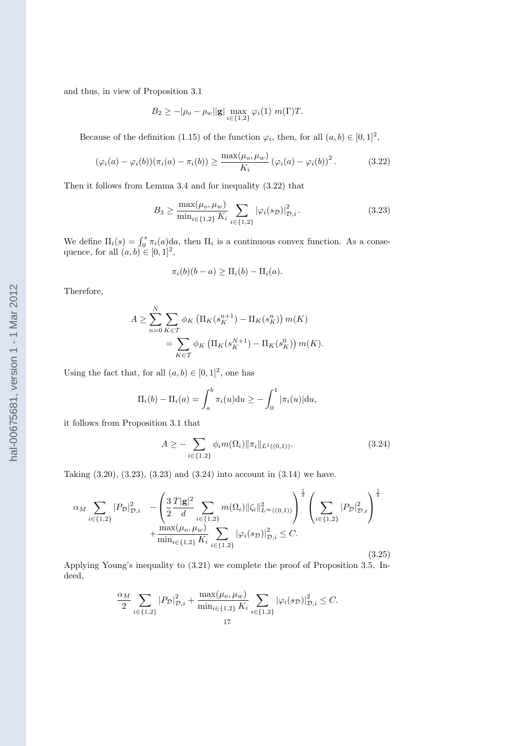and thus, in view of Proposition 3.1

$$B_2 \geq -|\rho_o - \rho_w||\mathbf{g}| \max_{i\in\{1,2\}} \varphi_i(1)\ m(\Gamma)T.$$

Because of the definition (1.15) of the function $\varphi_i$, then, for all $(a,b) \in [0,1]^2$,

$$(\varphi_i(a) - \varphi_i(b))(\pi_i(a) - \pi_i(b)) \geq \frac{\max(\mu_o, \mu_w)}{K_i} \left(\varphi_i(a) - \varphi_i(b)\right)^2. \tag{3.22}$$

Then it follows from Lemma 3.4 and for inequality (3.22) that

$$B_3 \geq \frac{\max(\mu_o, \mu_w)}{\min_{i\in\{1,2\}} K_i} \sum_{i\in\{1,2\}} |\varphi_i(s_{\mathcal{D}})|^2_{\mathcal{D},i}. \tag{3.23}$$

We define $\Pi_i(s) = \int_0^s \pi_i(a)\mathrm{d}a$, then $\Pi_i$ is a continuous convex function. As a consequence, for all $(a,b) \in [0,1]^2$,

$$\pi_i(b)(b-a) \geq \Pi_i(b) - \Pi_i(a).$$

Therefore,

$$\begin{aligned} A &\geq \sum_{n=0}^{N} \sum_{K\in\mathcal{T}} \phi_K \left(\Pi_K(s_K^{n+1}) - \Pi_K(s_K^n)\right) m(K) \\ &= \sum_{K\in\mathcal{T}} \phi_K \left(\Pi_K(s_K^{N+1}) - \Pi_K(s_K^0)\right) m(K). \end{aligned}$$

Using the fact that, for all $(a,b) \in [0,1]^2$, one has

$$\Pi_i(b) - \Pi_i(a) = \int_a^b \pi_i(u)\mathrm{d}u \geq -\int_0^1 |\pi_i(u)|\mathrm{d}u,$$

it follows from Proposition 3.1 that

$$A \geq -\sum_{i\in\{1,2\}} \phi_i m(\Omega_i)\|\pi_i\|_{L^1((0,1))}. \tag{3.24}$$

Taking (3.20), (3.23), (3.23) and (3.24) into account in (3.14) we have.

$$\begin{aligned} \alpha_M \sum_{i\in\{1,2\}} |P_{\mathcal{D}}|^2_{\mathcal{D},i} \quad &- \left(\frac{3}{2}\frac{T|\mathbf{g}|^2}{d} \sum_{i\in\{1,2\}} m(\Omega_i)\|\zeta_i\|^2_{L^\infty((0,1))}\right)^{\frac{1}{2}} \left(\sum_{i\in\{1,2\}} |P_{\mathcal{D}}|^2_{\mathcal{D},i}\right)^{\frac{1}{2}} \\ &+ \frac{\max(\mu_o, \mu_w)}{\min_{i\in\{1,2\}} K_i} \sum_{i\in\{1,2\}} |\varphi_i(s_{\mathcal{D}})|^2_{\mathcal{D},i} \leq C. \end{aligned} \tag{3.25}$$

Applying Young's inequality to (3.21) we complete the proof of Proposition 3.5. Indeed,

$$\frac{\alpha_M}{2} \sum_{i\in\{1,2\}} |P_{\mathcal{D}}|^2_{\mathcal{D},i} + \frac{\max(\mu_o, \mu_w)}{\min_{i\in\{1,2\}} K_i} \sum_{i\in\{1,2\}} |\varphi_i(s_{\mathcal{D}})|^2_{\mathcal{D},i} \leq C.$$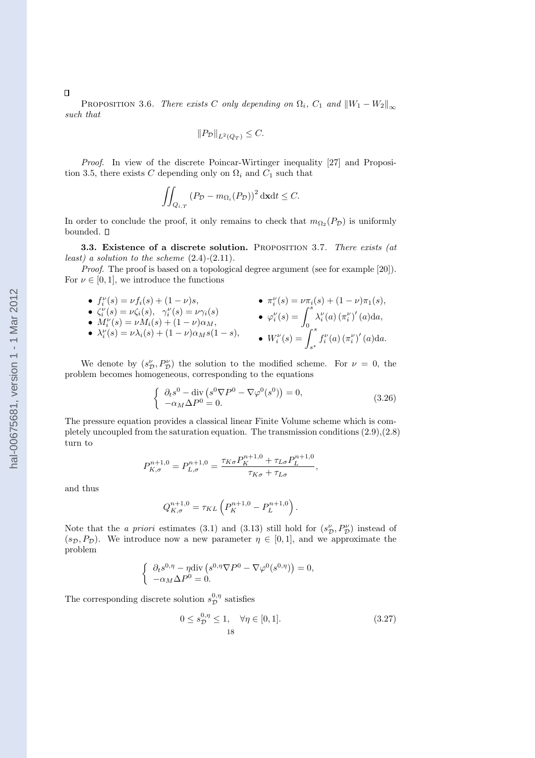□

PROPOSITION 3.6. *There exists $C$ only depending on $\Omega_i$, $C_1$ and $\|W_1 - W_2\|_\infty$ such that*

$$\|P_{\mathcal{D}}\|_{L^2(Q_T)} \le C.$$

*Proof.* In view of the discrete Poincar-Wirtinger inequality [27] and Proposition 3.5, there exists $C$ depending only on $\Omega_i$ and $C_1$ such that

$$\iint_{Q_{i,T}} \left(P_{\mathcal{D}} - m_{\Omega_i}(P_{\mathcal{D}})\right)^2 \mathrm{d}\mathbf{x}\mathrm{d}t \le C.$$

In order to conclude the proof, it only remains to check that $m_{\Omega_2}(P_{\mathcal{D}})$ is uniformly bounded. □

**3.3. Existence of a discrete solution.** PROPOSITION 3.7. *There exists (at least) a solution to the scheme* (2.4)-(2.11).

*Proof.* The proof is based on a topological degree argument (see for example [20]). For $\nu \in [0,1]$, we introduce the functions

- $f_i^\nu(s) = \nu f_i(s) + (1-\nu)s$,
- $\zeta_i^\nu(s) = \nu\zeta_i(s)$, $\gamma_i^\nu(s) = \nu\gamma_i(s)$
- $M_i^\nu(s) = \nu M_i(s) + (1-\nu)\alpha_M$,
- $\lambda_i^\nu(s) = \nu\lambda_i(s) + (1-\nu)\alpha_M s(1-s)$,
- $\pi_i^\nu(s) = \nu\pi_i(s) + (1-\nu)\pi_1(s)$,
- $\varphi_i^\nu(s) = \displaystyle\int_0^s \lambda_i^\nu(a)\left(\pi_i^\nu\right)'(a)\mathrm{d}a$,
- $W_i^\nu(s) = \displaystyle\int_{s^\star}^s f_i^\nu(a)\left(\pi_i^\nu\right)'(a)\mathrm{d}a$.

We denote by $(s_{\mathcal{D}}^\nu, P_{\mathcal{D}}^\nu)$ the solution to the modified scheme. For $\nu = 0$, the problem becomes homogeneous, corresponding to the equations

$$\begin{cases} \partial_t s^0 - \operatorname{div}\left(s^0 \nabla P^0 - \nabla\varphi^0(s^0)\right) = 0, \\ -\alpha_M \Delta P^0 = 0. \end{cases} \tag{3.26}$$

The pressure equation provides a classical linear Finite Volume scheme which is completely uncoupled from the saturation equation. The transmission conditions (2.9),(2.8) turn to

$$P_{K,\sigma}^{n+1,0} = P_{L,\sigma}^{n+1,0} = \frac{\tau_{K\sigma}P_K^{n+1,0} + \tau_{L\sigma}P_L^{n+1,0}}{\tau_{K\sigma} + \tau_{L\sigma}},$$

and thus

$$Q_{K,\sigma}^{n+1,0} = \tau_{KL}\left(P_K^{n+1,0} - P_L^{n+1,0}\right).$$

Note that the *a priori* estimates (3.1) and (3.13) still hold for $(s_{\mathcal{D}}^\nu, P_{\mathcal{D}}^\nu)$ instead of $(s_{\mathcal{D}}, P_{\mathcal{D}})$. We introduce now a new parameter $\eta \in [0,1]$, and we approximate the problem

$$\begin{cases} \partial_t s^{0,\eta} - \eta\operatorname{div}\left(s^{0,\eta} \nabla P^0 - \nabla\varphi^0(s^{0,\eta})\right) = 0, \\ -\alpha_M \Delta P^0 = 0. \end{cases}$$

The corresponding discrete solution $s_{\mathcal{D}}^{0,\eta}$ satisfies

$$0 \le s_{\mathcal{D}}^{0,\eta} \le 1, \quad \forall \eta \in [0,1]. \tag{3.27}$$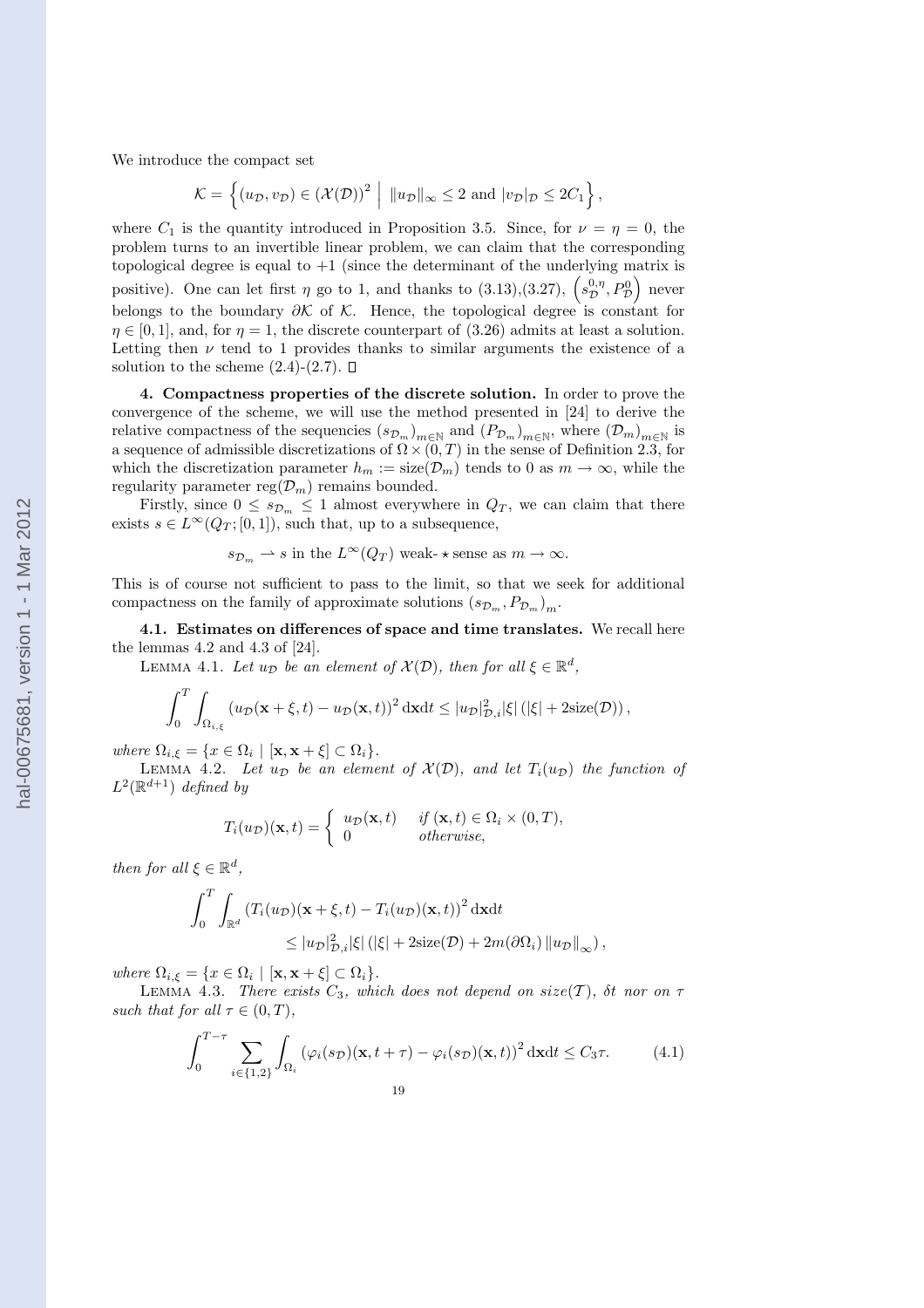We introduce the compact set

$$\mathcal{K} = \left\{ (u_\mathcal{D}, v_\mathcal{D}) \in (\mathcal{X}(\mathcal{D}))^2 \;\Big|\; \|u_\mathcal{D}\|_\infty \leq 2 \text{ and } |v_\mathcal{D}|_\mathcal{D} \leq 2C_1 \right\},$$

where $C_1$ is the quantity introduced in Proposition 3.5. Since, for $\nu = \eta = 0$, the problem turns to an invertible linear problem, we can claim that the corresponding topological degree is equal to $+1$ (since the determinant of the underlying matrix is positive). One can let first $\eta$ go to 1, and thanks to (3.13),(3.27), $\left(s_\mathcal{D}^{0,\eta}, P_\mathcal{D}^0\right)$ never belongs to the boundary $\partial\mathcal{K}$ of $\mathcal{K}$. Hence, the topological degree is constant for $\eta \in [0,1]$, and, for $\eta = 1$, the discrete counterpart of (3.26) admits at least a solution. Letting then $\nu$ tend to 1 provides thanks to similar arguments the existence of a solution to the scheme (2.4)-(2.7). □

**4. Compactness properties of the discrete solution.** In order to prove the convergence of the scheme, we will use the method presented in [24] to derive the relative compactness of the sequencies $(s_{\mathcal{D}_m})_{m\in\mathbb{N}}$ and $(P_{\mathcal{D}_m})_{m\in\mathbb{N}}$, where $(\mathcal{D}_m)_{m\in\mathbb{N}}$ is a sequence of admissible discretizations of $\Omega\times(0,T)$ in the sense of Definition 2.3, for which the discretization parameter $h_m := \text{size}(\mathcal{D}_m)$ tends to 0 as $m \to \infty$, while the regularity parameter $\text{reg}(\mathcal{D}_m)$ remains bounded.

Firstly, since $0 \leq s_{\mathcal{D}_m} \leq 1$ almost everywhere in $Q_T$, we can claim that there exists $s \in L^\infty(Q_T;[0,1])$, such that, up to a subsequence,

$$s_{\mathcal{D}_m} \rightharpoonup s \text{ in the } L^\infty(Q_T) \text{ weak-}\star \text{ sense as } m \to \infty.$$

This is of course not sufficient to pass to the limit, so that we seek for additional compactness on the family of approximate solutions $(s_{\mathcal{D}_m}, P_{\mathcal{D}_m})_m$.

**4.1. Estimates on differences of space and time translates.** We recall here the lemmas 4.2 and 4.3 of [24].

LEMMA 4.1. *Let $u_\mathcal{D}$ be an element of $\mathcal{X}(\mathcal{D})$, then for all $\xi \in \mathbb{R}^d$,*

$$\int_0^T \int_{\Omega_{i,\xi}} \left(u_\mathcal{D}(\mathbf{x}+\xi,t) - u_\mathcal{D}(\mathbf{x},t)\right)^2 \mathrm{d}\mathbf{x}\mathrm{d}t \leq |u_\mathcal{D}|^2_{\mathcal{D},i}|\xi|\left(|\xi| + 2\text{size}(\mathcal{D})\right),$$

*where $\Omega_{i,\xi} = \{x \in \Omega_i \mid [\mathbf{x}, \mathbf{x}+\xi] \subset \Omega_i\}$.*

LEMMA 4.2. *Let $u_\mathcal{D}$ be an element of $\mathcal{X}(\mathcal{D})$, and let $T_i(u_\mathcal{D})$ the function of $L^2(\mathbb{R}^{d+1})$ defined by*

$$T_i(u_\mathcal{D})(\mathbf{x},t) = \begin{cases} u_\mathcal{D}(\mathbf{x},t) & \text{if } (\mathbf{x},t) \in \Omega_i \times (0,T), \\ 0 & \text{otherwise,} \end{cases}$$

*then for all $\xi \in \mathbb{R}^d$,*

$$\int_0^T \int_{\mathbb{R}^d} \left(T_i(u_\mathcal{D})(\mathbf{x}+\xi,t) - T_i(u_\mathcal{D})(\mathbf{x},t)\right)^2 \mathrm{d}\mathbf{x}\mathrm{d}t \\ \leq |u_\mathcal{D}|^2_{\mathcal{D},i}|\xi|\left(|\xi| + 2\text{size}(\mathcal{D}) + 2m(\partial\Omega_i)\left\|u_\mathcal{D}\right\|_\infty\right),$$

*where $\Omega_{i,\xi} = \{x \in \Omega_i \mid [\mathbf{x}, \mathbf{x}+\xi] \subset \Omega_i\}$.*

LEMMA 4.3. *There exists $C_3$, which does not depend on $size(\mathcal{T})$, $\delta t$ nor on $\tau$ such that for all $\tau \in (0,T)$,*

$$\int_0^{T-\tau} \sum_{i\in\{1,2\}} \int_{\Omega_i} \left(\varphi_i(s_\mathcal{D})(\mathbf{x},t+\tau) - \varphi_i(s_\mathcal{D})(\mathbf{x},t)\right)^2 \mathrm{d}\mathbf{x}\mathrm{d}t \leq C_3\tau. \tag{4.1}$$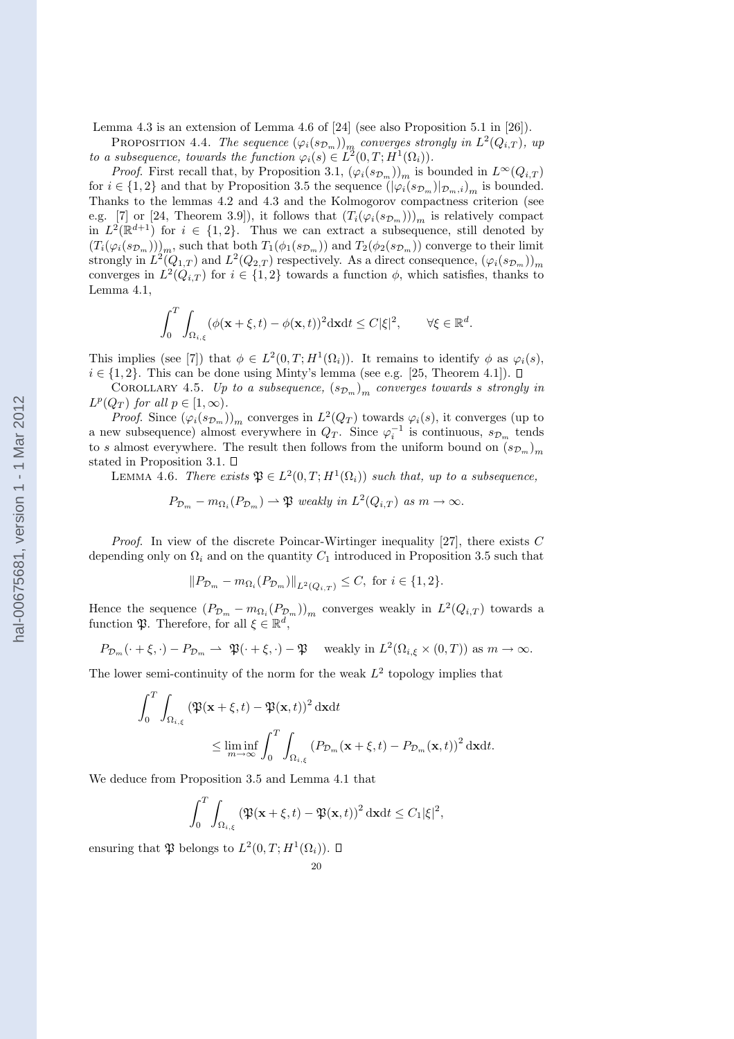Lemma 4.3 is an extension of Lemma 4.6 of [24] (see also Proposition 5.1 in [26]).

Proposition 4.4. *The sequence $(\varphi_i(s_{\mathcal{D}_m}))_m$ converges strongly in $L^2(Q_{i,T})$, up to a subsequence, towards the function $\varphi_i(s) \in L^2(0,T;H^1(\Omega_i))$.*

*Proof.* First recall that, by Proposition 3.1, $(\varphi_i(s_{\mathcal{D}_m}))_m$ is bounded in $L^\infty(Q_{i,T})$ for $i \in \{1,2\}$ and that by Proposition 3.5 the sequence $(|\varphi_i(s_{\mathcal{D}_m})|_{\mathcal{D}_m,i})_m$ is bounded. Thanks to the lemmas 4.2 and 4.3 and the Kolmogorov compactness criterion (see e.g. [7] or [24, Theorem 3.9]), it follows that $(T_i(\varphi_i(s_{\mathcal{D}_m})))_m$ is relatively compact in $L^2(\mathbb{R}^{d+1})$ for $i \in \{1,2\}$. Thus we can extract a subsequence, still denoted by $(T_i(\varphi_i(s_{\mathcal{D}_m})))_m$, such that both $T_1(\phi_1(s_{\mathcal{D}_m}))$ and $T_2(\phi_2(s_{\mathcal{D}_m}))$ converge to their limit strongly in $L^2(Q_{1,T})$ and $L^2(Q_{2,T})$ respectively. As a direct consequence, $(\varphi_i(s_{\mathcal{D}_m}))_m$ converges in $L^2(Q_{i,T})$ for $i \in \{1,2\}$ towards a function $\phi$, which satisfies, thanks to Lemma 4.1,

$$\int_0^T \int_{\Omega_{i,\xi}} (\phi(\mathbf{x}+\xi,t) - \phi(\mathbf{x},t))^2 \mathrm{d}\mathbf{x}\mathrm{d}t \le C|\xi|^2, \qquad \forall \xi \in \mathbb{R}^d.$$

This implies (see [7]) that $\phi \in L^2(0,T;H^1(\Omega_i))$. It remains to identify $\phi$ as $\varphi_i(s)$, $i \in \{1,2\}$. This can be done using Minty's lemma (see e.g. [25, Theorem 4.1]). □

Corollary 4.5. *Up to a subsequence, $(s_{\mathcal{D}_m})_m$ converges towards $s$ strongly in $L^p(Q_T)$ for all $p \in [1,\infty)$.*

*Proof.* Since $(\varphi_i(s_{\mathcal{D}_m}))_m$ converges in $L^2(Q_T)$ towards $\varphi_i(s)$, it converges (up to a new subsequence) almost everywhere in $Q_T$. Since $\varphi_i^{-1}$ is continuous, $s_{\mathcal{D}_m}$ tends to $s$ almost everywhere. The result then follows from the uniform bound on $(s_{\mathcal{D}_m})_m$ stated in Proposition 3.1. □

Lemma 4.6. *There exists $\mathfrak{P} \in L^2(0,T;H^1(\Omega_i))$ such that, up to a subsequence,*

$$P_{\mathcal{D}_m} - m_{\Omega_i}(P_{\mathcal{D}_m}) \rightharpoonup \mathfrak{P} \text{ weakly in } L^2(Q_{i,T}) \text{ as } m \to \infty.$$

*Proof.* In view of the discrete Poincar-Wirtinger inequality [27], there exists $C$ depending only on $\Omega_i$ and on the quantity $C_1$ introduced in Proposition 3.5 such that

$$\|P_{\mathcal{D}_m} - m_{\Omega_i}(P_{\mathcal{D}_m})\|_{L^2(Q_{i,T})} \le C, \text{ for } i \in \{1,2\}.$$

Hence the sequence $(P_{\mathcal{D}_m} - m_{\Omega_i}(P_{\mathcal{D}_m}))_m$ converges weakly in $L^2(Q_{i,T})$ towards a function $\mathfrak{P}$. Therefore, for all $\xi \in \mathbb{R}^d$,

$$P_{\mathcal{D}_m}(\cdot+\xi,\cdot) - P_{\mathcal{D}_m} \rightharpoonup \mathfrak{P}(\cdot+\xi,\cdot) - \mathfrak{P} \quad \text{weakly in } L^2(\Omega_{i,\xi}\times(0,T)) \text{ as } m \to \infty.$$

The lower semi-continuity of the norm for the weak $L^2$ topology implies that

$$\int_0^T \int_{\Omega_{i,\xi}} (\mathfrak{P}(\mathbf{x}+\xi,t) - \mathfrak{P}(\mathbf{x},t))^2 \mathrm{d}\mathbf{x}\mathrm{d}t \le \liminf_{m\to\infty} \int_0^T \int_{\Omega_{i,\xi}} (P_{\mathcal{D}_m}(\mathbf{x}+\xi,t) - P_{\mathcal{D}_m}(\mathbf{x},t))^2 \mathrm{d}\mathbf{x}\mathrm{d}t.$$

We deduce from Proposition 3.5 and Lemma 4.1 that

$$\int_0^T \int_{\Omega_{i,\xi}} (\mathfrak{P}(\mathbf{x}+\xi,t) - \mathfrak{P}(\mathbf{x},t))^2 \mathrm{d}\mathbf{x}\mathrm{d}t \le C_1|\xi|^2,$$

ensuring that $\mathfrak{P}$ belongs to $L^2(0,T;H^1(\Omega_i))$. □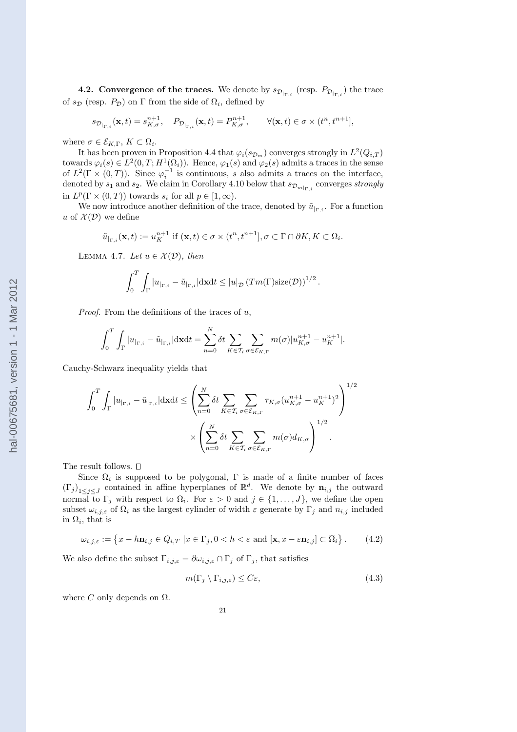**4.2. Convergence of the traces.** We denote by $s_{\mathcal{D}_{|\Gamma,i}}$ (resp. $P_{\mathcal{D}_{|\Gamma,i}}$) the trace of $s_\mathcal{D}$ (resp. $P_\mathcal{D}$) on $\Gamma$ from the side of $\Omega_i$, defined by

$$s_{\mathcal{D}_{|\Gamma,i}}(\mathbf{x},t) = s_{K,\sigma}^{n+1}, \quad P_{\mathcal{D}_{|\Gamma,i}}(\mathbf{x},t) = P_{K,\sigma}^{n+1}, \qquad \forall (\mathbf{x},t) \in \sigma \times (t^n, t^{n+1}],$$

where $\sigma \in \mathcal{E}_{K,\Gamma}$, $K \subset \Omega_i$.

It has been proven in Proposition 4.4 that $\varphi_i(s_{\mathcal{D}_m})$ converges strongly in $L^2(Q_{i,T})$ towards $\varphi_i(s) \in L^2(0,T;H^1(\Omega_i))$. Hence, $\varphi_1(s)$ and $\varphi_2(s)$ admits a traces in the sense of $L^2(\Gamma \times (0,T))$. Since $\varphi_i^{-1}$ is continuous, $s$ also admits a traces on the interface, denoted by $s_1$ and $s_2$. We claim in Corollary 4.10 below that $s_{\mathcal{D}_{m|\Gamma,i}}$ converges *strongly* in $L^p(\Gamma \times (0,T))$ towards $s_i$ for all $p \in [1,\infty)$.

We now introduce another definition of the trace, denoted by $\tilde{u}_{|\Gamma,i}$. For a function $u$ of $\mathcal{X}(\mathcal{D})$ we define

$$\tilde{u}_{|\Gamma,i}(\mathbf{x},t) := u_K^{n+1} \text{ if } (\mathbf{x},t) \in \sigma \times (t^n, t^{n+1}], \sigma \subset \Gamma \cap \partial K, K \subset \Omega_i.$$

Lemma 4.7. *Let $u \in \mathcal{X}(\mathcal{D})$, then*

$$\int_0^T \int_\Gamma |u_{|\Gamma,i} - \tilde{u}_{|\Gamma,i}| \mathrm{d}\mathbf{x}\mathrm{d}t \le |u|_\mathcal{D} \left(T m(\Gamma) \mathrm{size}(\mathcal{D})\right)^{1/2}.$$

*Proof.* From the definitions of the traces of $u$,

$$\int_0^T \int_\Gamma |u_{|\Gamma,i} - \tilde{u}_{|\Gamma,i}| \mathrm{d}\mathbf{x}\mathrm{d}t = \sum_{n=0}^N \delta t \sum_{K \in \mathcal{T}_i} \sum_{\sigma \in \mathcal{E}_{K,\Gamma}} m(\sigma) |u_{K,\sigma}^{n+1} - u_K^{n+1}|.$$

Cauchy-Schwarz inequality yields that

$$\int_0^T \int_\Gamma |u_{|\Gamma,i} - \tilde{u}_{|\Gamma,i}| \mathrm{d}\mathbf{x}\mathrm{d}t \le \left( \sum_{n=0}^N \delta t \sum_{K \in \mathcal{T}_i} \sum_{\sigma \in \mathcal{E}_{K,\Gamma}} \tau_{K,\sigma} (u_{K,\sigma}^{n+1} - u_K^{n+1})^2 \right)^{1/2} \times \left( \sum_{n=0}^N \delta t \sum_{K \in \mathcal{T}_i} \sum_{\sigma \in \mathcal{E}_{K,\Gamma}} m(\sigma) d_{K,\sigma} \right)^{1/2}.$$

The result follows. $\square$

Since $\Omega_i$ is supposed to be polygonal, $\Gamma$ is made of a finite number of faces $(\Gamma_j)_{1 \le j \le J}$ contained in affine hyperplanes of $\mathbb{R}^d$. We denote by $\mathbf{n}_{i,j}$ the outward normal to $\Gamma_j$ with respect to $\Omega_i$. For $\varepsilon > 0$ and $j \in \{1, \dots, J\}$, we define the open subset $\omega_{i,j,\varepsilon}$ of $\Omega_i$ as the largest cylinder of width $\varepsilon$ generate by $\Gamma_j$ and $n_{i,j}$ included in $\Omega_i$, that is

$$\omega_{i,j,\varepsilon} := \left\{ x - h\mathbf{n}_{i,j} \in Q_{i,T} \;|x \in \Gamma_j, 0 < h < \varepsilon \text{ and } [\mathbf{x}, x - \varepsilon \mathbf{n}_{i,j}] \subset \overline{\Omega}_i \right\}. \tag{4.2}$$

We also define the subset $\Gamma_{i,j,\varepsilon} = \partial \omega_{i,j,\varepsilon} \cap \Gamma_j$ of $\Gamma_j$, that satisfies

$$m(\Gamma_j \setminus \Gamma_{i,j,\varepsilon}) \le C\varepsilon, \tag{4.3}$$

where $C$ only depends on $\Omega$.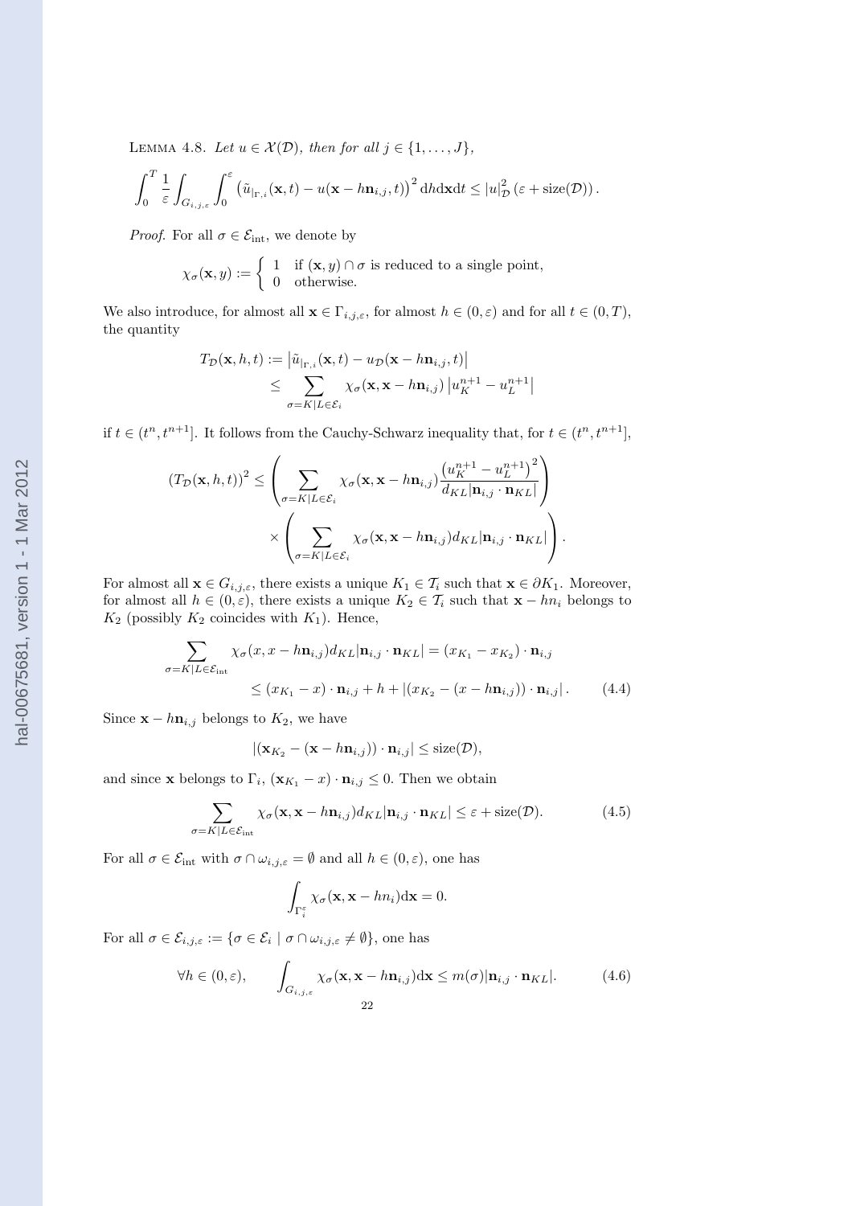LEMMA 4.8. *Let $u \in \mathcal{X}(\mathcal{D})$, then for all $j \in \{1, \ldots, J\}$,*

$$\int_0^T \frac{1}{\varepsilon} \int_{G_{i,j,\varepsilon}} \int_0^\varepsilon \left( \tilde{u}_{|_{\Gamma,i}}(\mathbf{x}, t) - u(\mathbf{x} - h\mathbf{n}_{i,j}, t) \right)^2 \mathrm{d}h \mathrm{d}\mathbf{x} \mathrm{d}t \leq |u|^2_{\mathcal{D}} \left( \varepsilon + \mathrm{size}(\mathcal{D}) \right).$$

*Proof.* For all $\sigma \in \mathcal{E}_{\mathrm{int}}$, we denote by

$$\chi_\sigma(\mathbf{x}, y) := \begin{cases} 1 & \text{if } (\mathbf{x}, y) \cap \sigma \text{ is reduced to a single point,} \\ 0 & \text{otherwise.} \end{cases}$$

We also introduce, for almost all $\mathbf{x} \in \Gamma_{i,j,\varepsilon}$, for almost $h \in (0, \varepsilon)$ and for all $t \in (0, T)$, the quantity

$$\begin{aligned} T_{\mathcal{D}}(\mathbf{x}, h, t) &:= \left| \tilde{u}_{|_{\Gamma,i}}(\mathbf{x}, t) - u_{\mathcal{D}}(\mathbf{x} - h\mathbf{n}_{i,j}, t) \right| \\ &\leq \sum_{\sigma = K|L \in \mathcal{E}_i} \chi_\sigma(\mathbf{x}, \mathbf{x} - h\mathbf{n}_{i,j}) \left| u_K^{n+1} - u_L^{n+1} \right| \end{aligned}$$

if $t \in (t^n, t^{n+1}]$. It follows from the Cauchy-Schwarz inequality that, for $t \in (t^n, t^{n+1}]$,

$$\begin{aligned} \left( T_{\mathcal{D}}(\mathbf{x}, h, t) \right)^2 \leq & \left( \sum_{\sigma = K|L \in \mathcal{E}_i} \chi_\sigma(\mathbf{x}, \mathbf{x} - h\mathbf{n}_{i,j}) \frac{\left( u_K^{n+1} - u_L^{n+1} \right)^2}{d_{KL} |\mathbf{n}_{i,j} \cdot \mathbf{n}_{KL}|} \right) \\ & \times \left( \sum_{\sigma = K|L \in \mathcal{E}_i} \chi_\sigma(\mathbf{x}, \mathbf{x} - h\mathbf{n}_{i,j}) d_{KL} |\mathbf{n}_{i,j} \cdot \mathbf{n}_{KL}| \right). \end{aligned}$$

For almost all $\mathbf{x} \in G_{i,j,\varepsilon}$, there exists a unique $K_1 \in \mathcal{T}_i$ such that $\mathbf{x} \in \partial K_1$. Moreover, for almost all $h \in (0, \varepsilon)$, there exists a unique $K_2 \in \mathcal{T}_i$ such that $\mathbf{x} - hn_i$ belongs to $K_2$ (possibly $K_2$ coincides with $K_1$). Hence,

$$\begin{aligned} \sum_{\sigma = K|L \in \mathcal{E}_{\mathrm{int}}} \chi_\sigma(x, x - h\mathbf{n}_{i,j}) d_{KL} |\mathbf{n}_{i,j} \cdot \mathbf{n}_{KL}| &= (x_{K_1} - x_{K_2}) \cdot \mathbf{n}_{i,j} \\ &\leq (x_{K_1} - x) \cdot \mathbf{n}_{i,j} + h + \left| (x_{K_2} - (x - h\mathbf{n}_{i,j})) \cdot \mathbf{n}_{i,j} \right|. \end{aligned} \tag{4.4}$$

Since $\mathbf{x} - h\mathbf{n}_{i,j}$ belongs to $K_2$, we have

$$\left| (\mathbf{x}_{K_2} - (\mathbf{x} - h\mathbf{n}_{i,j})) \cdot \mathbf{n}_{i,j} \right| \leq \mathrm{size}(\mathcal{D}),$$

and since $\mathbf{x}$ belongs to $\Gamma_i$, $(\mathbf{x}_{K_1} - x) \cdot \mathbf{n}_{i,j} \leq 0$. Then we obtain

$$\sum_{\sigma = K|L \in \mathcal{E}_{\mathrm{int}}} \chi_\sigma(\mathbf{x}, \mathbf{x} - h\mathbf{n}_{i,j}) d_{KL} |\mathbf{n}_{i,j} \cdot \mathbf{n}_{KL}| \leq \varepsilon + \mathrm{size}(\mathcal{D}). \tag{4.5}$$

For all $\sigma \in \mathcal{E}_{\mathrm{int}}$ with $\sigma \cap \omega_{i,j,\varepsilon} = \emptyset$ and all $h \in (0, \varepsilon)$, one has

$$\int_{\Gamma_i^\varepsilon} \chi_\sigma(\mathbf{x}, \mathbf{x} - hn_i) \mathrm{d}\mathbf{x} = 0.$$

For all $\sigma \in \mathcal{E}_{i,j,\varepsilon} := \{ \sigma \in \mathcal{E}_i \mid \sigma \cap \omega_{i,j,\varepsilon} \neq \emptyset \}$, one has

$$\forall h \in (0, \varepsilon), \qquad \int_{G_{i,j,\varepsilon}} \chi_\sigma(\mathbf{x}, \mathbf{x} - h\mathbf{n}_{i,j}) \mathrm{d}\mathbf{x} \leq m(\sigma) |\mathbf{n}_{i,j} \cdot \mathbf{n}_{KL}|. \tag{4.6}$$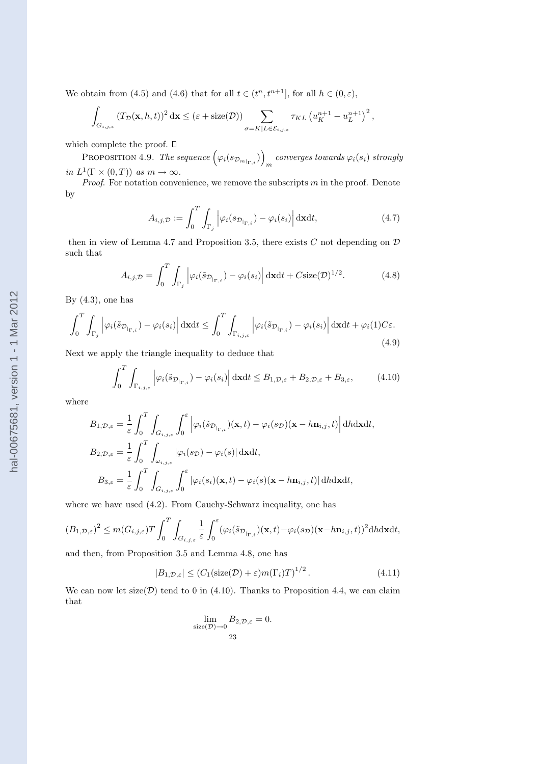We obtain from (4.5) and (4.6) that for all $t \in (t^n, t^{n+1}]$, for all $h \in (0, \varepsilon)$,

$$\int_{G_{i,j,\varepsilon}} (T_{\mathcal{D}}(\mathbf{x}, h, t))^2 \,\mathrm{d}\mathbf{x} \leq (\varepsilon + \mathrm{size}(\mathcal{D})) \sum_{\sigma = K|L \in \mathcal{E}_{i,j,\varepsilon}} \tau_{KL} \left(u_K^{n+1} - u_L^{n+1}\right)^2,$$

which complete the proof. □

PROPOSITION 4.9. *The sequence* $\left(\varphi_i(s_{\mathcal{D}_m|_{\Gamma,i}})\right)_m$ *converges towards* $\varphi_i(s_i)$ *strongly in* $L^1(\Gamma \times (0,T))$ *as* $m \to \infty$.

*Proof.* For notation convenience, we remove the subscripts $m$ in the proof. Denote by

$$A_{i,j,\mathcal{D}} := \int_0^T \int_{\Gamma_j} \left| \varphi_i(s_{\mathcal{D}_{|\Gamma,i}}) - \varphi_i(s_i) \right| \mathrm{d}\mathbf{x}\mathrm{d}t, \tag{4.7}$$

then in view of Lemma 4.7 and Proposition 3.5, there exists $C$ not depending on $\mathcal{D}$ such that

$$A_{i,j,\mathcal{D}} = \int_0^T \int_{\Gamma_j} \left| \varphi_i(\tilde{s}_{\mathcal{D}_{|\Gamma,i}}) - \varphi_i(s_i) \right| \mathrm{d}\mathbf{x}\mathrm{d}t + C\mathrm{size}(\mathcal{D})^{1/2}. \tag{4.8}$$

By (4.3), one has

$$\int_0^T \int_{\Gamma_j} \left| \varphi_i(\tilde{s}_{\mathcal{D}_{|\Gamma,i}}) - \varphi_i(s_i) \right| \mathrm{d}\mathbf{x}\mathrm{d}t \leq \int_0^T \int_{\Gamma_{i,j,\varepsilon}} \left| \varphi_i(\tilde{s}_{\mathcal{D}_{|\Gamma,i}}) - \varphi_i(s_i) \right| \mathrm{d}\mathbf{x}\mathrm{d}t + \varphi_i(1)C\varepsilon. \tag{4.9}$$

Next we apply the triangle inequality to deduce that

$$\int_0^T \int_{\Gamma_{i,j,\varepsilon}} \left| \varphi_i(\tilde{s}_{\mathcal{D}_{|\Gamma,i}}) - \varphi_i(s_i) \right| \mathrm{d}\mathbf{x}\mathrm{d}t \leq B_{1,\mathcal{D},\varepsilon} + B_{2,\mathcal{D},\varepsilon} + B_{3,\varepsilon}, \tag{4.10}$$

where

$$B_{1,\mathcal{D},\varepsilon} = \frac{1}{\varepsilon} \int_0^T \int_{G_{i,j,\varepsilon}} \int_0^\varepsilon \left| \varphi_i(\tilde{s}_{\mathcal{D}_{|\Gamma,i}})(\mathbf{x}, t) - \varphi_i(s_{\mathcal{D}})(\mathbf{x} - h\mathbf{n}_{i,j}, t) \right| \mathrm{d}h\mathrm{d}\mathbf{x}\mathrm{d}t,$$

$$B_{2,\mathcal{D},\varepsilon} = \frac{1}{\varepsilon} \int_0^T \int_{\omega_{i,j,\varepsilon}} \left| \varphi_i(s_{\mathcal{D}}) - \varphi_i(s) \right| \mathrm{d}\mathbf{x}\mathrm{d}t,$$

$$B_{3,\varepsilon} = \frac{1}{\varepsilon} \int_0^T \int_{G_{i,j,\varepsilon}} \int_0^\varepsilon \left| \varphi_i(s_i)(\mathbf{x}, t) - \varphi_i(s)(\mathbf{x} - h\mathbf{n}_{i,j}, t) \right| \mathrm{d}h\mathrm{d}\mathbf{x}\mathrm{d}t,$$

where we have used (4.2). From Cauchy-Schwarz inequality, one has

$$(B_{1,\mathcal{D},\varepsilon})^2 \leq m(G_{i,j,\varepsilon}) T \int_0^T \int_{G_{i,j,\varepsilon}} \frac{1}{\varepsilon} \int_0^\varepsilon (\varphi_i(\tilde{s}_{\mathcal{D}_{|\Gamma,i}})(\mathbf{x}, t) - \varphi_i(s_{\mathcal{D}})(\mathbf{x} - h\mathbf{n}_{i,j}, t))^2 \mathrm{d}h\mathrm{d}\mathbf{x}\mathrm{d}t,$$

and then, from Proposition 3.5 and Lemma 4.8, one has

$$|B_{1,\mathcal{D},\varepsilon}| \leq \left(C_1(\mathrm{size}(\mathcal{D}) + \varepsilon) m(\Gamma_i) T\right)^{1/2}. \tag{4.11}$$

We can now let size($\mathcal{D}$) tend to 0 in (4.10). Thanks to Proposition 4.4, we can claim that

$$\lim_{\mathrm{size}(\mathcal{D}) \to 0} B_{2,\mathcal{D},\varepsilon} = 0.$$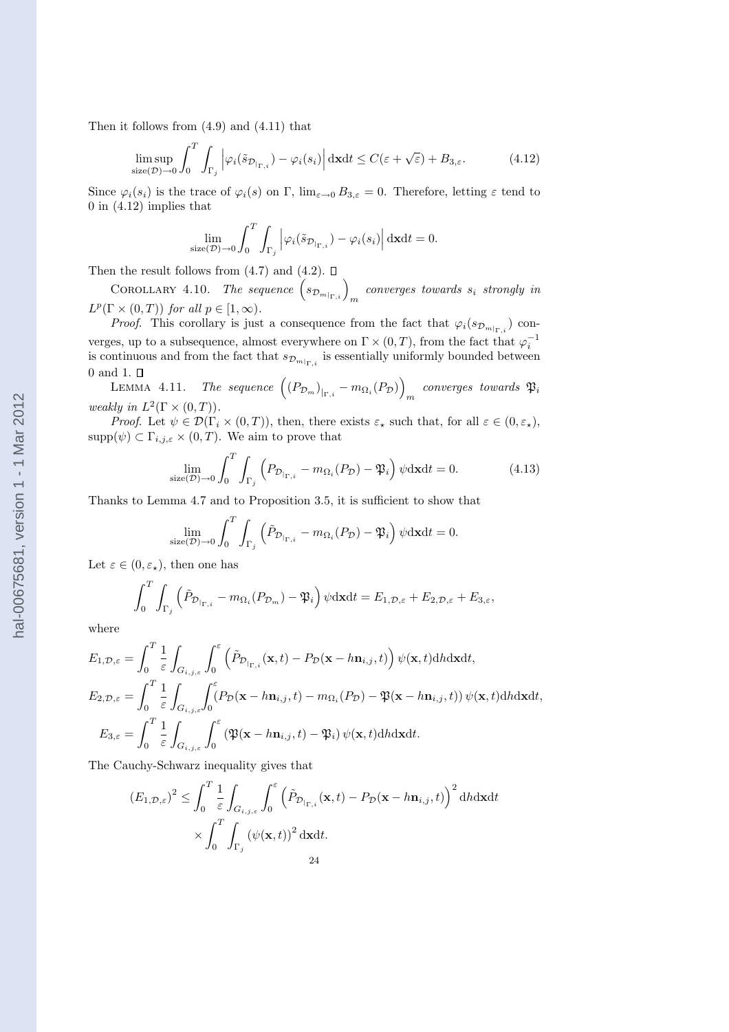Then it follows from (4.9) and (4.11) that

$$\limsup_{\mathrm{size}(\mathcal{D})\to 0} \int_0^T \int_{\Gamma_j} \left| \varphi_i(\tilde{s}_{\mathcal{D}_{|\Gamma,i}}) - \varphi_i(s_i) \right| \mathrm{d}\mathbf{x}\mathrm{d}t \le C(\varepsilon + \sqrt{\varepsilon}) + B_{3,\varepsilon}. \tag{4.12}$$

Since $\varphi_i(s_i)$ is the trace of $\varphi_i(s)$ on $\Gamma$, $\lim_{\varepsilon\to 0} B_{3,\varepsilon} = 0$. Therefore, letting $\varepsilon$ tend to 0 in (4.12) implies that

$$\lim_{\mathrm{size}(\mathcal{D})\to 0} \int_0^T \int_{\Gamma_j} \left| \varphi_i(\tilde{s}_{\mathcal{D}_{|\Gamma,i}}) - \varphi_i(s_i) \right| \mathrm{d}\mathbf{x}\mathrm{d}t = 0.$$

Then the result follows from (4.7) and (4.2). $\square$

Corollary 4.10. *The sequence $\left(s_{\mathcal{D}_{m|\Gamma,i}}\right)_m$ converges towards $s_i$ strongly in $L^p(\Gamma \times (0,T))$ for all $p \in [1,\infty)$.*

*Proof.* This corollary is just a consequence from the fact that $\varphi_i(s_{\mathcal{D}_{m|\Gamma,i}})$ converges, up to a subsequence, almost everywhere on $\Gamma \times (0,T)$, from the fact that $\varphi_i^{-1}$ is continuous and from the fact that $s_{\mathcal{D}_{m|\Gamma,i}}$ is essentially uniformly bounded between 0 and 1. $\square$

Lemma 4.11. *The sequence $\left((P_{\mathcal{D}_m})_{|\Gamma,i} - m_{\Omega_i}(P_{\mathcal{D}})\right)_m$ converges towards $\mathfrak{P}_i$ weakly in $L^2(\Gamma \times (0,T))$.*

*Proof.* Let $\psi \in \mathcal{D}(\Gamma_i \times (0,T))$, then, there exists $\varepsilon_\star$ such that, for all $\varepsilon \in (0,\varepsilon_\star)$, $\mathrm{supp}(\psi) \subset \Gamma_{i,j,\varepsilon} \times (0,T)$. We aim to prove that

$$\lim_{\mathrm{size}(\mathcal{D})\to 0} \int_0^T \int_{\Gamma_j} \left( P_{\mathcal{D}_{|\Gamma,i}} - m_{\Omega_i}(P_{\mathcal{D}}) - \mathfrak{P}_i \right) \psi \mathrm{d}\mathbf{x}\mathrm{d}t = 0. \tag{4.13}$$

Thanks to Lemma 4.7 and to Proposition 3.5, it is sufficient to show that

$$\lim_{\mathrm{size}(\mathcal{D})\to 0} \int_0^T \int_{\Gamma_j} \left( \tilde{P}_{\mathcal{D}_{|\Gamma,i}} - m_{\Omega_i}(P_{\mathcal{D}}) - \mathfrak{P}_i \right) \psi \mathrm{d}\mathbf{x}\mathrm{d}t = 0.$$

Let $\varepsilon \in (0,\varepsilon_\star)$, then one has

$$\int_0^T \int_{\Gamma_j} \left( \tilde{P}_{\mathcal{D}_{|\Gamma,i}} - m_{\Omega_i}(P_{\mathcal{D}_m}) - \mathfrak{P}_i \right) \psi \mathrm{d}\mathbf{x}\mathrm{d}t = E_{1,\mathcal{D},\varepsilon} + E_{2,\mathcal{D},\varepsilon} + E_{3,\varepsilon},$$

where

$$E_{1,\mathcal{D},\varepsilon} = \int_0^T \frac{1}{\varepsilon} \int_{G_{i,j,\varepsilon}} \int_0^\varepsilon \left( \tilde{P}_{\mathcal{D}_{|\Gamma,i}}(\mathbf{x},t) - P_{\mathcal{D}}(\mathbf{x} - h\mathbf{n}_{i,j},t) \right) \psi(\mathbf{x},t) \mathrm{d}h\mathrm{d}\mathbf{x}\mathrm{d}t,$$

$$E_{2,\mathcal{D},\varepsilon} = \int_0^T \frac{1}{\varepsilon} \int_{G_{i,j,\varepsilon}} \int_0^\varepsilon \left( P_{\mathcal{D}}(\mathbf{x} - h\mathbf{n}_{i,j},t) - m_{\Omega_i}(P_{\mathcal{D}}) - \mathfrak{P}(\mathbf{x} - h\mathbf{n}_{i,j},t) \right) \psi(\mathbf{x},t) \mathrm{d}h\mathrm{d}\mathbf{x}\mathrm{d}t,$$

$$E_{3,\varepsilon} = \int_0^T \frac{1}{\varepsilon} \int_{G_{i,j,\varepsilon}} \int_0^\varepsilon \left( \mathfrak{P}(\mathbf{x} - h\mathbf{n}_{i,j},t) - \mathfrak{P}_i \right) \psi(\mathbf{x},t) \mathrm{d}h\mathrm{d}\mathbf{x}\mathrm{d}t.$$

The Cauchy-Schwarz inequality gives that

$$\left(E_{1,\mathcal{D},\varepsilon}\right)^2 \le \int_0^T \frac{1}{\varepsilon} \int_{G_{i,j,\varepsilon}} \int_0^\varepsilon \left( \tilde{P}_{\mathcal{D}_{|\Gamma,i}}(\mathbf{x},t) - P_{\mathcal{D}}(\mathbf{x} - h\mathbf{n}_{i,j},t) \right)^2 \mathrm{d}h\mathrm{d}\mathbf{x}\mathrm{d}t \times \int_0^T \int_{\Gamma_j} \left(\psi(\mathbf{x},t)\right)^2 \mathrm{d}\mathbf{x}\mathrm{d}t.$$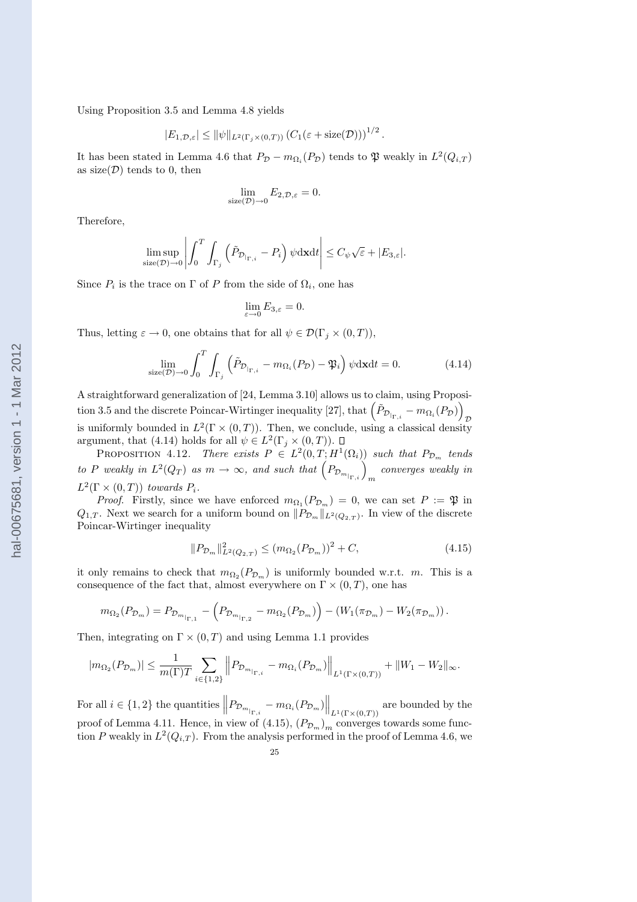Using Proposition 3.5 and Lemma 4.8 yields

$$|E_{1,\mathcal{D},\varepsilon}| \leq \|\psi\|_{L^2(\Gamma_j\times(0,T))} \left(C_1(\varepsilon + \text{size}(\mathcal{D}))\right)^{1/2}.$$

It has been stated in Lemma 4.6 that $P_{\mathcal{D}} - m_{\Omega_i}(P_{\mathcal{D}})$ tends to $\mathfrak{P}$ weakly in $L^2(Q_{i,T})$ as size$(\mathcal{D})$ tends to 0, then

$$\lim_{\text{size}(\mathcal{D})\to 0} E_{2,\mathcal{D},\varepsilon} = 0.$$

Therefore,

$$\limsup_{\text{size}(\mathcal{D})\to 0} \left| \int_0^T \int_{\Gamma_j} \left( \tilde{P}_{\mathcal{D}_{|_{\Gamma,i}}} - P_i \right) \psi \mathrm{d}\mathbf{x}\mathrm{d}t \right| \leq C_\psi \sqrt{\varepsilon} + |E_{3,\varepsilon}|.$$

Since $P_i$ is the trace on $\Gamma$ of $P$ from the side of $\Omega_i$, one has

$$\lim_{\varepsilon\to 0} E_{3,\varepsilon} = 0.$$

Thus, letting $\varepsilon \to 0$, one obtains that for all $\psi \in \mathcal{D}(\Gamma_j \times (0,T))$,

$$\lim_{\text{size}(\mathcal{D})\to 0} \int_0^T \int_{\Gamma_j} \left( \tilde{P}_{\mathcal{D}_{|_{\Gamma,i}}} - m_{\Omega_i}(P_{\mathcal{D}}) - \mathfrak{P}_i \right) \psi \mathrm{d}\mathbf{x}\mathrm{d}t = 0. \tag{4.14}$$

A straightforward generalization of [24, Lemma 3.10] allows us to claim, using Proposition 3.5 and the discrete Poincar-Wirtinger inequality [27], that $\left(\tilde{P}_{\mathcal{D}_{|_{\Gamma,i}}} - m_{\Omega_i}(P_{\mathcal{D}})\right)_{\mathcal{D}}$ is uniformly bounded in $L^2(\Gamma \times (0,T))$. Then, we conclude, using a classical density argument, that (4.14) holds for all $\psi \in L^2(\Gamma_j \times (0,T))$. $\square$

Proposition 4.12. *There exists $P \in L^2(0,T;H^1(\Omega_i))$ such that $P_{\mathcal{D}_m}$ tends to $P$ weakly in $L^2(Q_T)$ as $m \to \infty$, and such that $\left(P_{\mathcal{D}_{m_{|_{\Gamma,i}}}}\right)_m$ converges weakly in $L^2(\Gamma \times (0,T))$ towards $P_i$.*

*Proof.* Firstly, since we have enforced $m_{\Omega_1}(P_{\mathcal{D}_m}) = 0$, we can set $P := \mathfrak{P}$ in $Q_{1,T}$. Next we search for a uniform bound on $\|P_{\mathcal{D}_m}\|_{L^2(Q_{2,T})}$. In view of the discrete Poincar-Wirtinger inequality

$$\|P_{\mathcal{D}_m}\|^2_{L^2(Q_{2,T})} \leq (m_{\Omega_2}(P_{\mathcal{D}_m}))^2 + C, \tag{4.15}$$

it only remains to check that $m_{\Omega_2}(P_{\mathcal{D}_m})$ is uniformly bounded w.r.t. $m$. This is a consequence of the fact that, almost everywhere on $\Gamma \times (0,T)$, one has

$$m_{\Omega_2}(P_{\mathcal{D}_m}) = P_{\mathcal{D}_{m_{|_{\Gamma,1}}}} - \left(P_{\mathcal{D}_{m_{|_{\Gamma,2}}}} - m_{\Omega_2}(P_{\mathcal{D}_m})\right) - \left(W_1(\pi_{\mathcal{D}_m}) - W_2(\pi_{\mathcal{D}_m})\right).$$

Then, integrating on $\Gamma \times (0,T)$ and using Lemma 1.1 provides

$$|m_{\Omega_2}(P_{\mathcal{D}_m})| \leq \frac{1}{m(\Gamma)T} \sum_{i\in\{1,2\}} \left\| P_{\mathcal{D}_{m_{|_{\Gamma,i}}}} - m_{\Omega_i}(P_{\mathcal{D}_m}) \right\|_{L^1(\Gamma\times(0,T))} + \|W_1 - W_2\|_\infty.$$

For all $i \in \{1,2\}$ the quantities $\left\| P_{\mathcal{D}_{m_{|_{\Gamma,i}}}} - m_{\Omega_i}(P_{\mathcal{D}_m}) \right\|_{L^1(\Gamma\times(0,T))}$ are bounded by the proof of Lemma 4.11. Hence, in view of (4.15), $(P_{\mathcal{D}_m})_m$ converges towards some function $P$ weakly in $L^2(Q_{i,T})$. From the analysis performed in the proof of Lemma 4.6, we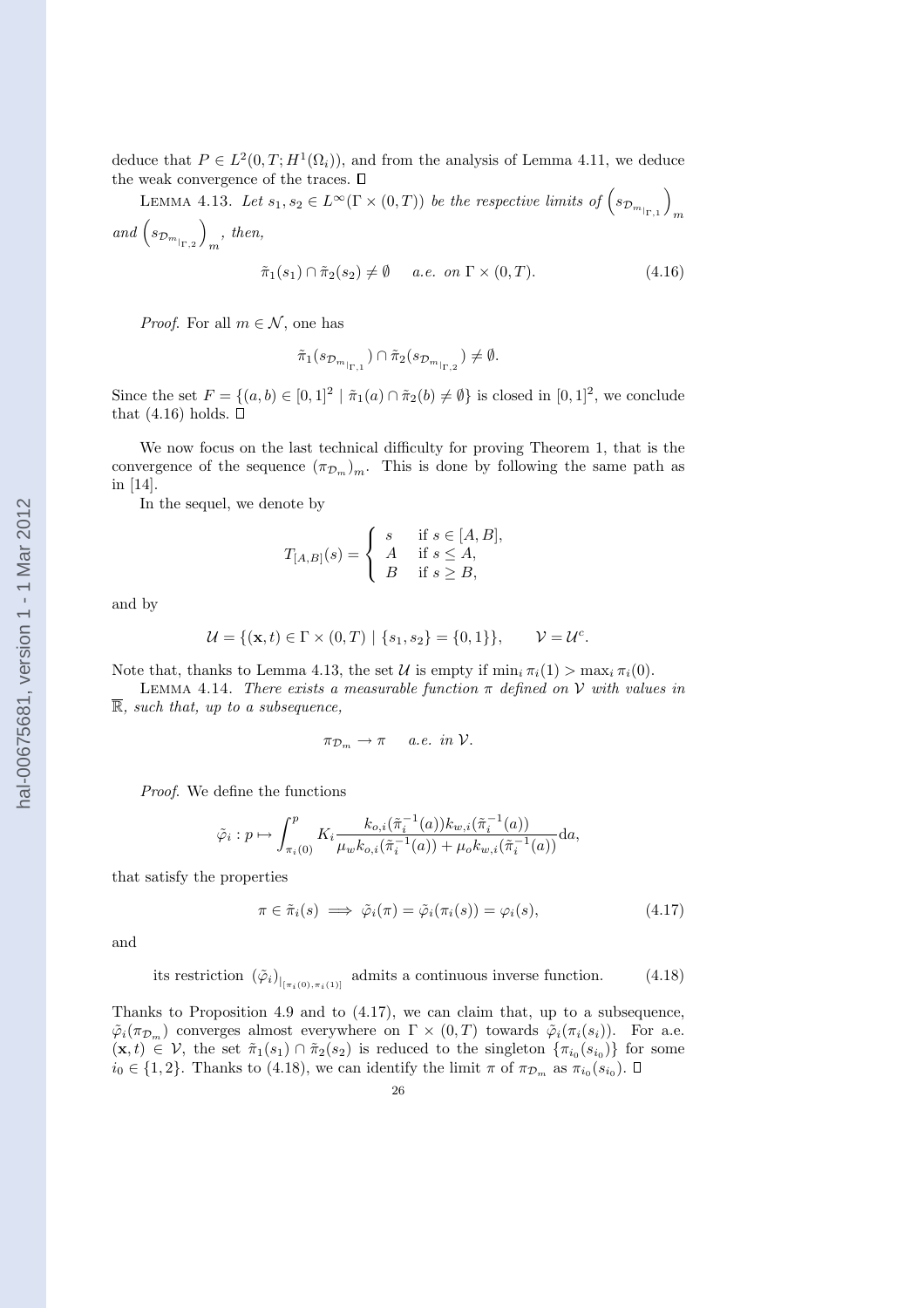deduce that $P \in L^2(0,T;H^1(\Omega_i))$, and from the analysis of Lemma 4.11, we deduce the weak convergence of the traces. □

LEMMA 4.13. *Let $s_1, s_2 \in L^\infty(\Gamma \times (0,T))$ be the respective limits of $\left(s_{\mathcal{D}_{m|_{\Gamma,1}}}\right)_m$ and $\left(s_{\mathcal{D}_{m|_{\Gamma,2}}}\right)_m$, then,*

$$\tilde{\pi}_1(s_1) \cap \tilde{\pi}_2(s_2) \neq \emptyset \quad \text{a.e. on } \Gamma \times (0,T). \tag{4.16}$$

*Proof.* For all $m \in \mathcal{N}$, one has

$$\tilde{\pi}_1(s_{\mathcal{D}_{m|_{\Gamma,1}}}) \cap \tilde{\pi}_2(s_{\mathcal{D}_{m|_{\Gamma,2}}}) \neq \emptyset.$$

Since the set $F = \{(a,b) \in [0,1]^2 \mid \tilde{\pi}_1(a) \cap \tilde{\pi}_2(b) \neq \emptyset\}$ is closed in $[0,1]^2$, we conclude that (4.16) holds. □

We now focus on the last technical difficulty for proving Theorem 1, that is the convergence of the sequence $(\pi_{\mathcal{D}_m})_m$. This is done by following the same path as in [14].

In the sequel, we denote by

$$T_{[A,B]}(s) = \begin{cases} s & \text{if } s \in [A,B], \\ A & \text{if } s \leq A, \\ B & \text{if } s \geq B, \end{cases}$$

and by

$$\mathcal{U} = \{(\mathbf{x},t) \in \Gamma \times (0,T) \mid \{s_1, s_2\} = \{0,1\}\}, \qquad \mathcal{V} = \mathcal{U}^c.$$

Note that, thanks to Lemma 4.13, the set $\mathcal{U}$ is empty if $\min_i \pi_i(1) > \max_i \pi_i(0)$.

LEMMA 4.14. *There exists a measurable function $\pi$ defined on $\mathcal{V}$ with values in $\overline{\mathbb{R}}$, such that, up to a subsequence,*

$$\pi_{\mathcal{D}_m} \to \pi \quad \text{a.e. in } \mathcal{V}.$$

*Proof.* We define the functions

$$\tilde{\varphi}_i : p \mapsto \int_{\pi_i(0)}^{p} K_i \frac{k_{o,i}(\tilde{\pi}_i^{-1}(a)) k_{w,i}(\tilde{\pi}_i^{-1}(a))}{\mu_w k_{o,i}(\tilde{\pi}_i^{-1}(a)) + \mu_o k_{w,i}(\tilde{\pi}_i^{-1}(a))} \mathrm{d}a,$$

that satisfy the properties

$$\pi \in \tilde{\pi}_i(s) \implies \tilde{\varphi}_i(\pi) = \tilde{\varphi}_i(\pi_i(s)) = \varphi_i(s), \tag{4.17}$$

and

$$\text{its restriction } (\tilde{\varphi}_i)_{|_{[\pi_i(0),\pi_i(1)]}} \text{ admits a continuous inverse function.} \tag{4.18}$$

Thanks to Proposition 4.9 and to (4.17), we can claim that, up to a subsequence, $\tilde{\varphi}_i(\pi_{\mathcal{D}_m})$ converges almost everywhere on $\Gamma \times (0,T)$ towards $\tilde{\varphi}_i(\pi_i(s_i))$. For a.e. $(\mathbf{x},t) \in \mathcal{V}$, the set $\tilde{\pi}_1(s_1) \cap \tilde{\pi}_2(s_2)$ is reduced to the singleton $\{\pi_{i_0}(s_{i_0})\}$ for some $i_0 \in \{1,2\}$. Thanks to (4.18), we can identify the limit $\pi$ of $\pi_{\mathcal{D}_m}$ as $\pi_{i_0}(s_{i_0})$. □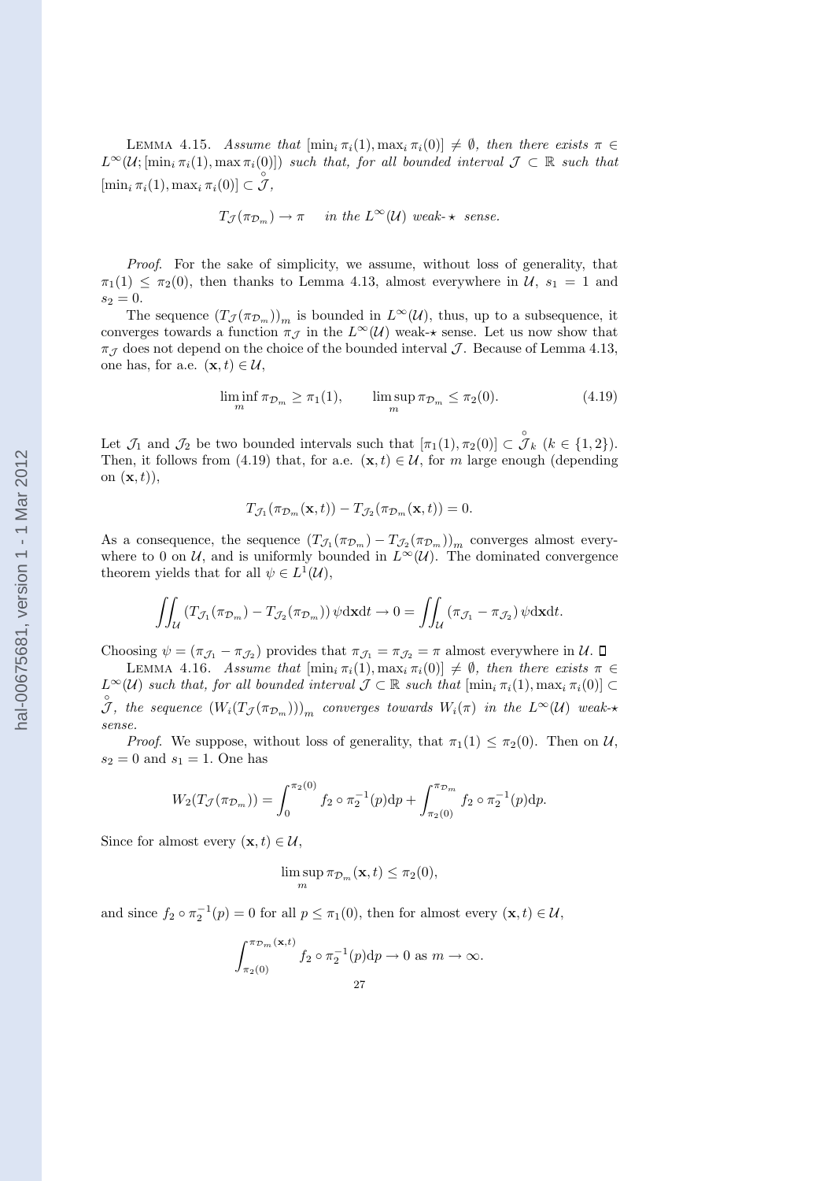LEMMA 4.15. *Assume that* $[\min_i \pi_i(1), \max_i \pi_i(0)] \neq \emptyset$*, then there exists* $\pi \in L^\infty(\mathcal{U}; [\min_i \pi_i(1), \max \pi_i(0)])$ *such that, for all bounded interval* $\mathcal{J} \subset \mathbb{R}$ *such that* $[\min_i \pi_i(1), \max_i \pi_i(0)] \subset \overset{\circ}{\mathcal{J}}$*,*

$$T_\mathcal{J}(\pi_{\mathcal{D}_m}) \to \pi \quad \text{in the } L^\infty(\mathcal{U}) \text{ weak-}\star \text{ sense.}$$

*Proof.* For the sake of simplicity, we assume, without loss of generality, that $\pi_1(1) \leq \pi_2(0)$, then thanks to Lemma 4.13, almost everywhere in $\mathcal{U}$, $s_1 = 1$ and $s_2 = 0$.

The sequence $(T_\mathcal{J}(\pi_{\mathcal{D}_m}))_m$ is bounded in $L^\infty(\mathcal{U})$, thus, up to a subsequence, it converges towards a function $\pi_\mathcal{J}$ in the $L^\infty(\mathcal{U})$ weak-$\star$ sense. Let us now show that $\pi_\mathcal{J}$ does not depend on the choice of the bounded interval $\mathcal{J}$. Because of Lemma 4.13, one has, for a.e. $(\mathbf{x}, t) \in \mathcal{U}$,

$$\liminf_m \pi_{\mathcal{D}_m} \geq \pi_1(1), \qquad \limsup_m \pi_{\mathcal{D}_m} \leq \pi_2(0). \tag{4.19}$$

Let $\mathcal{J}_1$ and $\mathcal{J}_2$ be two bounded intervals such that $[\pi_1(1), \pi_2(0)] \subset \overset{\circ}{\mathcal{J}}_k$ ($k \in \{1, 2\}$). Then, it follows from (4.19) that, for a.e. $(\mathbf{x}, t) \in \mathcal{U}$, for $m$ large enough (depending on $(\mathbf{x}, t)$),

$$T_{\mathcal{J}_1}(\pi_{\mathcal{D}_m}(\mathbf{x}, t)) - T_{\mathcal{J}_2}(\pi_{\mathcal{D}_m}(\mathbf{x}, t)) = 0.$$

As a consequence, the sequence $(T_{\mathcal{J}_1}(\pi_{\mathcal{D}_m}) - T_{\mathcal{J}_2}(\pi_{\mathcal{D}_m}))_m$ converges almost everywhere to 0 on $\mathcal{U}$, and is uniformly bounded in $L^\infty(\mathcal{U})$. The dominated convergence theorem yields that for all $\psi \in L^1(\mathcal{U})$,

$$\iint_\mathcal{U} (T_{\mathcal{J}_1}(\pi_{\mathcal{D}_m}) - T_{\mathcal{J}_2}(\pi_{\mathcal{D}_m}))\, \psi \mathrm{d}\mathbf{x}\mathrm{d}t \to 0 = \iint_\mathcal{U} (\pi_{\mathcal{J}_1} - \pi_{\mathcal{J}_2})\, \psi \mathrm{d}\mathbf{x}\mathrm{d}t.$$

Choosing $\psi = (\pi_{\mathcal{J}_1} - \pi_{\mathcal{J}_2})$ provides that $\pi_{\mathcal{J}_1} = \pi_{\mathcal{J}_2} = \pi$ almost everywhere in $\mathcal{U}$. ∎

LEMMA 4.16. *Assume that* $[\min_i \pi_i(1), \max_i \pi_i(0)] \neq \emptyset$*, then there exists* $\pi \in L^\infty(\mathcal{U})$ *such that, for all bounded interval* $\mathcal{J} \subset \mathbb{R}$ *such that* $[\min_i \pi_i(1), \max_i \pi_i(0)] \subset \overset{\circ}{\mathcal{J}}$*, the sequence* $(W_i(T_\mathcal{J}(\pi_{\mathcal{D}_m})))_m$ *converges towards* $W_i(\pi)$ *in the* $L^\infty(\mathcal{U})$ *weak-*$\star$ *sense.*

*Proof.* We suppose, without loss of generality, that $\pi_1(1) \leq \pi_2(0)$. Then on $\mathcal{U}$, $s_2 = 0$ and $s_1 = 1$. One has

$$W_2(T_\mathcal{J}(\pi_{\mathcal{D}_m})) = \int_0^{\pi_2(0)} f_2 \circ \pi_2^{-1}(p)\mathrm{d}p + \int_{\pi_2(0)}^{\pi_{\mathcal{D}_m}} f_2 \circ \pi_2^{-1}(p)\mathrm{d}p.$$

Since for almost every $(\mathbf{x}, t) \in \mathcal{U}$,

$$\limsup_m \pi_{\mathcal{D}_m}(\mathbf{x}, t) \leq \pi_2(0),$$

and since $f_2 \circ \pi_2^{-1}(p) = 0$ for all $p \leq \pi_1(0)$, then for almost every $(\mathbf{x}, t) \in \mathcal{U}$,

$$\int_{\pi_2(0)}^{\pi_{\mathcal{D}_m}(\mathbf{x},t)} f_2 \circ \pi_2^{-1}(p)\mathrm{d}p \to 0 \text{ as } m \to \infty.$$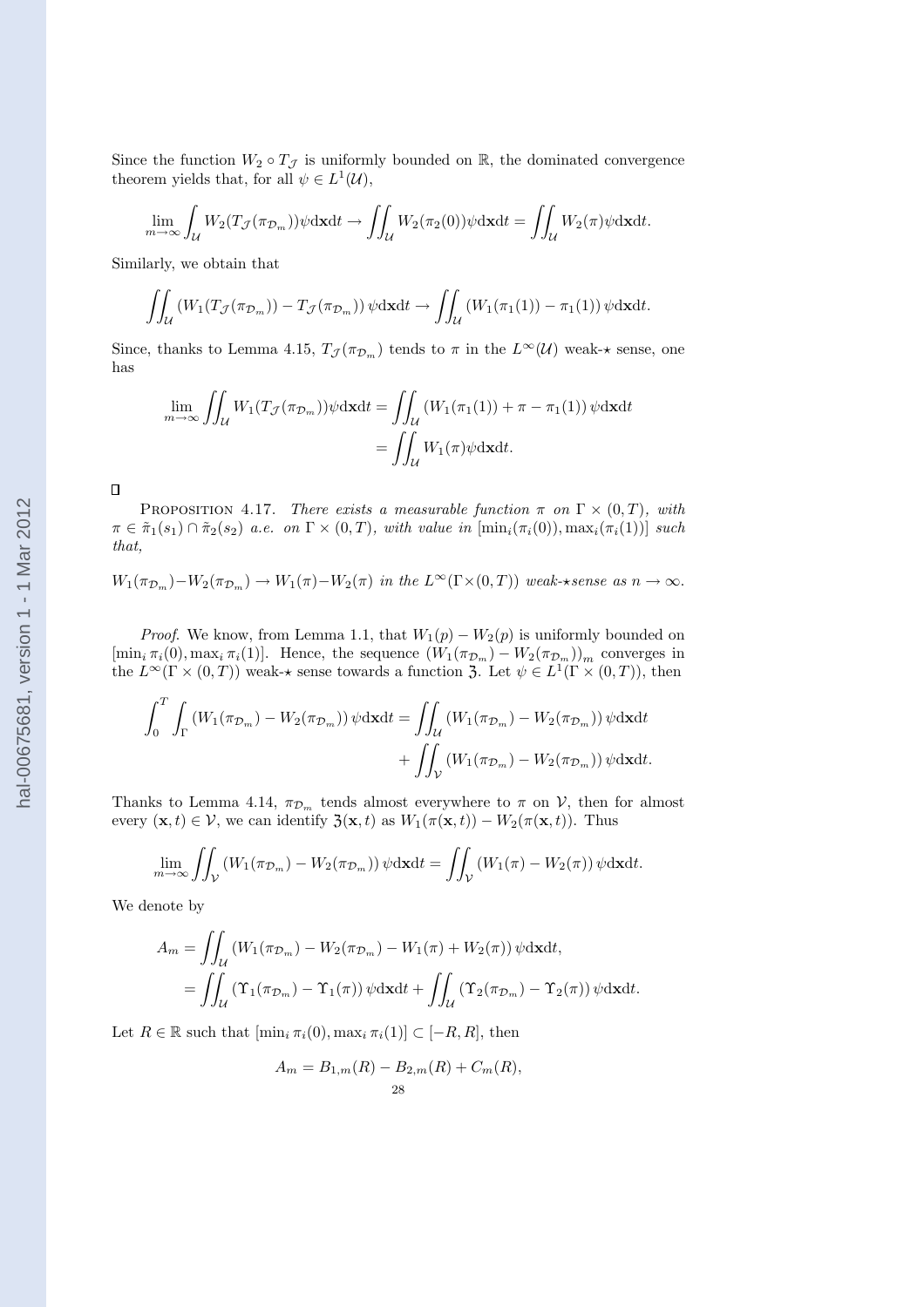Since the function $W_2 \circ T_{\mathcal{J}}$ is uniformly bounded on $\mathbb{R}$, the dominated convergence theorem yields that, for all $\psi \in L^1(\mathcal{U})$,

$$\lim_{m\to\infty} \int_{\mathcal{U}} W_2(T_{\mathcal{J}}(\pi_{\mathcal{D}_m}))\psi \mathrm{d}\mathbf{x}\mathrm{d}t \to \iint_{\mathcal{U}} W_2(\pi_2(0))\psi \mathrm{d}\mathbf{x}\mathrm{d}t = \iint_{\mathcal{U}} W_2(\pi)\psi \mathrm{d}\mathbf{x}\mathrm{d}t.$$

Similarly, we obtain that

$$\iint_{\mathcal{U}} \left(W_1(T_{\mathcal{J}}(\pi_{\mathcal{D}_m})) - T_{\mathcal{J}}(\pi_{\mathcal{D}_m})\right)\psi \mathrm{d}\mathbf{x}\mathrm{d}t \to \iint_{\mathcal{U}} \left(W_1(\pi_1(1)) - \pi_1(1)\right)\psi \mathrm{d}\mathbf{x}\mathrm{d}t.$$

Since, thanks to Lemma 4.15, $T_{\mathcal{J}}(\pi_{\mathcal{D}_m})$ tends to $\pi$ in the $L^\infty(\mathcal{U})$ weak-$\star$ sense, one has

$$\begin{aligned}
\lim_{m\to\infty} \iint_{\mathcal{U}} W_1(T_{\mathcal{J}}(\pi_{\mathcal{D}_m}))\psi \mathrm{d}\mathbf{x}\mathrm{d}t &= \iint_{\mathcal{U}} \left(W_1(\pi_1(1)) + \pi - \pi_1(1)\right)\psi \mathrm{d}\mathbf{x}\mathrm{d}t \\
&= \iint_{\mathcal{U}} W_1(\pi)\psi \mathrm{d}\mathbf{x}\mathrm{d}t.
\end{aligned}$$

$\square$

PROPOSITION 4.17. *There exists a measurable function $\pi$ on $\Gamma \times (0,T)$, with $\pi \in \tilde{\pi}_1(s_1) \cap \tilde{\pi}_2(s_2)$ a.e. on $\Gamma \times (0,T)$, with value in $[\min_i(\pi_i(0)), \max_i(\pi_i(1))]$ such that,*

*$W_1(\pi_{\mathcal{D}_m}) - W_2(\pi_{\mathcal{D}_m}) \to W_1(\pi) - W_2(\pi)$ in the $L^\infty(\Gamma \times (0,T))$ weak-$\star$sense as $n \to \infty$.*

*Proof.* We know, from Lemma 1.1, that $W_1(p) - W_2(p)$ is uniformly bounded on $[\min_i \pi_i(0), \max_i \pi_i(1)]$. Hence, the sequence $(W_1(\pi_{\mathcal{D}_m}) - W_2(\pi_{\mathcal{D}_m}))_m$ converges in the $L^\infty(\Gamma \times (0,T))$ weak-$\star$ sense towards a function $\mathfrak{Z}$. Let $\psi \in L^1(\Gamma \times (0,T))$, then

$$\begin{aligned}
\int_0^T \int_\Gamma \left(W_1(\pi_{\mathcal{D}_m}) - W_2(\pi_{\mathcal{D}_m})\right)\psi \mathrm{d}\mathbf{x}\mathrm{d}t = &\iint_{\mathcal{U}} \left(W_1(\pi_{\mathcal{D}_m}) - W_2(\pi_{\mathcal{D}_m})\right)\psi \mathrm{d}\mathbf{x}\mathrm{d}t \\
&+ \iint_{\mathcal{V}} \left(W_1(\pi_{\mathcal{D}_m}) - W_2(\pi_{\mathcal{D}_m})\right)\psi \mathrm{d}\mathbf{x}\mathrm{d}t.
\end{aligned}$$

Thanks to Lemma 4.14, $\pi_{\mathcal{D}_m}$ tends almost everywhere to $\pi$ on $\mathcal{V}$, then for almost every $(\mathbf{x},t) \in \mathcal{V}$, we can identify $\mathfrak{Z}(\mathbf{x},t)$ as $W_1(\pi(\mathbf{x},t)) - W_2(\pi(\mathbf{x},t))$. Thus

$$\lim_{m\to\infty} \iint_{\mathcal{V}} \left(W_1(\pi_{\mathcal{D}_m}) - W_2(\pi_{\mathcal{D}_m})\right)\psi \mathrm{d}\mathbf{x}\mathrm{d}t = \iint_{\mathcal{V}} \left(W_1(\pi) - W_2(\pi)\right)\psi \mathrm{d}\mathbf{x}\mathrm{d}t.$$

We denote by

$$\begin{aligned}
A_m &= \iint_{\mathcal{U}} \left(W_1(\pi_{\mathcal{D}_m}) - W_2(\pi_{\mathcal{D}_m}) - W_1(\pi) + W_2(\pi)\right)\psi \mathrm{d}\mathbf{x}\mathrm{d}t, \\
&= \iint_{\mathcal{U}} \left(\Upsilon_1(\pi_{\mathcal{D}_m}) - \Upsilon_1(\pi)\right)\psi \mathrm{d}\mathbf{x}\mathrm{d}t + \iint_{\mathcal{U}} \left(\Upsilon_2(\pi_{\mathcal{D}_m}) - \Upsilon_2(\pi)\right)\psi \mathrm{d}\mathbf{x}\mathrm{d}t.
\end{aligned}$$

Let $R \in \mathbb{R}$ such that $[\min_i \pi_i(0), \max_i \pi_i(1)] \subset [-R, R]$, then

$$A_m = B_{1,m}(R) - B_{2,m}(R) + C_m(R),$$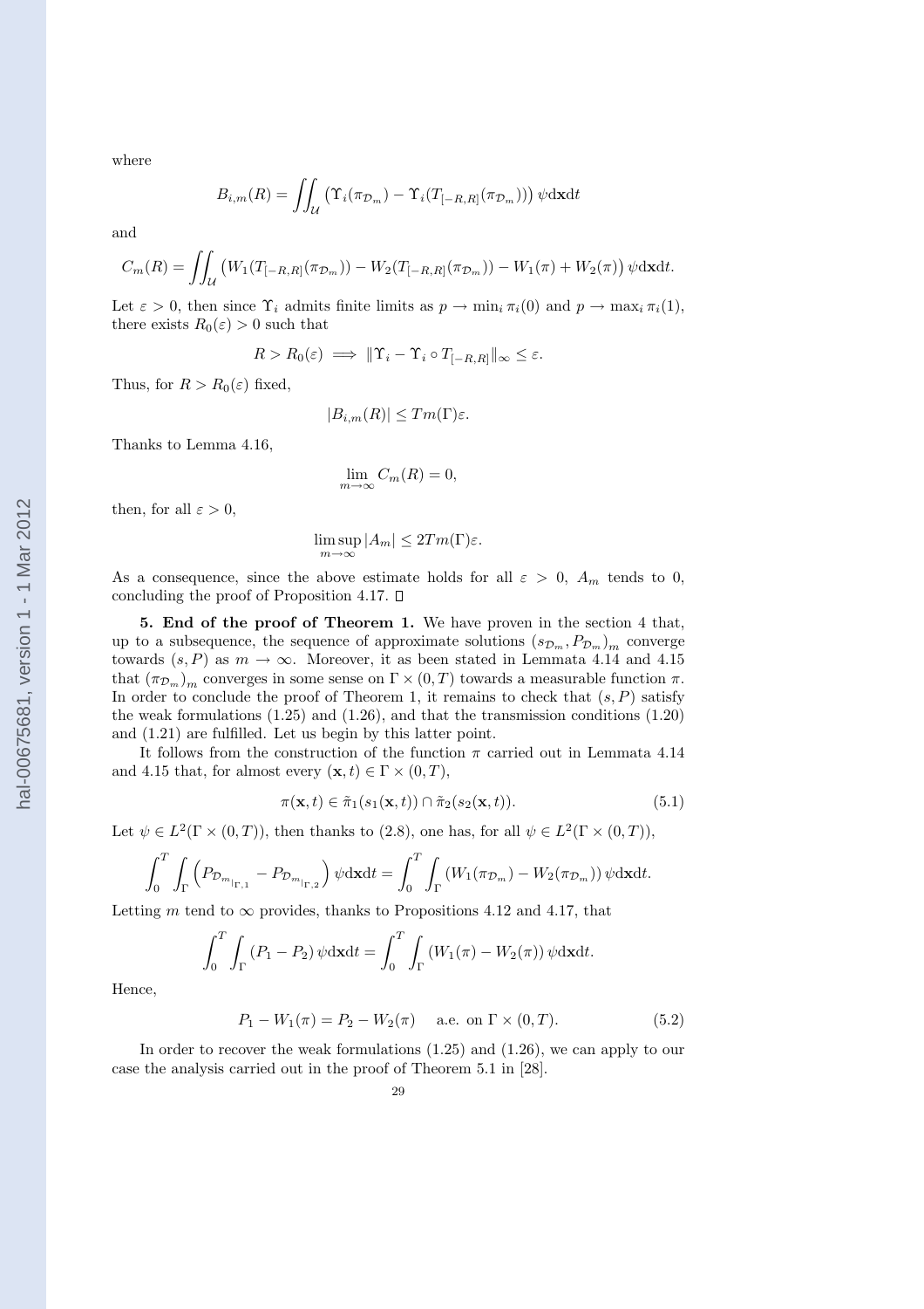where

$$B_{i,m}(R) = \iint_{\mathcal{U}} \left(\Upsilon_i(\pi_{\mathcal{D}_m}) - \Upsilon_i(T_{[-R,R]}(\pi_{\mathcal{D}_m}))\right) \psi \mathrm{d}\mathbf{x}\mathrm{d}t$$

and

$$C_m(R) = \iint_{\mathcal{U}} \left(W_1(T_{[-R,R]}(\pi_{\mathcal{D}_m})) - W_2(T_{[-R,R]}(\pi_{\mathcal{D}_m})) - W_1(\pi) + W_2(\pi)\right) \psi \mathrm{d}\mathbf{x}\mathrm{d}t.$$

Let $\varepsilon > 0$, then since $\Upsilon_i$ admits finite limits as $p \to \min_i \pi_i(0)$ and $p \to \max_i \pi_i(1)$, there exists $R_0(\varepsilon) > 0$ such that

$$R > R_0(\varepsilon) \implies \|\Upsilon_i - \Upsilon_i \circ T_{[-R,R]}\|_\infty \leq \varepsilon.$$

Thus, for $R > R_0(\varepsilon)$ fixed,

$$|B_{i,m}(R)| \leq T m(\Gamma) \varepsilon.$$

Thanks to Lemma 4.16,

$$\lim_{m\to\infty} C_m(R) = 0,$$

then, for all $\varepsilon > 0$,

$$\limsup_{m\to\infty} |A_m| \leq 2Tm(\Gamma)\varepsilon.$$

As a consequence, since the above estimate holds for all $\varepsilon > 0$, $A_m$ tends to 0, concluding the proof of Proposition 4.17. $\square$

**5. End of the proof of Theorem 1.** We have proven in the section 4 that, up to a subsequence, the sequence of approximate solutions $(s_{\mathcal{D}_m}, P_{\mathcal{D}_m})_m$ converge towards $(s, P)$ as $m \to \infty$. Moreover, it as been stated in Lemmata 4.14 and 4.15 that $(\pi_{\mathcal{D}_m})_m$ converges in some sense on $\Gamma \times (0,T)$ towards a measurable function $\pi$. In order to conclude the proof of Theorem 1, it remains to check that $(s, P)$ satisfy the weak formulations (1.25) and (1.26), and that the transmission conditions (1.20) and (1.21) are fulfilled. Let us begin by this latter point.

It follows from the construction of the function $\pi$ carried out in Lemmata 4.14 and 4.15 that, for almost every $(\mathbf{x}, t) \in \Gamma \times (0,T)$,

$$\pi(\mathbf{x}, t) \in \tilde{\pi}_1(s_1(\mathbf{x}, t)) \cap \tilde{\pi}_2(s_2(\mathbf{x}, t)). \tag{5.1}$$

Let $\psi \in L^2(\Gamma \times (0,T))$, then thanks to (2.8), one has, for all $\psi \in L^2(\Gamma \times (0,T))$,

$$\int_0^T \int_\Gamma \left(P_{\mathcal{D}_{m_{|\Gamma,1}}} - P_{\mathcal{D}_{m_{|\Gamma,2}}}\right) \psi \mathrm{d}\mathbf{x}\mathrm{d}t = \int_0^T \int_\Gamma \left(W_1(\pi_{\mathcal{D}_m}) - W_2(\pi_{\mathcal{D}_m})\right) \psi \mathrm{d}\mathbf{x}\mathrm{d}t.$$

Letting $m$ tend to $\infty$ provides, thanks to Propositions 4.12 and 4.17, that

$$\int_0^T \int_\Gamma (P_1 - P_2) \psi \mathrm{d}\mathbf{x}\mathrm{d}t = \int_0^T \int_\Gamma (W_1(\pi) - W_2(\pi)) \psi \mathrm{d}\mathbf{x}\mathrm{d}t.$$

Hence,

$$P_1 - W_1(\pi) = P_2 - W_2(\pi) \quad \text{ a.e. on } \Gamma \times (0,T). \tag{5.2}$$

In order to recover the weak formulations (1.25) and (1.26), we can apply to our case the analysis carried out in the proof of Theorem 5.1 in [28].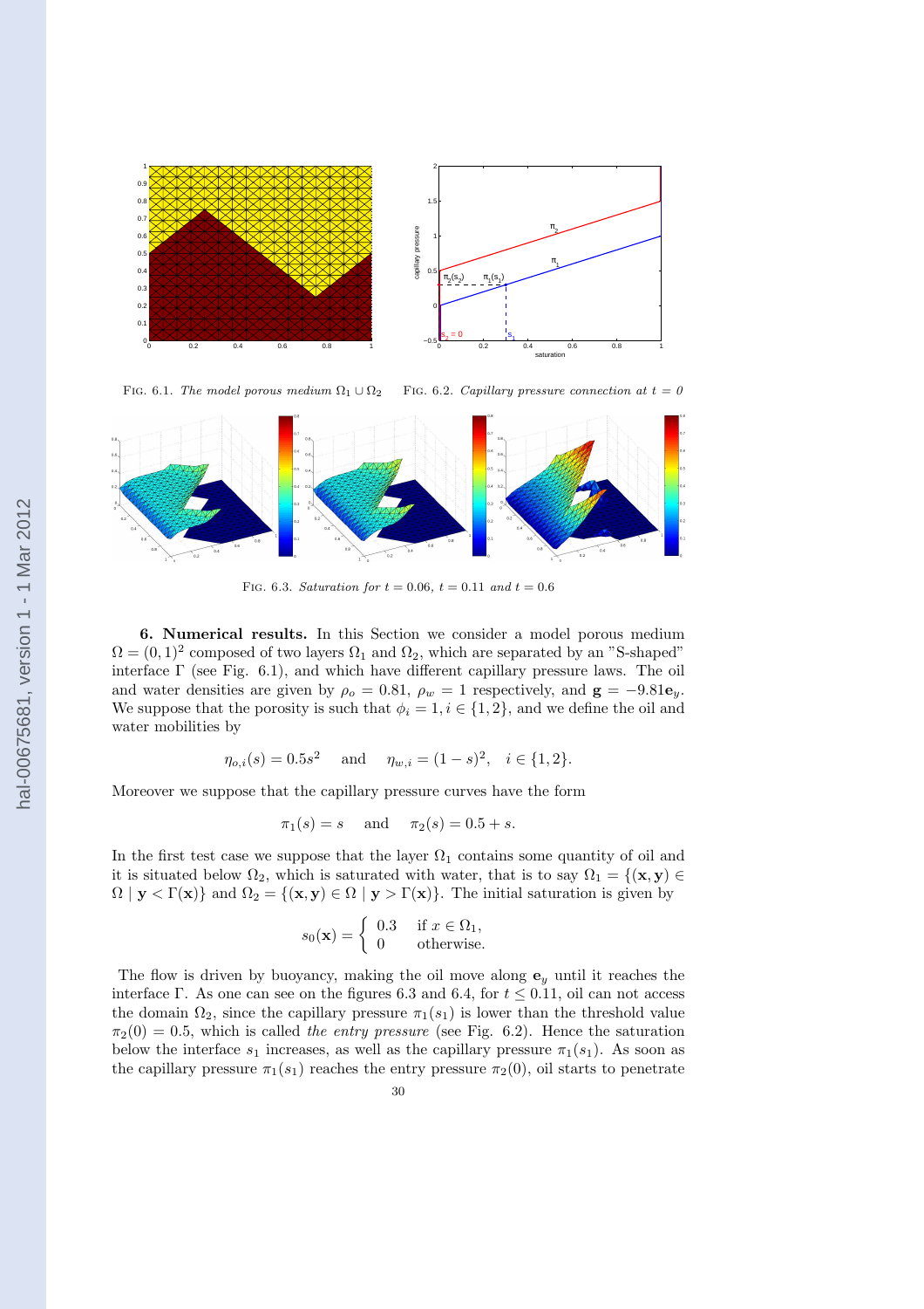FIG. 6.1. *The model porous medium* $\Omega_1 \cup \Omega_2$

FIG. 6.2. *Capillary pressure connection at* $t = 0$

FIG. 6.3. *Saturation for* $t = 0.06$, $t = 0.11$ *and* $t = 0.6$

**6. Numerical results.** In this Section we consider a model porous medium $\Omega = (0,1)^2$ composed of two layers $\Omega_1$ and $\Omega_2$, which are separated by an "S-shaped" interface $\Gamma$ (see Fig. 6.1), and which have different capillary pressure laws. The oil and water densities are given by $\rho_o = 0.81$, $\rho_w = 1$ respectively, and $\mathbf{g} = -9.81\mathbf{e}_y$. We suppose that the porosity is such that $\phi_i = 1, i \in \{1,2\}$, and we define the oil and water mobilities by

$$\eta_{o,i}(s) = 0.5s^2 \quad \text{and} \quad \eta_{w,i} = (1-s)^2, \quad i \in \{1,2\}.$$

Moreover we suppose that the capillary pressure curves have the form

$$\pi_1(s) = s \quad \text{and} \quad \pi_2(s) = 0.5 + s.$$

In the first test case we suppose that the layer $\Omega_1$ contains some quantity of oil and it is situated below $\Omega_2$, which is saturated with water, that is to say $\Omega_1 = \{(\mathbf{x},\mathbf{y}) \in \Omega \mid \mathbf{y} < \Gamma(\mathbf{x})\}$ and $\Omega_2 = \{(\mathbf{x},\mathbf{y}) \in \Omega \mid \mathbf{y} > \Gamma(\mathbf{x})\}$. The initial saturation is given by

$$s_0(\mathbf{x}) = \begin{cases} 0.3 & \text{if } x \in \Omega_1, \\ 0 & \text{otherwise.} \end{cases}$$

The flow is driven by buoyancy, making the oil move along $\mathbf{e}_y$ until it reaches the interface $\Gamma$. As one can see on the figures 6.3 and 6.4, for $t \le 0.11$, oil can not access the domain $\Omega_2$, since the capillary pressure $\pi_1(s_1)$ is lower than the threshold value $\pi_2(0) = 0.5$, which is called *the entry pressure* (see Fig. 6.2). Hence the saturation below the interface $s_1$ increases, as well as the capillary pressure $\pi_1(s_1)$. As soon as the capillary pressure $\pi_1(s_1)$ reaches the entry pressure $\pi_2(0)$, oil starts to penetrate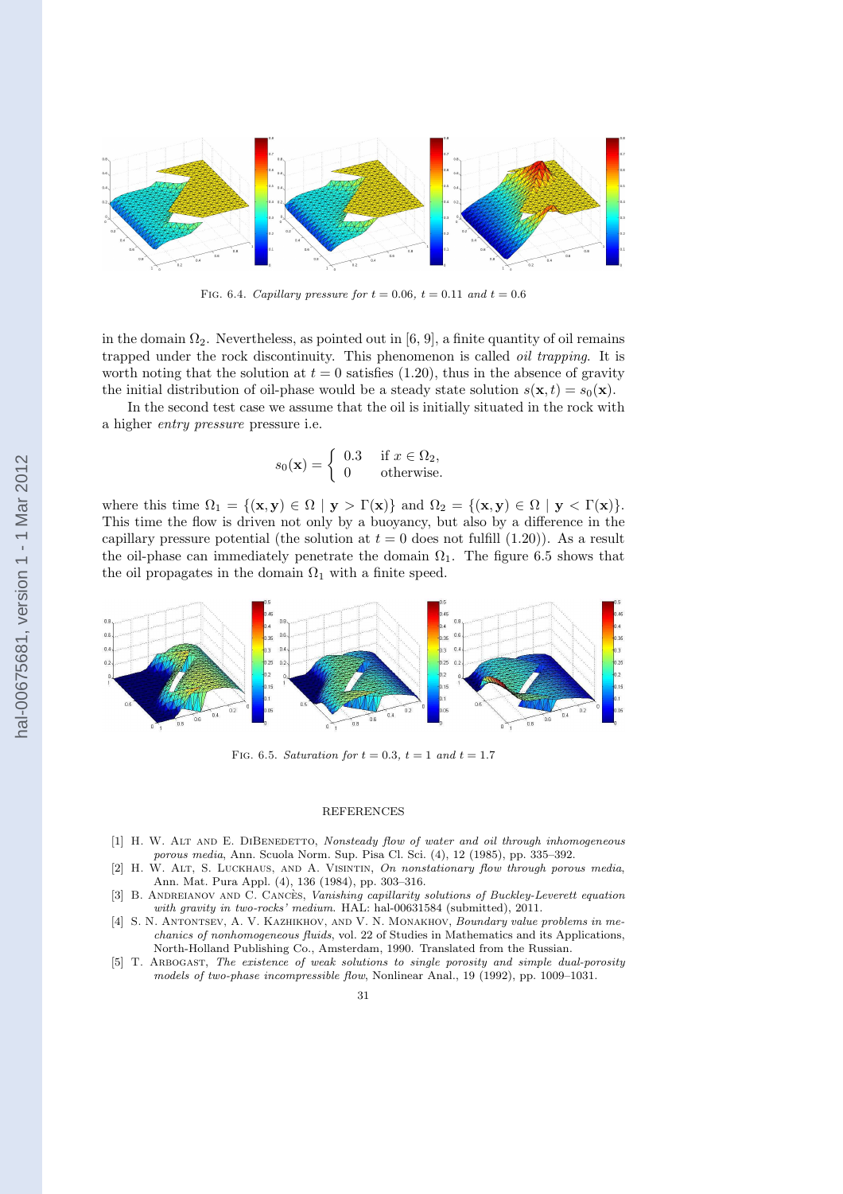FIG. 6.4. *Capillary pressure for $t = 0.06$, $t = 0.11$ and $t = 0.6$*

in the domain $\Omega_2$. Nevertheless, as pointed out in [6, 9], a finite quantity of oil remains trapped under the rock discontinuity. This phenomenon is called *oil trapping*. It is worth noting that the solution at $t = 0$ satisfies (1.20), thus in the absence of gravity the initial distribution of oil-phase would be a steady state solution $s(\mathbf{x}, t) = s_0(\mathbf{x})$.

In the second test case we assume that the oil is initially situated in the rock with a higher *entry pressure* pressure i.e.

$$s_0(\mathbf{x}) = \begin{cases} 0.3 & \text{if } x \in \Omega_2, \\ 0 & \text{otherwise.} \end{cases}$$

where this time $\Omega_1 = \{(\mathbf{x}, \mathbf{y}) \in \Omega \mid \mathbf{y} > \Gamma(\mathbf{x})\}$ and $\Omega_2 = \{(\mathbf{x}, \mathbf{y}) \in \Omega \mid \mathbf{y} < \Gamma(\mathbf{x})\}$. This time the flow is driven not only by a buoyancy, but also by a difference in the capillary pressure potential (the solution at $t = 0$ does not fulfill (1.20)). As a result the oil-phase can immediately penetrate the domain $\Omega_1$. The figure 6.5 shows that the oil propagates in the domain $\Omega_1$ with a finite speed.

FIG. 6.5. *Saturation for $t = 0.3$, $t = 1$ and $t = 1.7$*

REFERENCES

[1] H. W. ALT AND E. DIBENEDETTO, *Nonsteady flow of water and oil through inhomogeneous porous media*, Ann. Scuola Norm. Sup. Pisa Cl. Sci. (4), 12 (1985), pp. 335–392.

[2] H. W. ALT, S. LUCKHAUS, AND A. VISINTIN, *On nonstationary flow through porous media*, Ann. Mat. Pura Appl. (4), 136 (1984), pp. 303–316.

[3] B. ANDREIANOV AND C. CANCÈS, *Vanishing capillarity solutions of Buckley-Leverett equation with gravity in two-rocks' medium*. HAL: hal-00631584 (submitted), 2011.

[4] S. N. ANTONTSEV, A. V. KAZHIKHOV, AND V. N. MONAKHOV, *Boundary value problems in mechanics of nonhomogeneous fluids*, vol. 22 of Studies in Mathematics and its Applications, North-Holland Publishing Co., Amsterdam, 1990. Translated from the Russian.

[5] T. ARBOGAST, *The existence of weak solutions to single porosity and simple dual-porosity models of two-phase incompressible flow*, Nonlinear Anal., 19 (1992), pp. 1009–1031.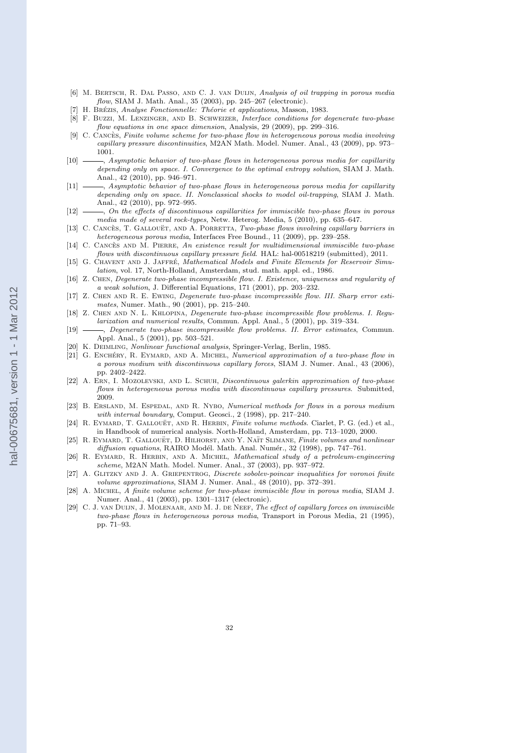[6] M. Bertsch, R. Dal Passo, and C. J. van Duijn, *Analysis of oil trapping in porous media flow*, SIAM J. Math. Anal., 35 (2003), pp. 245–267 (electronic).

[7] H. Brézis, *Analyse Fonctionnelle: Théorie et applications*, Masson, 1983.

[8] F. Buzzi, M. Lenzinger, and B. Schweizer, *Interface conditions for degenerate two-phase flow equations in one space dimension*, Analysis, 29 (2009), pp. 299–316.

[9] C. Cancès, *Finite volume scheme for two-phase flow in heterogeneous porous media involving capillary pressure discontinuities*, M2AN Math. Model. Numer. Anal., 43 (2009), pp. 973–1001.

[10] ———, *Asymptotic behavior of two-phase flows in heterogeneous porous media for capillarity depending only on space. I. Convergence to the optimal entropy solution*, SIAM J. Math. Anal., 42 (2010), pp. 946–971.

[11] ———, *Asymptotic behavior of two-phase flows in heterogeneous porous media for capillarity depending only on space. II. Nonclassical shocks to model oil-trapping*, SIAM J. Math. Anal., 42 (2010), pp. 972–995.

[12] ———, *On the effects of discontinuous capillarities for immiscible two-phase flows in porous media made of several rock-types*, Netw. Heterog. Media, 5 (2010), pp. 635–647.

[13] C. Cancès, T. Gallouët, and A. Porretta, *Two-phase flows involving capillary barriers in heterogeneous porous media*, Interfaces Free Bound., 11 (2009), pp. 239–258.

[14] C. Cancès and M. Pierre, *An existence result for multidimensional immiscible two-phase flows with discontinuous capillary pressure field*. HAL: hal-00518219 (submitted), 2011.

[15] G. Chavent and J. Jaffré, *Mathematical Models and Finite Elements for Reservoir Simulation*, vol. 17, North-Holland, Amsterdam, stud. math. appl. ed., 1986.

[16] Z. Chen, *Degenerate two-phase incompressible flow. I. Existence, uniqueness and regularity of a weak solution*, J. Differential Equations, 171 (2001), pp. 203–232.

[17] Z. Chen and R. E. Ewing, *Degenerate two-phase incompressible flow. III. Sharp error estimates*, Numer. Math., 90 (2001), pp. 215–240.

[18] Z. Chen and N. L. Khlopina, *Degenerate two-phase incompressible flow problems. I. Regularization and numerical results*, Commun. Appl. Anal., 5 (2001), pp. 319–334.

[19] ———, *Degenerate two-phase incompressible flow problems. II. Error estimates*, Commun. Appl. Anal., 5 (2001), pp. 503–521.

[20] K. Deimling, *Nonlinear functional analysis*, Springer-Verlag, Berlin, 1985.

[21] G. Enchéry, R. Eymard, and A. Michel, *Numerical approximation of a two-phase flow in a porous medium with discontinuous capillary forces*, SIAM J. Numer. Anal., 43 (2006), pp. 2402–2422.

[22] A. Ern, I. Mozolevski, and L. Schuh, *Discontinuous galerkin approximation of two-phase flows in heterogeneous porous media with discontinuous capillary pressures*. Submitted, 2009.

[23] B. Ersland, M. Espedal, and R. Nybo, *Numerical methods for flows in a porous medium with internal boundary*, Comput. Geosci., 2 (1998), pp. 217–240.

[24] R. Eymard, T. Gallouët, and R. Herbin, *Finite volume methods*. Ciarlet, P. G. (ed.) et al., in Handbook of numerical analysis. North-Holland, Amsterdam, pp. 713–1020, 2000.

[25] R. Eymard, T. Gallouët, D. Hilhorst, and Y. Naït Slimane, *Finite volumes and nonlinear diffusion equations*, RAIRO Modél. Math. Anal. Numér., 32 (1998), pp. 747–761.

[26] R. Eymard, R. Herbin, and A. Michel, *Mathematical study of a petroleum-engineering scheme*, M2AN Math. Model. Numer. Anal., 37 (2003), pp. 937–972.

[27] A. Glitzky and J. A. Griepentrog, *Discrete sobolev-poincar inequalities for voronoi finite volume approximations*, SIAM J. Numer. Anal., 48 (2010), pp. 372–391.

[28] A. Michel, *A finite volume scheme for two-phase immiscible flow in porous media*, SIAM J. Numer. Anal., 41 (2003), pp. 1301–1317 (electronic).

[29] C. J. van Duijn, J. Molenaar, and M. J. de Neef, *The effect of capillary forces on immiscible two-phase flows in heterogeneous porous media*, Transport in Porous Media, 21 (1995), pp. 71–93.